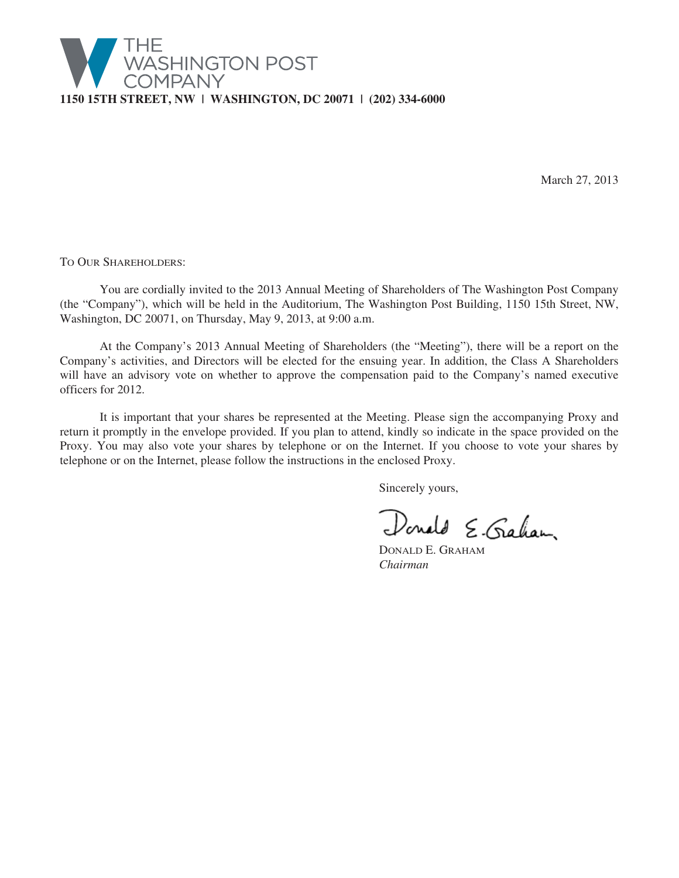THE WASHINGTON POST COMPANY

**1150 15TH STREET, NW | WASHINGTON, DC 20071 | (202) 334-6000**

March 27, 2013

TO OUR SHAREHOLDERS:

You are cordially invited to the 2013 Annual Meeting of Shareholders of The Washington Post Company (the "Company"), which will be held in the Auditorium, The Washington Post Building, 1150 15th Street, NW, Washington, DC 20071, on Thursday, May 9, 2013, at 9:00 a.m.

At the Company's 2013 Annual Meeting of Shareholders (the "Meeting"), there will be a report on the Company's activities, and Directors will be elected for the ensuing year. In addition, the Class A Shareholders will have an advisory vote on whether to approve the compensation paid to the Company's named executive officers for 2012.

It is important that your shares be represented at the Meeting. Please sign the accompanying Proxy and return it promptly in the envelope provided. If you plan to attend, kindly so indicate in the space provided on the Proxy. You may also vote your shares by telephone or on the Internet. If you choose to vote your shares by telephone or on the Internet, please follow the instructions in the enclosed Proxy.

Sincerely yours,

DONALD E. GRAHAM
*Chairman*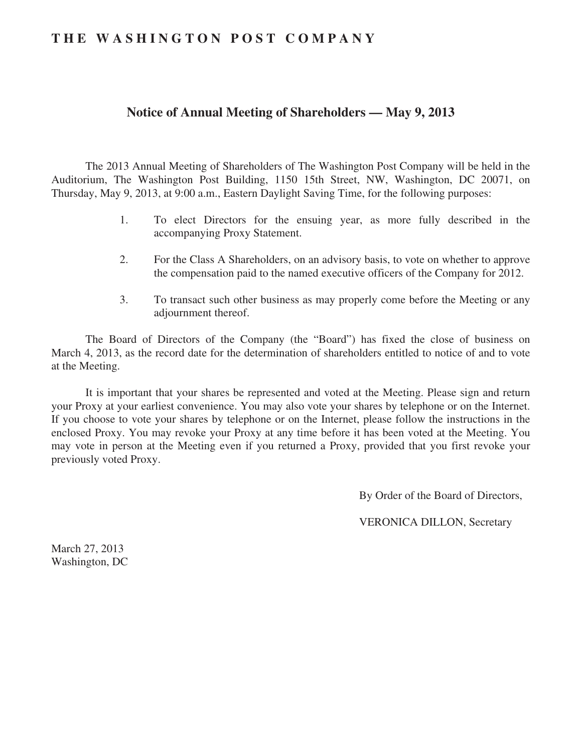# THE WASHINGTON POST COMPANY

## Notice of Annual Meeting of Shareholders — May 9, 2013

The 2013 Annual Meeting of Shareholders of The Washington Post Company will be held in the Auditorium, The Washington Post Building, 1150 15th Street, NW, Washington, DC 20071, on Thursday, May 9, 2013, at 9:00 a.m., Eastern Daylight Saving Time, for the following purposes:

1. To elect Directors for the ensuing year, as more fully described in the accompanying Proxy Statement.
2. For the Class A Shareholders, on an advisory basis, to vote on whether to approve the compensation paid to the named executive officers of the Company for 2012.
3. To transact such other business as may properly come before the Meeting or any adjournment thereof.

The Board of Directors of the Company (the "Board") has fixed the close of business on March 4, 2013, as the record date for the determination of shareholders entitled to notice of and to vote at the Meeting.

It is important that your shares be represented and voted at the Meeting. Please sign and return your Proxy at your earliest convenience. You may also vote your shares by telephone or on the Internet. If you choose to vote your shares by telephone or on the Internet, please follow the instructions in the enclosed Proxy. You may revoke your Proxy at any time before it has been voted at the Meeting. You may vote in person at the Meeting even if you returned a Proxy, provided that you first revoke your previously voted Proxy.

By Order of the Board of Directors,

VERONICA DILLON, Secretary

March 27, 2013
Washington, DC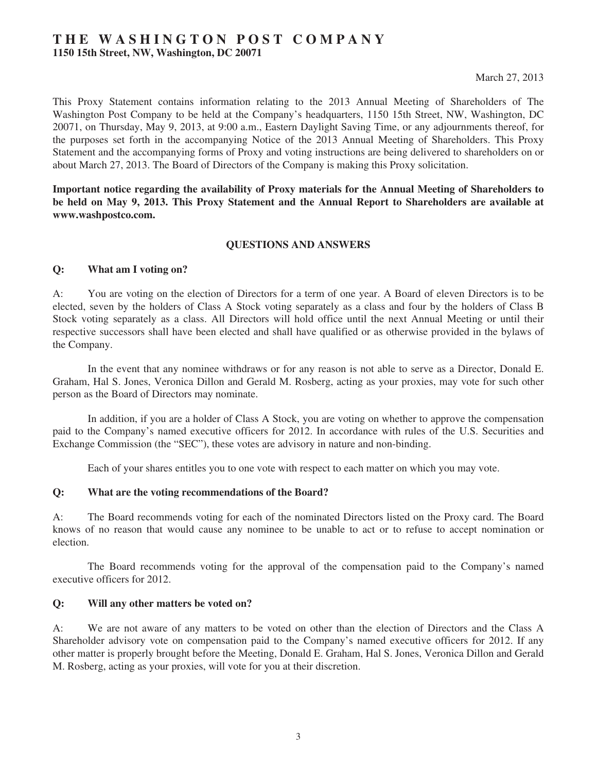# THE WASHINGTON POST COMPANY

**1150 15th Street, NW, Washington, DC 20071**

March 27, 2013

This Proxy Statement contains information relating to the 2013 Annual Meeting of Shareholders of The Washington Post Company to be held at the Company's headquarters, 1150 15th Street, NW, Washington, DC 20071, on Thursday, May 9, 2013, at 9:00 a.m., Eastern Daylight Saving Time, or any adjournments thereof, for the purposes set forth in the accompanying Notice of the 2013 Annual Meeting of Shareholders. This Proxy Statement and the accompanying forms of Proxy and voting instructions are being delivered to shareholders on or about March 27, 2013. The Board of Directors of the Company is making this Proxy solicitation.

**Important notice regarding the availability of Proxy materials for the Annual Meeting of Shareholders to be held on May 9, 2013. This Proxy Statement and the Annual Report to Shareholders are available at www.washpostco.com.**

## QUESTIONS AND ANSWERS

**Q: What am I voting on?**

A: You are voting on the election of Directors for a term of one year. A Board of eleven Directors is to be elected, seven by the holders of Class A Stock voting separately as a class and four by the holders of Class B Stock voting separately as a class. All Directors will hold office until the next Annual Meeting or until their respective successors shall have been elected and shall have qualified or as otherwise provided in the bylaws of the Company.

In the event that any nominee withdraws or for any reason is not able to serve as a Director, Donald E. Graham, Hal S. Jones, Veronica Dillon and Gerald M. Rosberg, acting as your proxies, may vote for such other person as the Board of Directors may nominate.

In addition, if you are a holder of Class A Stock, you are voting on whether to approve the compensation paid to the Company's named executive officers for 2012. In accordance with rules of the U.S. Securities and Exchange Commission (the "SEC"), these votes are advisory in nature and non-binding.

Each of your shares entitles you to one vote with respect to each matter on which you may vote.

**Q: What are the voting recommendations of the Board?**

A: The Board recommends voting for each of the nominated Directors listed on the Proxy card. The Board knows of no reason that would cause any nominee to be unable to act or to refuse to accept nomination or election.

The Board recommends voting for the approval of the compensation paid to the Company's named executive officers for 2012.

**Q: Will any other matters be voted on?**

A: We are not aware of any matters to be voted on other than the election of Directors and the Class A Shareholder advisory vote on compensation paid to the Company's named executive officers for 2012. If any other matter is properly brought before the Meeting, Donald E. Graham, Hal S. Jones, Veronica Dillon and Gerald M. Rosberg, acting as your proxies, will vote for you at their discretion.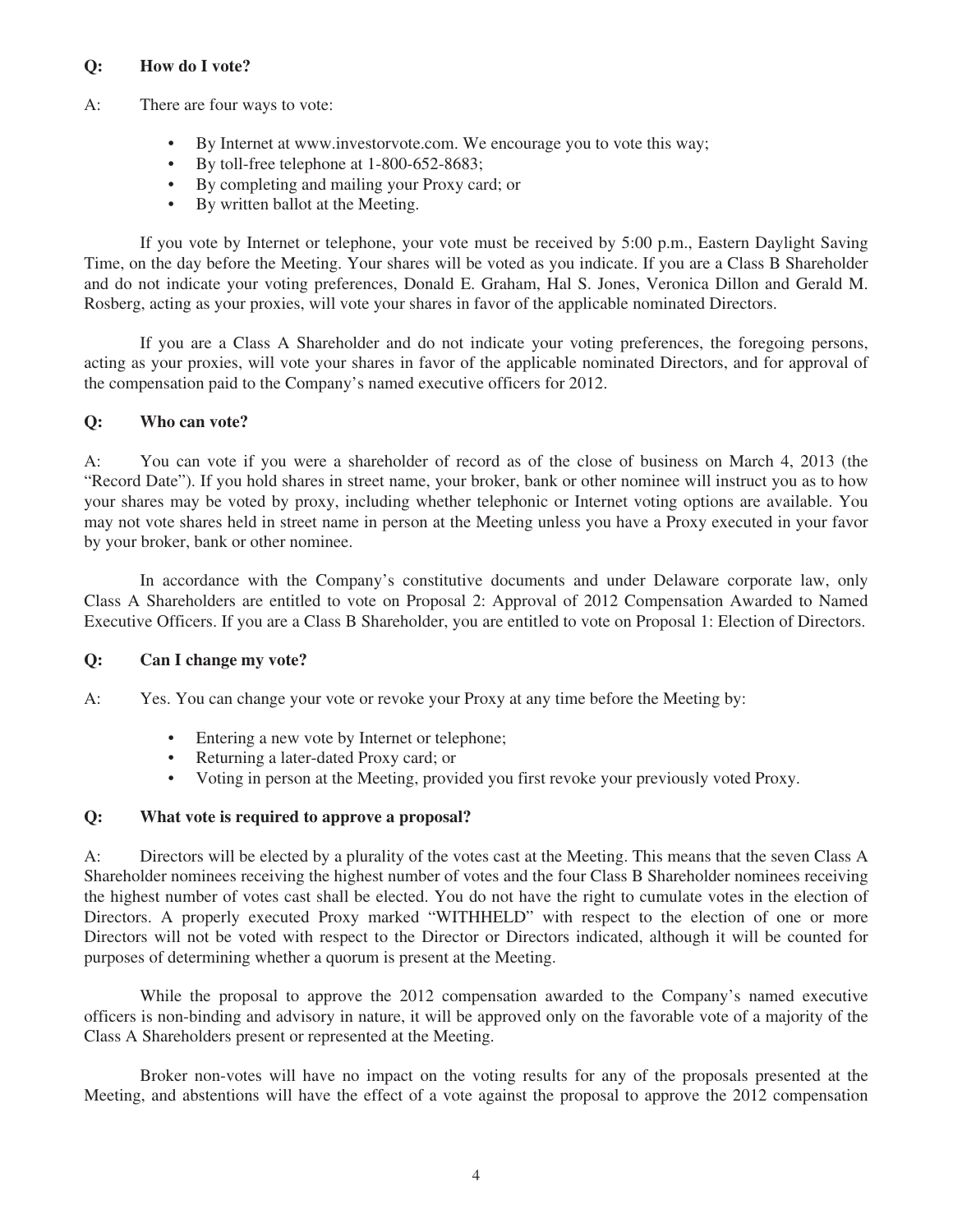**Q: How do I vote?**

A: There are four ways to vote:

- By Internet at www.investorvote.com. We encourage you to vote this way;
- By toll-free telephone at 1-800-652-8683;
- By completing and mailing your Proxy card; or
- By written ballot at the Meeting.

If you vote by Internet or telephone, your vote must be received by 5:00 p.m., Eastern Daylight Saving Time, on the day before the Meeting. Your shares will be voted as you indicate. If you are a Class B Shareholder and do not indicate your voting preferences, Donald E. Graham, Hal S. Jones, Veronica Dillon and Gerald M. Rosberg, acting as your proxies, will vote your shares in favor of the applicable nominated Directors.

If you are a Class A Shareholder and do not indicate your voting preferences, the foregoing persons, acting as your proxies, will vote your shares in favor of the applicable nominated Directors, and for approval of the compensation paid to the Company's named executive officers for 2012.

**Q: Who can vote?**

A: You can vote if you were a shareholder of record as of the close of business on March 4, 2013 (the "Record Date"). If you hold shares in street name, your broker, bank or other nominee will instruct you as to how your shares may be voted by proxy, including whether telephonic or Internet voting options are available. You may not vote shares held in street name in person at the Meeting unless you have a Proxy executed in your favor by your broker, bank or other nominee.

In accordance with the Company's constitutive documents and under Delaware corporate law, only Class A Shareholders are entitled to vote on Proposal 2: Approval of 2012 Compensation Awarded to Named Executive Officers. If you are a Class B Shareholder, you are entitled to vote on Proposal 1: Election of Directors.

**Q: Can I change my vote?**

A: Yes. You can change your vote or revoke your Proxy at any time before the Meeting by:

- Entering a new vote by Internet or telephone;
- Returning a later-dated Proxy card; or
- Voting in person at the Meeting, provided you first revoke your previously voted Proxy.

**Q: What vote is required to approve a proposal?**

A: Directors will be elected by a plurality of the votes cast at the Meeting. This means that the seven Class A Shareholder nominees receiving the highest number of votes and the four Class B Shareholder nominees receiving the highest number of votes cast shall be elected. You do not have the right to cumulate votes in the election of Directors. A properly executed Proxy marked "WITHHELD" with respect to the election of one or more Directors will not be voted with respect to the Director or Directors indicated, although it will be counted for purposes of determining whether a quorum is present at the Meeting.

While the proposal to approve the 2012 compensation awarded to the Company's named executive officers is non-binding and advisory in nature, it will be approved only on the favorable vote of a majority of the Class A Shareholders present or represented at the Meeting.

Broker non-votes will have no impact on the voting results for any of the proposals presented at the Meeting, and abstentions will have the effect of a vote against the proposal to approve the 2012 compensation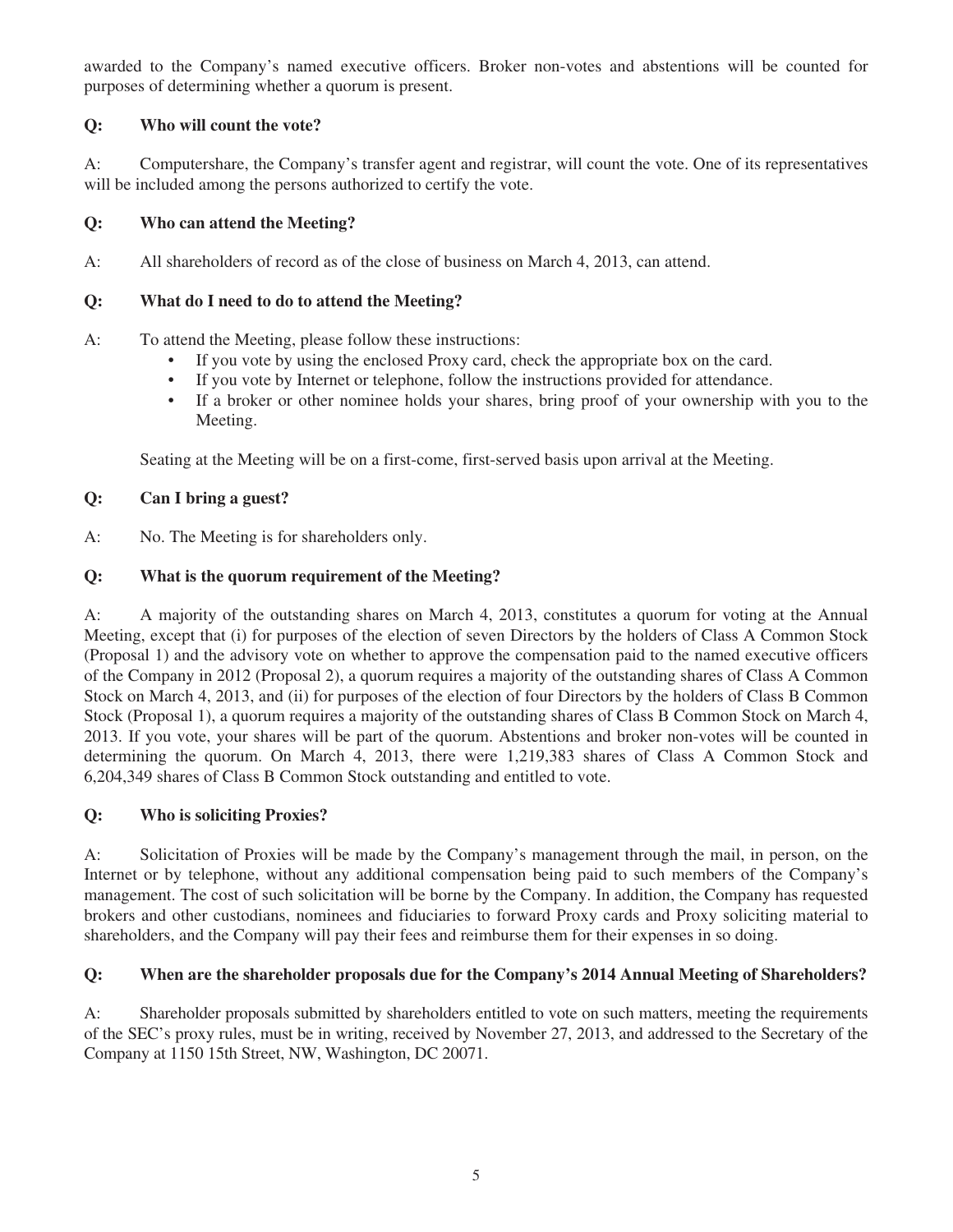awarded to the Company's named executive officers. Broker non-votes and abstentions will be counted for purposes of determining whether a quorum is present.

**Q: Who will count the vote?**

A: Computershare, the Company's transfer agent and registrar, will count the vote. One of its representatives will be included among the persons authorized to certify the vote.

**Q: Who can attend the Meeting?**

A: All shareholders of record as of the close of business on March 4, 2013, can attend.

**Q: What do I need to do to attend the Meeting?**

A: To attend the Meeting, please follow these instructions:

- If you vote by using the enclosed Proxy card, check the appropriate box on the card.
- If you vote by Internet or telephone, follow the instructions provided for attendance.
- If a broker or other nominee holds your shares, bring proof of your ownership with you to the Meeting.

Seating at the Meeting will be on a first-come, first-served basis upon arrival at the Meeting.

**Q: Can I bring a guest?**

A: No. The Meeting is for shareholders only.

**Q: What is the quorum requirement of the Meeting?**

A: A majority of the outstanding shares on March 4, 2013, constitutes a quorum for voting at the Annual Meeting, except that (i) for purposes of the election of seven Directors by the holders of Class A Common Stock (Proposal 1) and the advisory vote on whether to approve the compensation paid to the named executive officers of the Company in 2012 (Proposal 2), a quorum requires a majority of the outstanding shares of Class A Common Stock on March 4, 2013, and (ii) for purposes of the election of four Directors by the holders of Class B Common Stock (Proposal 1), a quorum requires a majority of the outstanding shares of Class B Common Stock on March 4, 2013. If you vote, your shares will be part of the quorum. Abstentions and broker non-votes will be counted in determining the quorum. On March 4, 2013, there were 1,219,383 shares of Class A Common Stock and 6,204,349 shares of Class B Common Stock outstanding and entitled to vote.

**Q: Who is soliciting Proxies?**

A: Solicitation of Proxies will be made by the Company's management through the mail, in person, on the Internet or by telephone, without any additional compensation being paid to such members of the Company's management. The cost of such solicitation will be borne by the Company. In addition, the Company has requested brokers and other custodians, nominees and fiduciaries to forward Proxy cards and Proxy soliciting material to shareholders, and the Company will pay their fees and reimburse them for their expenses in so doing.

**Q: When are the shareholder proposals due for the Company's 2014 Annual Meeting of Shareholders?**

A: Shareholder proposals submitted by shareholders entitled to vote on such matters, meeting the requirements of the SEC's proxy rules, must be in writing, received by November 27, 2013, and addressed to the Secretary of the Company at 1150 15th Street, NW, Washington, DC 20071.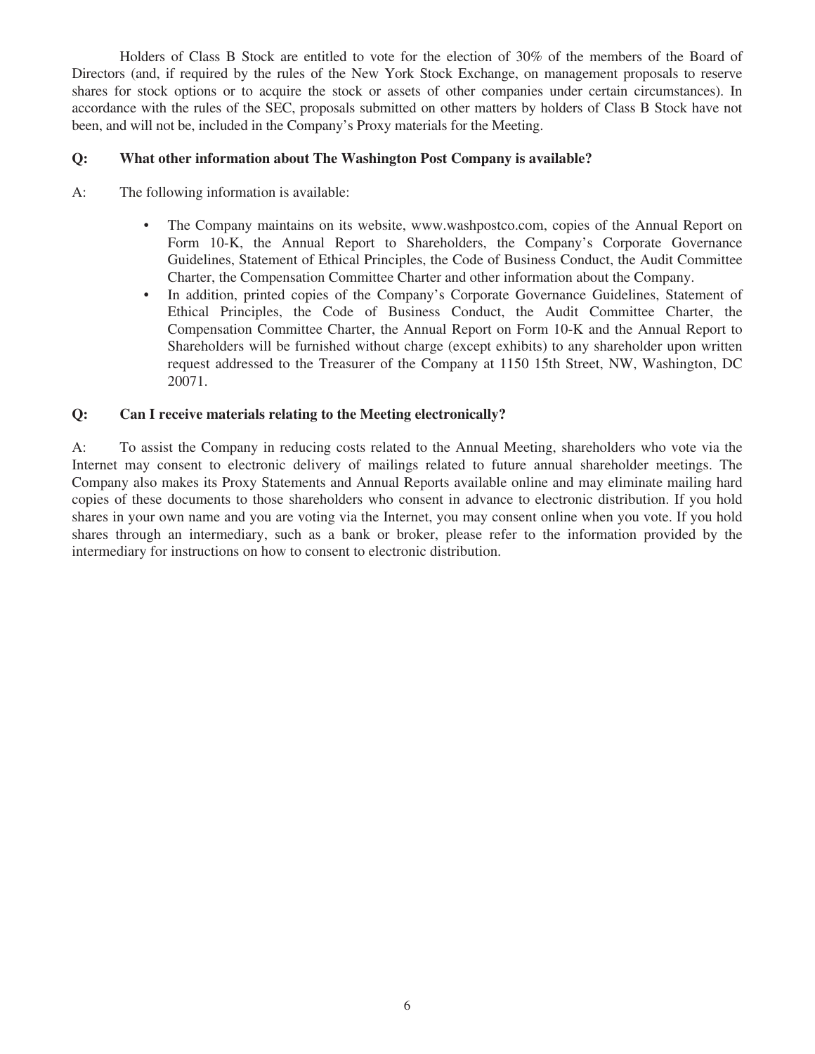Holders of Class B Stock are entitled to vote for the election of 30% of the members of the Board of Directors (and, if required by the rules of the New York Stock Exchange, on management proposals to reserve shares for stock options or to acquire the stock or assets of other companies under certain circumstances). In accordance with the rules of the SEC, proposals submitted on other matters by holders of Class B Stock have not been, and will not be, included in the Company's Proxy materials for the Meeting.

**Q: What other information about The Washington Post Company is available?**

A: The following information is available:

- The Company maintains on its website, www.washpostco.com, copies of the Annual Report on Form 10-K, the Annual Report to Shareholders, the Company's Corporate Governance Guidelines, Statement of Ethical Principles, the Code of Business Conduct, the Audit Committee Charter, the Compensation Committee Charter and other information about the Company.
- In addition, printed copies of the Company's Corporate Governance Guidelines, Statement of Ethical Principles, the Code of Business Conduct, the Audit Committee Charter, the Compensation Committee Charter, the Annual Report on Form 10-K and the Annual Report to Shareholders will be furnished without charge (except exhibits) to any shareholder upon written request addressed to the Treasurer of the Company at 1150 15th Street, NW, Washington, DC 20071.

**Q: Can I receive materials relating to the Meeting electronically?**

A: To assist the Company in reducing costs related to the Annual Meeting, shareholders who vote via the Internet may consent to electronic delivery of mailings related to future annual shareholder meetings. The Company also makes its Proxy Statements and Annual Reports available online and may eliminate mailing hard copies of these documents to those shareholders who consent in advance to electronic distribution. If you hold shares in your own name and you are voting via the Internet, you may consent online when you vote. If you hold shares through an intermediary, such as a bank or broker, please refer to the information provided by the intermediary for instructions on how to consent to electronic distribution.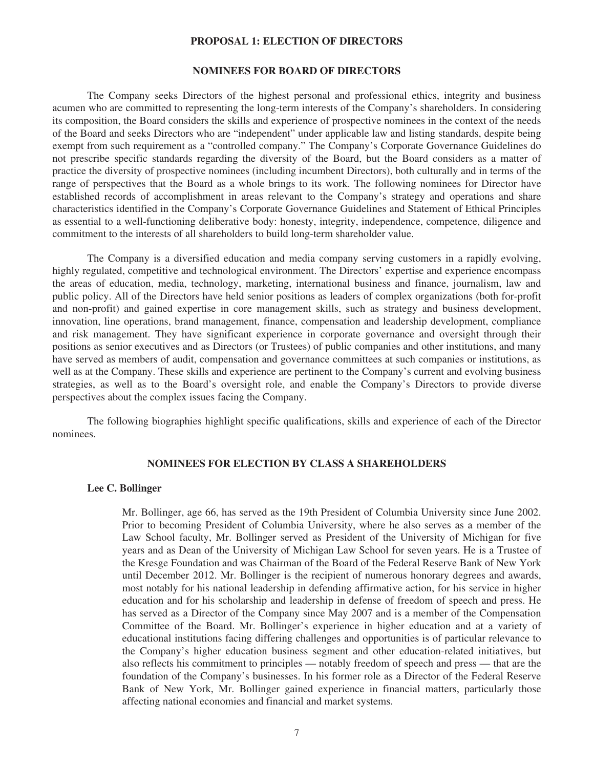## PROPOSAL 1: ELECTION OF DIRECTORS

### NOMINEES FOR BOARD OF DIRECTORS

The Company seeks Directors of the highest personal and professional ethics, integrity and business acumen who are committed to representing the long-term interests of the Company's shareholders. In considering its composition, the Board considers the skills and experience of prospective nominees in the context of the needs of the Board and seeks Directors who are "independent" under applicable law and listing standards, despite being exempt from such requirement as a "controlled company." The Company's Corporate Governance Guidelines do not prescribe specific standards regarding the diversity of the Board, but the Board considers as a matter of practice the diversity of prospective nominees (including incumbent Directors), both culturally and in terms of the range of perspectives that the Board as a whole brings to its work. The following nominees for Director have established records of accomplishment in areas relevant to the Company's strategy and operations and share characteristics identified in the Company's Corporate Governance Guidelines and Statement of Ethical Principles as essential to a well-functioning deliberative body: honesty, integrity, independence, competence, diligence and commitment to the interests of all shareholders to build long-term shareholder value.

The Company is a diversified education and media company serving customers in a rapidly evolving, highly regulated, competitive and technological environment. The Directors' expertise and experience encompass the areas of education, media, technology, marketing, international business and finance, journalism, law and public policy. All of the Directors have held senior positions as leaders of complex organizations (both for-profit and non-profit) and gained expertise in core management skills, such as strategy and business development, innovation, line operations, brand management, finance, compensation and leadership development, compliance and risk management. They have significant experience in corporate governance and oversight through their positions as senior executives and as Directors (or Trustees) of public companies and other institutions, and many have served as members of audit, compensation and governance committees at such companies or institutions, as well as at the Company. These skills and experience are pertinent to the Company's current and evolving business strategies, as well as to the Board's oversight role, and enable the Company's Directors to provide diverse perspectives about the complex issues facing the Company.

The following biographies highlight specific qualifications, skills and experience of each of the Director nominees.

### NOMINEES FOR ELECTION BY CLASS A SHAREHOLDERS

**Lee C. Bollinger**

Mr. Bollinger, age 66, has served as the 19th President of Columbia University since June 2002. Prior to becoming President of Columbia University, where he also serves as a member of the Law School faculty, Mr. Bollinger served as President of the University of Michigan for five years and as Dean of the University of Michigan Law School for seven years. He is a Trustee of the Kresge Foundation and was Chairman of the Board of the Federal Reserve Bank of New York until December 2012. Mr. Bollinger is the recipient of numerous honorary degrees and awards, most notably for his national leadership in defending affirmative action, for his service in higher education and for his scholarship and leadership in defense of freedom of speech and press. He has served as a Director of the Company since May 2007 and is a member of the Compensation Committee of the Board. Mr. Bollinger's experience in higher education and at a variety of educational institutions facing differing challenges and opportunities is of particular relevance to the Company's higher education business segment and other education-related initiatives, but also reflects his commitment to principles — notably freedom of speech and press — that are the foundation of the Company's businesses. In his former role as a Director of the Federal Reserve Bank of New York, Mr. Bollinger gained experience in financial matters, particularly those affecting national economies and financial and market systems.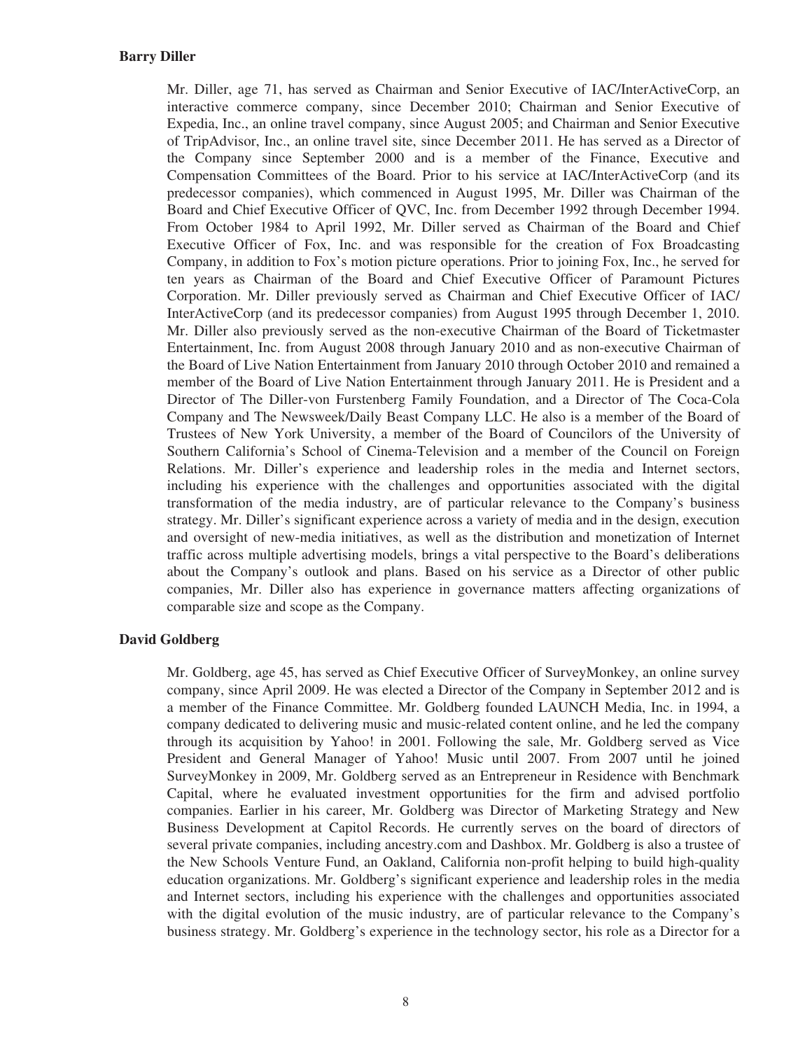**Barry Diller**

Mr. Diller, age 71, has served as Chairman and Senior Executive of IAC/InterActiveCorp, an interactive commerce company, since December 2010; Chairman and Senior Executive of Expedia, Inc., an online travel company, since August 2005; and Chairman and Senior Executive of TripAdvisor, Inc., an online travel site, since December 2011. He has served as a Director of the Company since September 2000 and is a member of the Finance, Executive and Compensation Committees of the Board. Prior to his service at IAC/InterActiveCorp (and its predecessor companies), which commenced in August 1995, Mr. Diller was Chairman of the Board and Chief Executive Officer of QVC, Inc. from December 1992 through December 1994. From October 1984 to April 1992, Mr. Diller served as Chairman of the Board and Chief Executive Officer of Fox, Inc. and was responsible for the creation of Fox Broadcasting Company, in addition to Fox's motion picture operations. Prior to joining Fox, Inc., he served for ten years as Chairman of the Board and Chief Executive Officer of Paramount Pictures Corporation. Mr. Diller previously served as Chairman and Chief Executive Officer of IAC/ InterActiveCorp (and its predecessor companies) from August 1995 through December 1, 2010. Mr. Diller also previously served as the non-executive Chairman of the Board of Ticketmaster Entertainment, Inc. from August 2008 through January 2010 and as non-executive Chairman of the Board of Live Nation Entertainment from January 2010 through October 2010 and remained a member of the Board of Live Nation Entertainment through January 2011. He is President and a Director of The Diller-von Furstenberg Family Foundation, and a Director of The Coca-Cola Company and The Newsweek/Daily Beast Company LLC. He also is a member of the Board of Trustees of New York University, a member of the Board of Councilors of the University of Southern California's School of Cinema-Television and a member of the Council on Foreign Relations. Mr. Diller's experience and leadership roles in the media and Internet sectors, including his experience with the challenges and opportunities associated with the digital transformation of the media industry, are of particular relevance to the Company's business strategy. Mr. Diller's significant experience across a variety of media and in the design, execution and oversight of new-media initiatives, as well as the distribution and monetization of Internet traffic across multiple advertising models, brings a vital perspective to the Board's deliberations about the Company's outlook and plans. Based on his service as a Director of other public companies, Mr. Diller also has experience in governance matters affecting organizations of comparable size and scope as the Company.

**David Goldberg**

Mr. Goldberg, age 45, has served as Chief Executive Officer of SurveyMonkey, an online survey company, since April 2009. He was elected a Director of the Company in September 2012 and is a member of the Finance Committee. Mr. Goldberg founded LAUNCH Media, Inc. in 1994, a company dedicated to delivering music and music-related content online, and he led the company through its acquisition by Yahoo! in 2001. Following the sale, Mr. Goldberg served as Vice President and General Manager of Yahoo! Music until 2007. From 2007 until he joined SurveyMonkey in 2009, Mr. Goldberg served as an Entrepreneur in Residence with Benchmark Capital, where he evaluated investment opportunities for the firm and advised portfolio companies. Earlier in his career, Mr. Goldberg was Director of Marketing Strategy and New Business Development at Capitol Records. He currently serves on the board of directors of several private companies, including ancestry.com and Dashbox. Mr. Goldberg is also a trustee of the New Schools Venture Fund, an Oakland, California non-profit helping to build high-quality education organizations. Mr. Goldberg's significant experience and leadership roles in the media and Internet sectors, including his experience with the challenges and opportunities associated with the digital evolution of the music industry, are of particular relevance to the Company's business strategy. Mr. Goldberg's experience in the technology sector, his role as a Director for a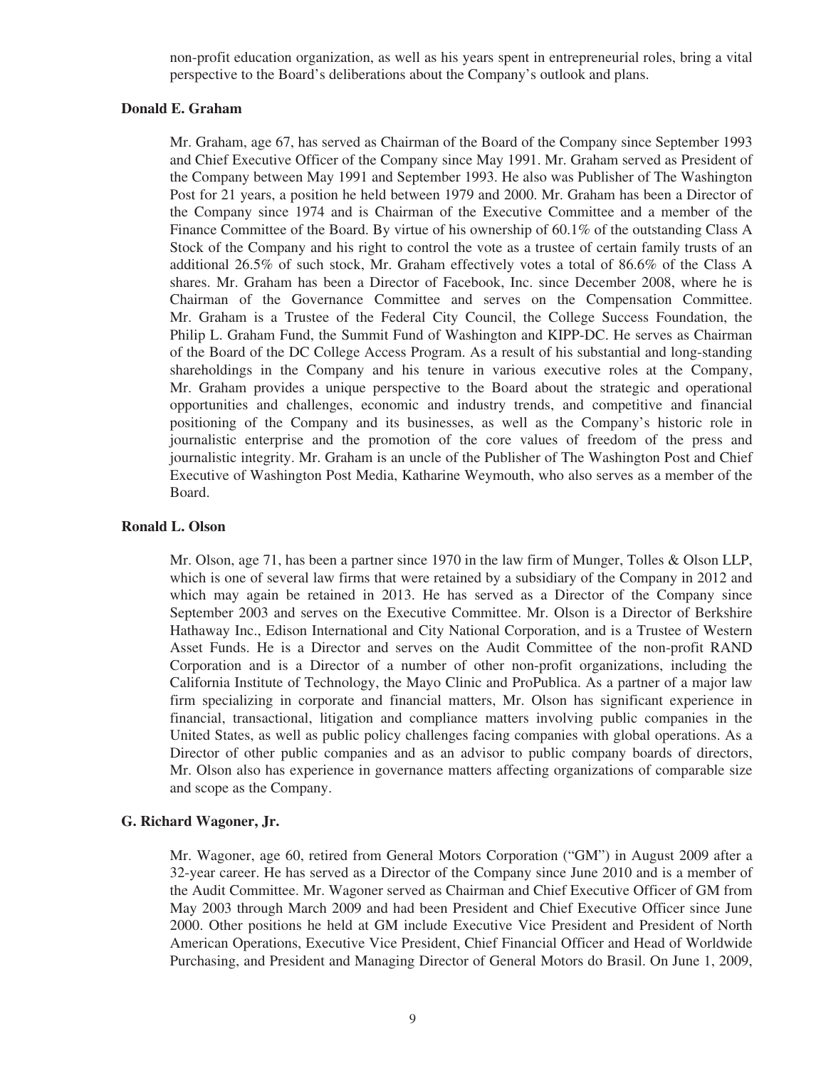non-profit education organization, as well as his years spent in entrepreneurial roles, bring a vital perspective to the Board's deliberations about the Company's outlook and plans.

**Donald E. Graham**

Mr. Graham, age 67, has served as Chairman of the Board of the Company since September 1993 and Chief Executive Officer of the Company since May 1991. Mr. Graham served as President of the Company between May 1991 and September 1993. He also was Publisher of The Washington Post for 21 years, a position he held between 1979 and 2000. Mr. Graham has been a Director of the Company since 1974 and is Chairman of the Executive Committee and a member of the Finance Committee of the Board. By virtue of his ownership of 60.1% of the outstanding Class A Stock of the Company and his right to control the vote as a trustee of certain family trusts of an additional 26.5% of such stock, Mr. Graham effectively votes a total of 86.6% of the Class A shares. Mr. Graham has been a Director of Facebook, Inc. since December 2008, where he is Chairman of the Governance Committee and serves on the Compensation Committee. Mr. Graham is a Trustee of the Federal City Council, the College Success Foundation, the Philip L. Graham Fund, the Summit Fund of Washington and KIPP-DC. He serves as Chairman of the Board of the DC College Access Program. As a result of his substantial and long-standing shareholdings in the Company and his tenure in various executive roles at the Company, Mr. Graham provides a unique perspective to the Board about the strategic and operational opportunities and challenges, economic and industry trends, and competitive and financial positioning of the Company and its businesses, as well as the Company's historic role in journalistic enterprise and the promotion of the core values of freedom of the press and journalistic integrity. Mr. Graham is an uncle of the Publisher of The Washington Post and Chief Executive of Washington Post Media, Katharine Weymouth, who also serves as a member of the Board.

**Ronald L. Olson**

Mr. Olson, age 71, has been a partner since 1970 in the law firm of Munger, Tolles & Olson LLP, which is one of several law firms that were retained by a subsidiary of the Company in 2012 and which may again be retained in 2013. He has served as a Director of the Company since September 2003 and serves on the Executive Committee. Mr. Olson is a Director of Berkshire Hathaway Inc., Edison International and City National Corporation, and is a Trustee of Western Asset Funds. He is a Director and serves on the Audit Committee of the non-profit RAND Corporation and is a Director of a number of other non-profit organizations, including the California Institute of Technology, the Mayo Clinic and ProPublica. As a partner of a major law firm specializing in corporate and financial matters, Mr. Olson has significant experience in financial, transactional, litigation and compliance matters involving public companies in the United States, as well as public policy challenges facing companies with global operations. As a Director of other public companies and as an advisor to public company boards of directors, Mr. Olson also has experience in governance matters affecting organizations of comparable size and scope as the Company.

**G. Richard Wagoner, Jr.**

Mr. Wagoner, age 60, retired from General Motors Corporation ("GM") in August 2009 after a 32-year career. He has served as a Director of the Company since June 2010 and is a member of the Audit Committee. Mr. Wagoner served as Chairman and Chief Executive Officer of GM from May 2003 through March 2009 and had been President and Chief Executive Officer since June 2000. Other positions he held at GM include Executive Vice President and President of North American Operations, Executive Vice President, Chief Financial Officer and Head of Worldwide Purchasing, and President and Managing Director of General Motors do Brasil. On June 1, 2009,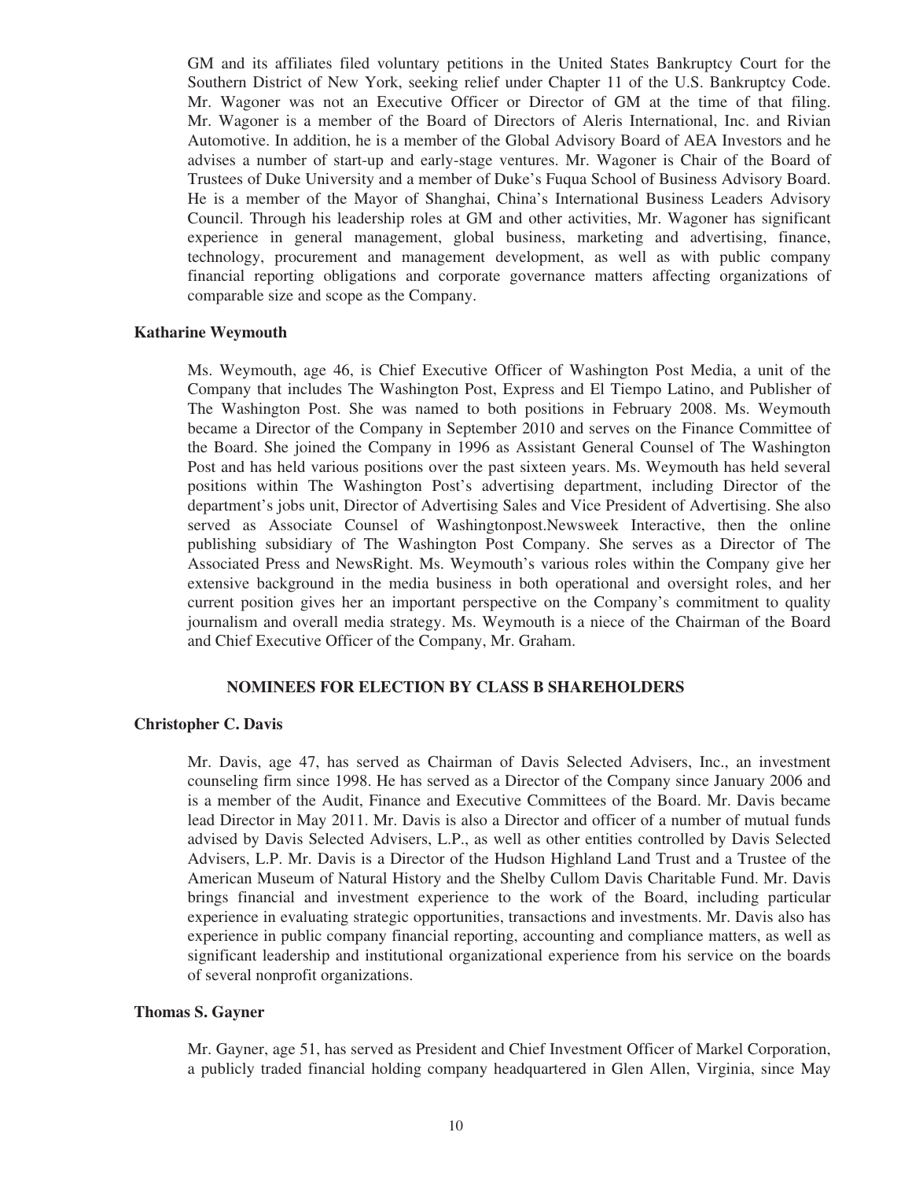GM and its affiliates filed voluntary petitions in the United States Bankruptcy Court for the Southern District of New York, seeking relief under Chapter 11 of the U.S. Bankruptcy Code. Mr. Wagoner was not an Executive Officer or Director of GM at the time of that filing. Mr. Wagoner is a member of the Board of Directors of Aleris International, Inc. and Rivian Automotive. In addition, he is a member of the Global Advisory Board of AEA Investors and he advises a number of start-up and early-stage ventures. Mr. Wagoner is Chair of the Board of Trustees of Duke University and a member of Duke's Fuqua School of Business Advisory Board. He is a member of the Mayor of Shanghai, China's International Business Leaders Advisory Council. Through his leadership roles at GM and other activities, Mr. Wagoner has significant experience in general management, global business, marketing and advertising, finance, technology, procurement and management development, as well as with public company financial reporting obligations and corporate governance matters affecting organizations of comparable size and scope as the Company.

**Katharine Weymouth**

Ms. Weymouth, age 46, is Chief Executive Officer of Washington Post Media, a unit of the Company that includes The Washington Post, Express and El Tiempo Latino, and Publisher of The Washington Post. She was named to both positions in February 2008. Ms. Weymouth became a Director of the Company in September 2010 and serves on the Finance Committee of the Board. She joined the Company in 1996 as Assistant General Counsel of The Washington Post and has held various positions over the past sixteen years. Ms. Weymouth has held several positions within The Washington Post's advertising department, including Director of the department's jobs unit, Director of Advertising Sales and Vice President of Advertising. She also served as Associate Counsel of Washingtonpost.Newsweek Interactive, then the online publishing subsidiary of The Washington Post Company. She serves as a Director of The Associated Press and NewsRight. Ms. Weymouth's various roles within the Company give her extensive background in the media business in both operational and oversight roles, and her current position gives her an important perspective on the Company's commitment to quality journalism and overall media strategy. Ms. Weymouth is a niece of the Chairman of the Board and Chief Executive Officer of the Company, Mr. Graham.

## NOMINEES FOR ELECTION BY CLASS B SHAREHOLDERS

**Christopher C. Davis**

Mr. Davis, age 47, has served as Chairman of Davis Selected Advisers, Inc., an investment counseling firm since 1998. He has served as a Director of the Company since January 2006 and is a member of the Audit, Finance and Executive Committees of the Board. Mr. Davis became lead Director in May 2011. Mr. Davis is also a Director and officer of a number of mutual funds advised by Davis Selected Advisers, L.P., as well as other entities controlled by Davis Selected Advisers, L.P. Mr. Davis is a Director of the Hudson Highland Land Trust and a Trustee of the American Museum of Natural History and the Shelby Cullom Davis Charitable Fund. Mr. Davis brings financial and investment experience to the work of the Board, including particular experience in evaluating strategic opportunities, transactions and investments. Mr. Davis also has experience in public company financial reporting, accounting and compliance matters, as well as significant leadership and institutional organizational experience from his service on the boards of several nonprofit organizations.

**Thomas S. Gayner**

Mr. Gayner, age 51, has served as President and Chief Investment Officer of Markel Corporation, a publicly traded financial holding company headquartered in Glen Allen, Virginia, since May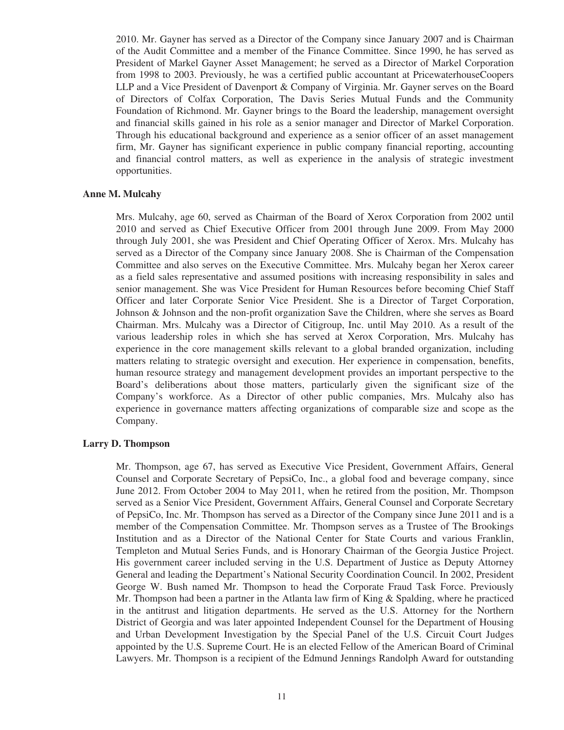2010. Mr. Gayner has served as a Director of the Company since January 2007 and is Chairman of the Audit Committee and a member of the Finance Committee. Since 1990, he has served as President of Markel Gayner Asset Management; he served as a Director of Markel Corporation from 1998 to 2003. Previously, he was a certified public accountant at PricewaterhouseCoopers LLP and a Vice President of Davenport & Company of Virginia. Mr. Gayner serves on the Board of Directors of Colfax Corporation, The Davis Series Mutual Funds and the Community Foundation of Richmond. Mr. Gayner brings to the Board the leadership, management oversight and financial skills gained in his role as a senior manager and Director of Markel Corporation. Through his educational background and experience as a senior officer of an asset management firm, Mr. Gayner has significant experience in public company financial reporting, accounting and financial control matters, as well as experience in the analysis of strategic investment opportunities.

**Anne M. Mulcahy**

Mrs. Mulcahy, age 60, served as Chairman of the Board of Xerox Corporation from 2002 until 2010 and served as Chief Executive Officer from 2001 through June 2009. From May 2000 through July 2001, she was President and Chief Operating Officer of Xerox. Mrs. Mulcahy has served as a Director of the Company since January 2008. She is Chairman of the Compensation Committee and also serves on the Executive Committee. Mrs. Mulcahy began her Xerox career as a field sales representative and assumed positions with increasing responsibility in sales and senior management. She was Vice President for Human Resources before becoming Chief Staff Officer and later Corporate Senior Vice President. She is a Director of Target Corporation, Johnson & Johnson and the non-profit organization Save the Children, where she serves as Board Chairman. Mrs. Mulcahy was a Director of Citigroup, Inc. until May 2010. As a result of the various leadership roles in which she has served at Xerox Corporation, Mrs. Mulcahy has experience in the core management skills relevant to a global branded organization, including matters relating to strategic oversight and execution. Her experience in compensation, benefits, human resource strategy and management development provides an important perspective to the Board's deliberations about those matters, particularly given the significant size of the Company's workforce. As a Director of other public companies, Mrs. Mulcahy also has experience in governance matters affecting organizations of comparable size and scope as the Company.

**Larry D. Thompson**

Mr. Thompson, age 67, has served as Executive Vice President, Government Affairs, General Counsel and Corporate Secretary of PepsiCo, Inc., a global food and beverage company, since June 2012. From October 2004 to May 2011, when he retired from the position, Mr. Thompson served as a Senior Vice President, Government Affairs, General Counsel and Corporate Secretary of PepsiCo, Inc. Mr. Thompson has served as a Director of the Company since June 2011 and is a member of the Compensation Committee. Mr. Thompson serves as a Trustee of The Brookings Institution and as a Director of the National Center for State Courts and various Franklin, Templeton and Mutual Series Funds, and is Honorary Chairman of the Georgia Justice Project. His government career included serving in the U.S. Department of Justice as Deputy Attorney General and leading the Department's National Security Coordination Council. In 2002, President George W. Bush named Mr. Thompson to head the Corporate Fraud Task Force. Previously Mr. Thompson had been a partner in the Atlanta law firm of King & Spalding, where he practiced in the antitrust and litigation departments. He served as the U.S. Attorney for the Northern District of Georgia and was later appointed Independent Counsel for the Department of Housing and Urban Development Investigation by the Special Panel of the U.S. Circuit Court Judges appointed by the U.S. Supreme Court. He is an elected Fellow of the American Board of Criminal Lawyers. Mr. Thompson is a recipient of the Edmund Jennings Randolph Award for outstanding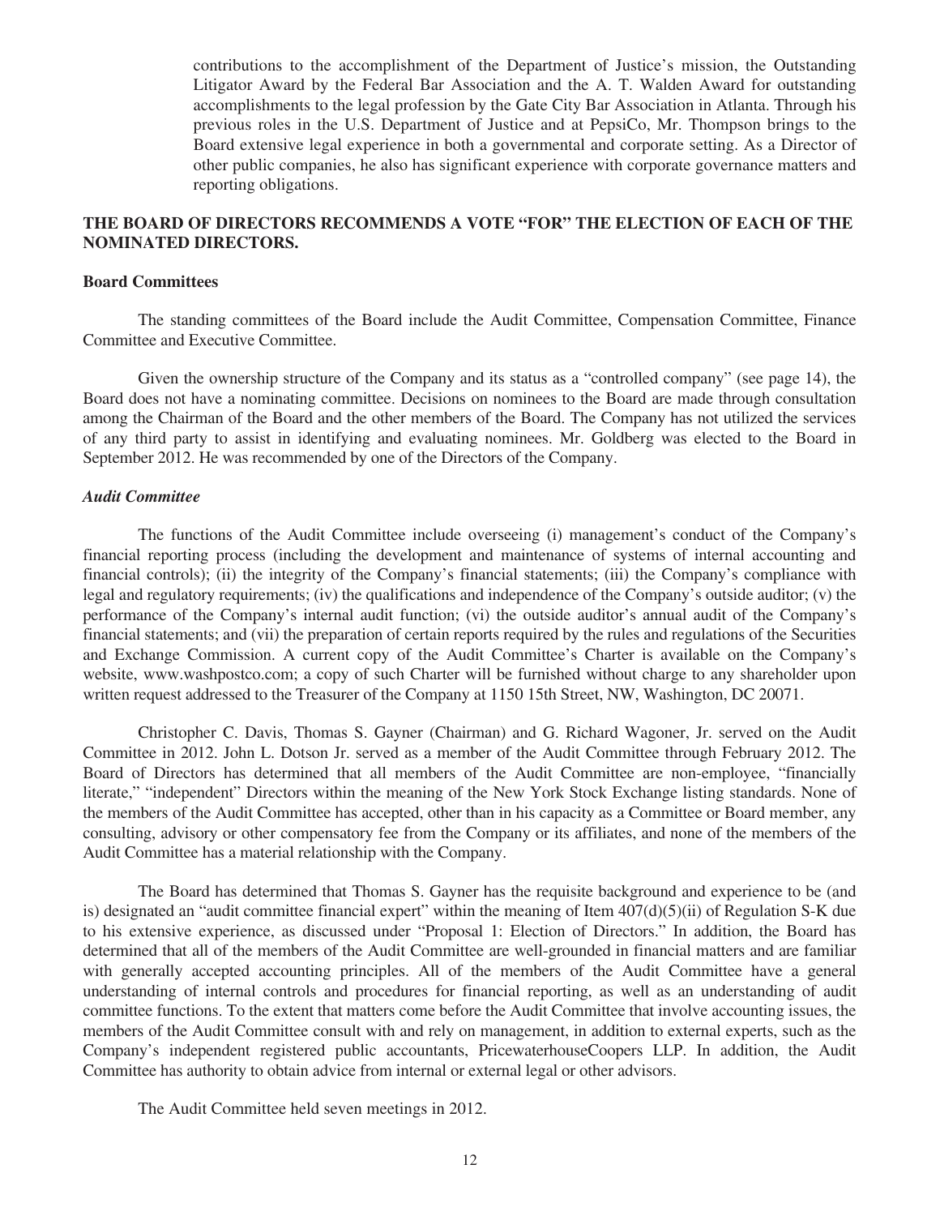contributions to the accomplishment of the Department of Justice's mission, the Outstanding Litigator Award by the Federal Bar Association and the A. T. Walden Award for outstanding accomplishments to the legal profession by the Gate City Bar Association in Atlanta. Through his previous roles in the U.S. Department of Justice and at PepsiCo, Mr. Thompson brings to the Board extensive legal experience in both a governmental and corporate setting. As a Director of other public companies, he also has significant experience with corporate governance matters and reporting obligations.

**THE BOARD OF DIRECTORS RECOMMENDS A VOTE "FOR" THE ELECTION OF EACH OF THE NOMINATED DIRECTORS.**

## Board Committees

The standing committees of the Board include the Audit Committee, Compensation Committee, Finance Committee and Executive Committee.

Given the ownership structure of the Company and its status as a "controlled company" (see page 14), the Board does not have a nominating committee. Decisions on nominees to the Board are made through consultation among the Chairman of the Board and the other members of the Board. The Company has not utilized the services of any third party to assist in identifying and evaluating nominees. Mr. Goldberg was elected to the Board in September 2012. He was recommended by one of the Directors of the Company.

### *Audit Committee*

The functions of the Audit Committee include overseeing (i) management's conduct of the Company's financial reporting process (including the development and maintenance of systems of internal accounting and financial controls); (ii) the integrity of the Company's financial statements; (iii) the Company's compliance with legal and regulatory requirements; (iv) the qualifications and independence of the Company's outside auditor; (v) the performance of the Company's internal audit function; (vi) the outside auditor's annual audit of the Company's financial statements; and (vii) the preparation of certain reports required by the rules and regulations of the Securities and Exchange Commission. A current copy of the Audit Committee's Charter is available on the Company's website, www.washpostco.com; a copy of such Charter will be furnished without charge to any shareholder upon written request addressed to the Treasurer of the Company at 1150 15th Street, NW, Washington, DC 20071.

Christopher C. Davis, Thomas S. Gayner (Chairman) and G. Richard Wagoner, Jr. served on the Audit Committee in 2012. John L. Dotson Jr. served as a member of the Audit Committee through February 2012. The Board of Directors has determined that all members of the Audit Committee are non-employee, "financially literate," "independent" Directors within the meaning of the New York Stock Exchange listing standards. None of the members of the Audit Committee has accepted, other than in his capacity as a Committee or Board member, any consulting, advisory or other compensatory fee from the Company or its affiliates, and none of the members of the Audit Committee has a material relationship with the Company.

The Board has determined that Thomas S. Gayner has the requisite background and experience to be (and is) designated an "audit committee financial expert" within the meaning of Item 407(d)(5)(ii) of Regulation S-K due to his extensive experience, as discussed under "Proposal 1: Election of Directors." In addition, the Board has determined that all of the members of the Audit Committee are well-grounded in financial matters and are familiar with generally accepted accounting principles. All of the members of the Audit Committee have a general understanding of internal controls and procedures for financial reporting, as well as an understanding of audit committee functions. To the extent that matters come before the Audit Committee that involve accounting issues, the members of the Audit Committee consult with and rely on management, in addition to external experts, such as the Company's independent registered public accountants, PricewaterhouseCoopers LLP. In addition, the Audit Committee has authority to obtain advice from internal or external legal or other advisors.

The Audit Committee held seven meetings in 2012.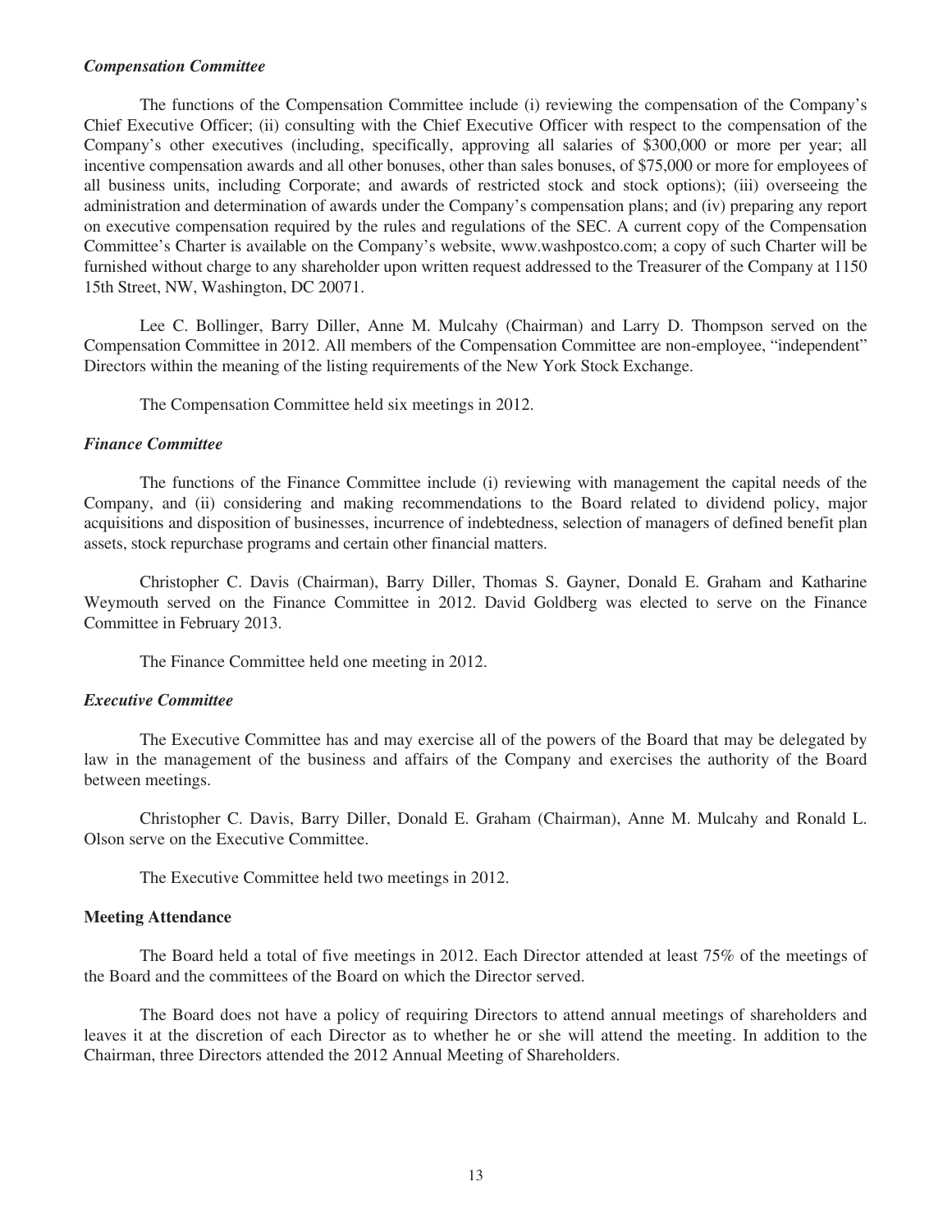### *Compensation Committee*

The functions of the Compensation Committee include (i) reviewing the compensation of the Company's Chief Executive Officer; (ii) consulting with the Chief Executive Officer with respect to the compensation of the Company's other executives (including, specifically, approving all salaries of $300,000 or more per year; all incentive compensation awards and all other bonuses, other than sales bonuses, of $75,000 or more for employees of all business units, including Corporate; and awards of restricted stock and stock options); (iii) overseeing the administration and determination of awards under the Company's compensation plans; and (iv) preparing any report on executive compensation required by the rules and regulations of the SEC. A current copy of the Compensation Committee's Charter is available on the Company's website, www.washpostco.com; a copy of such Charter will be furnished without charge to any shareholder upon written request addressed to the Treasurer of the Company at 1150 15th Street, NW, Washington, DC 20071.

Lee C. Bollinger, Barry Diller, Anne M. Mulcahy (Chairman) and Larry D. Thompson served on the Compensation Committee in 2012. All members of the Compensation Committee are non-employee, "independent" Directors within the meaning of the listing requirements of the New York Stock Exchange.

The Compensation Committee held six meetings in 2012.

### *Finance Committee*

The functions of the Finance Committee include (i) reviewing with management the capital needs of the Company, and (ii) considering and making recommendations to the Board related to dividend policy, major acquisitions and disposition of businesses, incurrence of indebtedness, selection of managers of defined benefit plan assets, stock repurchase programs and certain other financial matters.

Christopher C. Davis (Chairman), Barry Diller, Thomas S. Gayner, Donald E. Graham and Katharine Weymouth served on the Finance Committee in 2012. David Goldberg was elected to serve on the Finance Committee in February 2013.

The Finance Committee held one meeting in 2012.

### *Executive Committee*

The Executive Committee has and may exercise all of the powers of the Board that may be delegated by law in the management of the business and affairs of the Company and exercises the authority of the Board between meetings.

Christopher C. Davis, Barry Diller, Donald E. Graham (Chairman), Anne M. Mulcahy and Ronald L. Olson serve on the Executive Committee.

The Executive Committee held two meetings in 2012.

## **Meeting Attendance**

The Board held a total of five meetings in 2012. Each Director attended at least 75% of the meetings of the Board and the committees of the Board on which the Director served.

The Board does not have a policy of requiring Directors to attend annual meetings of shareholders and leaves it at the discretion of each Director as to whether he or she will attend the meeting. In addition to the Chairman, three Directors attended the 2012 Annual Meeting of Shareholders.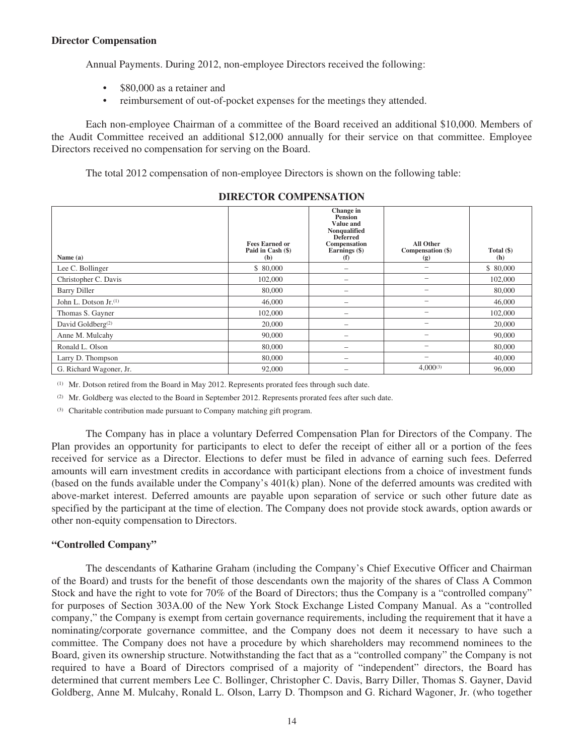**Director Compensation**

Annual Payments. During 2012, non-employee Directors received the following:

- \$80,000 as a retainer and
- reimbursement of out-of-pocket expenses for the meetings they attended.

Each non-employee Chairman of a committee of the Board received an additional \$10,000. Members of the Audit Committee received an additional \$12,000 annually for their service on that committee. Employee Directors received no compensation for serving on the Board.

The total 2012 compensation of non-employee Directors is shown on the following table:

**DIRECTOR COMPENSATION**

| Name (a) | Fees Earned or Paid in Cash (\$) (b) | Change in Pension Value and Nonqualified Deferred Compensation Earnings (\$) (f) | All Other Compensation (\$) (g) | Total (\$) (h) |
|---|---|---|---|---|
| Lee C. Bollinger | \$ 80,000 | – | – | \$ 80,000 |
| Christopher C. Davis | 102,000 | – | – | 102,000 |
| Barry Diller | 80,000 | – | – | 80,000 |
| John L. Dotson Jr.[(1)] | 46,000 | – | – | 46,000 |
| Thomas S. Gayner | 102,000 | – | – | 102,000 |
| David Goldberg[(2)] | 20,000 | – | – | 20,000 |
| Anne M. Mulcahy | 90,000 | – | – | 90,000 |
| Ronald L. Olson | 80,000 | – | – | 80,000 |
| Larry D. Thompson | 80,000 | – | – | 40,000 |
| G. Richard Wagoner, Jr. | 92,000 | – | 4,000[(3)] | 96,000 |

(1) Mr. Dotson retired from the Board in May 2012. Represents prorated fees through such date.

(2) Mr. Goldberg was elected to the Board in September 2012. Represents prorated fees after such date.

(3) Charitable contribution made pursuant to Company matching gift program.

The Company has in place a voluntary Deferred Compensation Plan for Directors of the Company. The Plan provides an opportunity for participants to elect to defer the receipt of either all or a portion of the fees received for service as a Director. Elections to defer must be filed in advance of earning such fees. Deferred amounts will earn investment credits in accordance with participant elections from a choice of investment funds (based on the funds available under the Company's 401(k) plan). None of the deferred amounts was credited with above-market interest. Deferred amounts are payable upon separation of service or such other future date as specified by the participant at the time of election. The Company does not provide stock awards, option awards or other non-equity compensation to Directors.

**"Controlled Company"**

The descendants of Katharine Graham (including the Company's Chief Executive Officer and Chairman of the Board) and trusts for the benefit of those descendants own the majority of the shares of Class A Common Stock and have the right to vote for 70% of the Board of Directors; thus the Company is a "controlled company" for purposes of Section 303A.00 of the New York Stock Exchange Listed Company Manual. As a "controlled company," the Company is exempt from certain governance requirements, including the requirement that it have a nominating/corporate governance committee, and the Company does not deem it necessary to have such a committee. The Company does not have a procedure by which shareholders may recommend nominees to the Board, given its ownership structure. Notwithstanding the fact that as a "controlled company" the Company is not required to have a Board of Directors comprised of a majority of "independent" directors, the Board has determined that current members Lee C. Bollinger, Christopher C. Davis, Barry Diller, Thomas S. Gayner, David Goldberg, Anne M. Mulcahy, Ronald L. Olson, Larry D. Thompson and G. Richard Wagoner, Jr. (who together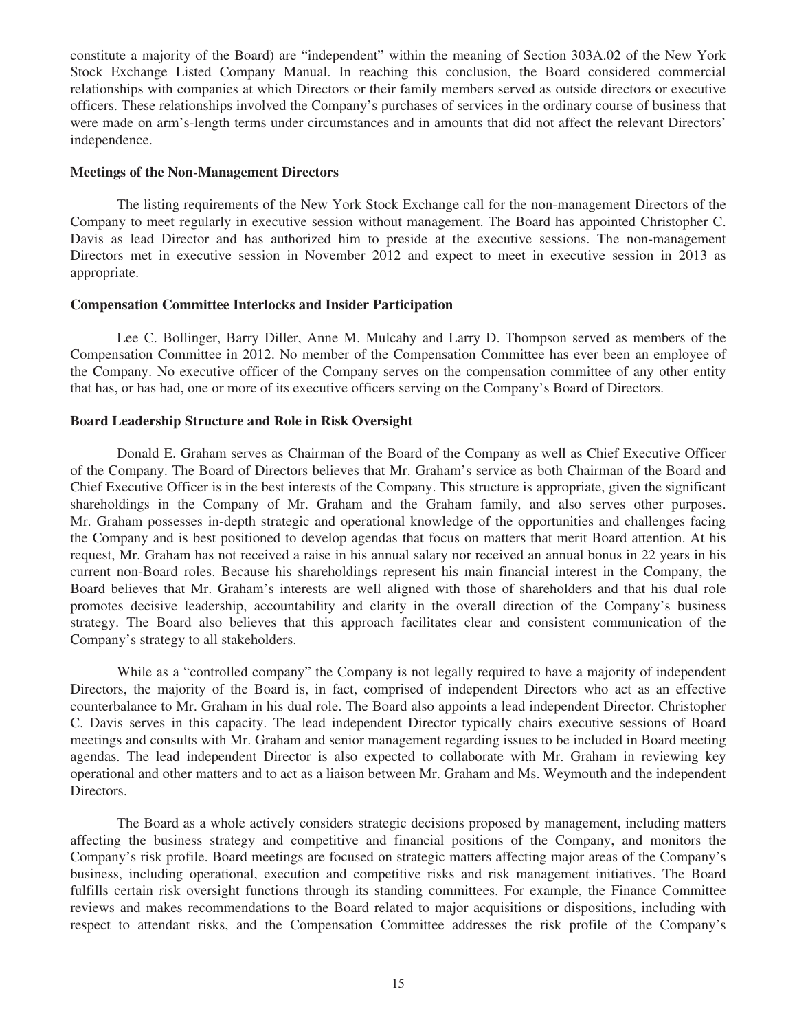constitute a majority of the Board) are "independent" within the meaning of Section 303A.02 of the New York Stock Exchange Listed Company Manual. In reaching this conclusion, the Board considered commercial relationships with companies at which Directors or their family members served as outside directors or executive officers. These relationships involved the Company's purchases of services in the ordinary course of business that were made on arm's-length terms under circumstances and in amounts that did not affect the relevant Directors' independence.

**Meetings of the Non-Management Directors**

The listing requirements of the New York Stock Exchange call for the non-management Directors of the Company to meet regularly in executive session without management. The Board has appointed Christopher C. Davis as lead Director and has authorized him to preside at the executive sessions. The non-management Directors met in executive session in November 2012 and expect to meet in executive session in 2013 as appropriate.

**Compensation Committee Interlocks and Insider Participation**

Lee C. Bollinger, Barry Diller, Anne M. Mulcahy and Larry D. Thompson served as members of the Compensation Committee in 2012. No member of the Compensation Committee has ever been an employee of the Company. No executive officer of the Company serves on the compensation committee of any other entity that has, or has had, one or more of its executive officers serving on the Company's Board of Directors.

**Board Leadership Structure and Role in Risk Oversight**

Donald E. Graham serves as Chairman of the Board of the Company as well as Chief Executive Officer of the Company. The Board of Directors believes that Mr. Graham's service as both Chairman of the Board and Chief Executive Officer is in the best interests of the Company. This structure is appropriate, given the significant shareholdings in the Company of Mr. Graham and the Graham family, and also serves other purposes. Mr. Graham possesses in-depth strategic and operational knowledge of the opportunities and challenges facing the Company and is best positioned to develop agendas that focus on matters that merit Board attention. At his request, Mr. Graham has not received a raise in his annual salary nor received an annual bonus in 22 years in his current non-Board roles. Because his shareholdings represent his main financial interest in the Company, the Board believes that Mr. Graham's interests are well aligned with those of shareholders and that his dual role promotes decisive leadership, accountability and clarity in the overall direction of the Company's business strategy. The Board also believes that this approach facilitates clear and consistent communication of the Company's strategy to all stakeholders.

While as a "controlled company" the Company is not legally required to have a majority of independent Directors, the majority of the Board is, in fact, comprised of independent Directors who act as an effective counterbalance to Mr. Graham in his dual role. The Board also appoints a lead independent Director. Christopher C. Davis serves in this capacity. The lead independent Director typically chairs executive sessions of Board meetings and consults with Mr. Graham and senior management regarding issues to be included in Board meeting agendas. The lead independent Director is also expected to collaborate with Mr. Graham in reviewing key operational and other matters and to act as a liaison between Mr. Graham and Ms. Weymouth and the independent Directors.

The Board as a whole actively considers strategic decisions proposed by management, including matters affecting the business strategy and competitive and financial positions of the Company, and monitors the Company's risk profile. Board meetings are focused on strategic matters affecting major areas of the Company's business, including operational, execution and competitive risks and risk management initiatives. The Board fulfills certain risk oversight functions through its standing committees. For example, the Finance Committee reviews and makes recommendations to the Board related to major acquisitions or dispositions, including with respect to attendant risks, and the Compensation Committee addresses the risk profile of the Company's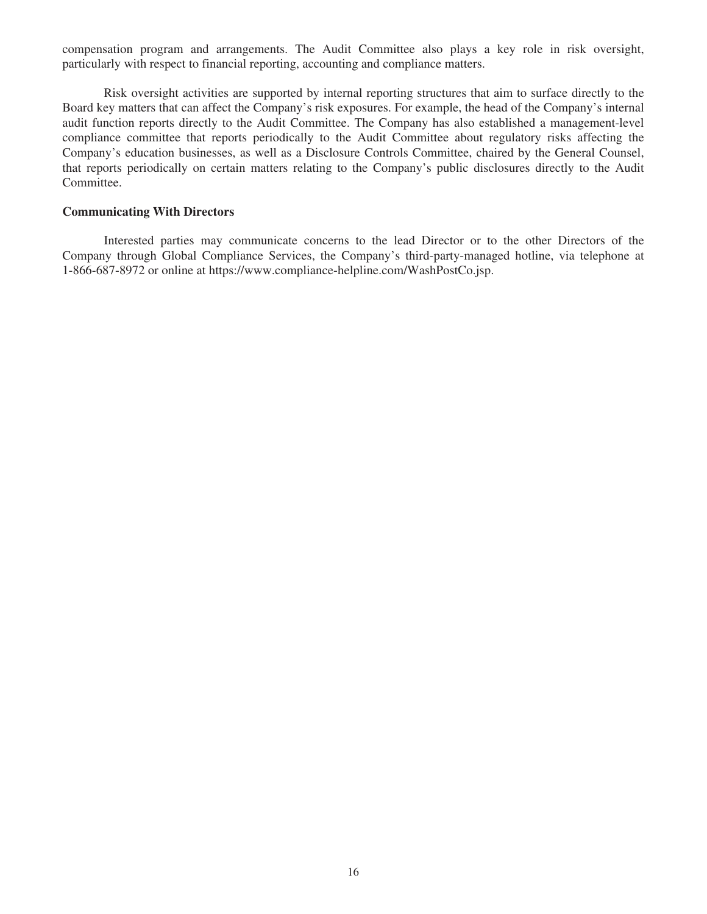compensation program and arrangements. The Audit Committee also plays a key role in risk oversight, particularly with respect to financial reporting, accounting and compliance matters.

Risk oversight activities are supported by internal reporting structures that aim to surface directly to the Board key matters that can affect the Company's risk exposures. For example, the head of the Company's internal audit function reports directly to the Audit Committee. The Company has also established a management-level compliance committee that reports periodically to the Audit Committee about regulatory risks affecting the Company's education businesses, as well as a Disclosure Controls Committee, chaired by the General Counsel, that reports periodically on certain matters relating to the Company's public disclosures directly to the Audit Committee.

**Communicating With Directors**

Interested parties may communicate concerns to the lead Director or to the other Directors of the Company through Global Compliance Services, the Company's third-party-managed hotline, via telephone at 1-866-687-8972 or online at https://www.compliance-helpline.com/WashPostCo.jsp.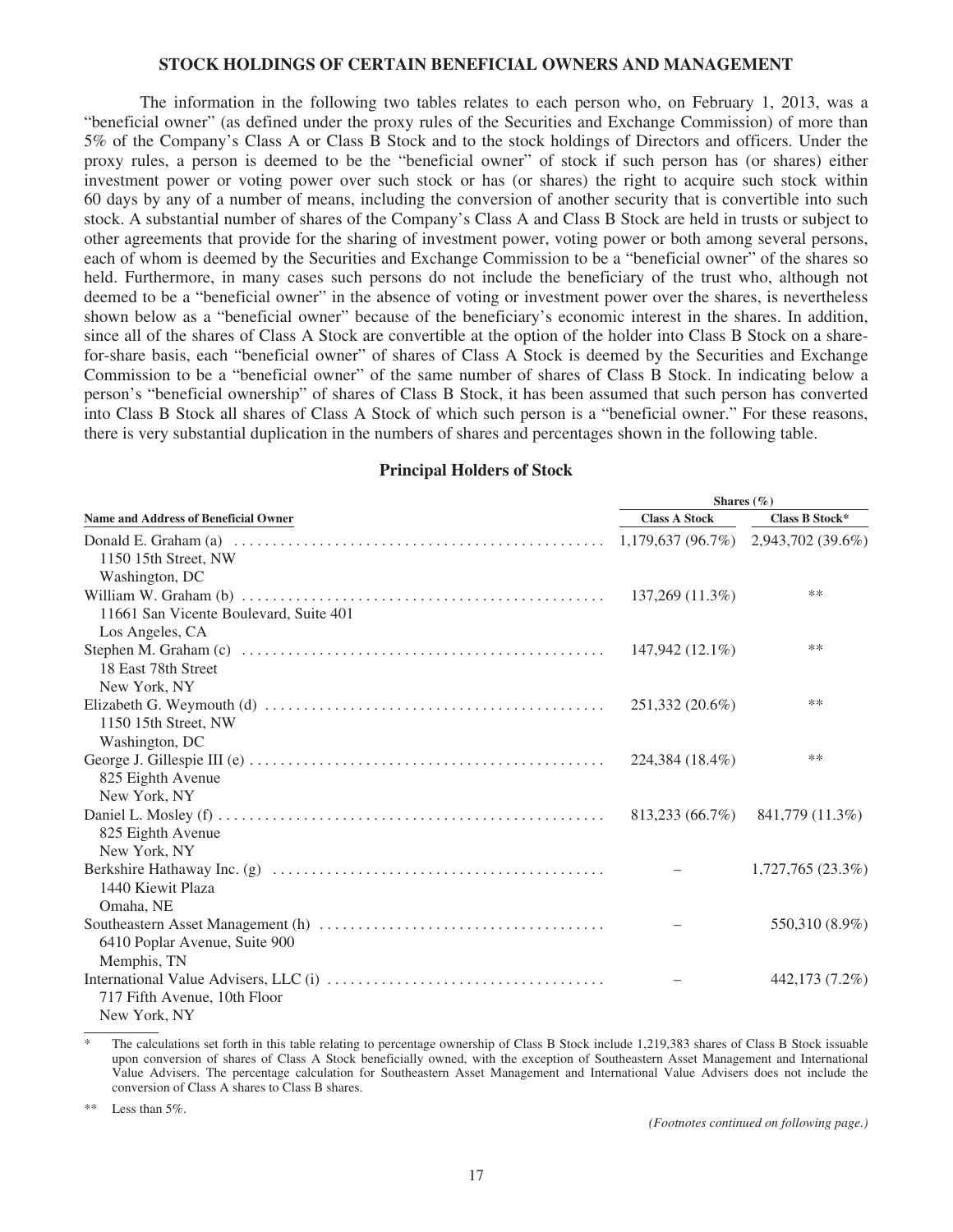## STOCK HOLDINGS OF CERTAIN BENEFICIAL OWNERS AND MANAGEMENT

The information in the following two tables relates to each person who, on February 1, 2013, was a "beneficial owner" (as defined under the proxy rules of the Securities and Exchange Commission) of more than 5% of the Company's Class A or Class B Stock and to the stock holdings of Directors and officers. Under the proxy rules, a person is deemed to be the "beneficial owner" of stock if such person has (or shares) either investment power or voting power over such stock or has (or shares) the right to acquire such stock within 60 days by any of a number of means, including the conversion of another security that is convertible into such stock. A substantial number of shares of the Company's Class A and Class B Stock are held in trusts or subject to other agreements that provide for the sharing of investment power, voting power or both among several persons, each of whom is deemed by the Securities and Exchange Commission to be a "beneficial owner" of the shares so held. Furthermore, in many cases such persons do not include the beneficiary of the trust who, although not deemed to be a "beneficial owner" in the absence of voting or investment power over the shares, is nevertheless shown below as a "beneficial owner" because of the beneficiary's economic interest in the shares. In addition, since all of the shares of Class A Stock are convertible at the option of the holder into Class B Stock on a share-for-share basis, each "beneficial owner" of shares of Class A Stock is deemed by the Securities and Exchange Commission to be a "beneficial owner" of the same number of shares of Class B Stock. In indicating below a person's "beneficial ownership" of shares of Class B Stock, it has been assumed that such person has converted into Class B Stock all shares of Class A Stock of which such person is a "beneficial owner." For these reasons, there is very substantial duplication in the numbers of shares and percentages shown in the following table.

### Principal Holders of Stock

| | Shares (%) | |
|---|---|---|
| **Name and Address of Beneficial Owner** | **Class A Stock** | **Class B Stock*** |
| Donald E. Graham (a)<br>1150 15th Street, NW<br>Washington, DC | 1,179,637 (96.7%) | 2,943,702 (39.6%) |
| William W. Graham (b)<br>11661 San Vicente Boulevard, Suite 401<br>Los Angeles, CA | 137,269 (11.3%) | ** |
| Stephen M. Graham (c)<br>18 East 78th Street<br>New York, NY | 147,942 (12.1%) | ** |
| Elizabeth G. Weymouth (d)<br>1150 15th Street, NW<br>Washington, DC | 251,332 (20.6%) | ** |
| George J. Gillespie III (e)<br>825 Eighth Avenue<br>New York, NY | 224,384 (18.4%) | ** |
| Daniel L. Mosley (f)<br>825 Eighth Avenue<br>New York, NY | 813,233 (66.7%) | 841,779 (11.3%) |
| Berkshire Hathaway Inc. (g)<br>1440 Kiewit Plaza<br>Omaha, NE | – | 1,727,765 (23.3%) |
| Southeastern Asset Management (h)<br>6410 Poplar Avenue, Suite 900<br>Memphis, TN | – | 550,310 (8.9%) |
| International Value Advisers, LLC (i)<br>717 Fifth Avenue, 10th Floor<br>New York, NY | – | 442,173 (7.2%) |

\* The calculations set forth in this table relating to percentage ownership of Class B Stock include 1,219,383 shares of Class B Stock issuable upon conversion of shares of Class A Stock beneficially owned, with the exception of Southeastern Asset Management and International Value Advisers. The percentage calculation for Southeastern Asset Management and International Value Advisers does not include the conversion of Class A shares to Class B shares.

** Less than 5%.

*(Footnotes continued on following page.)*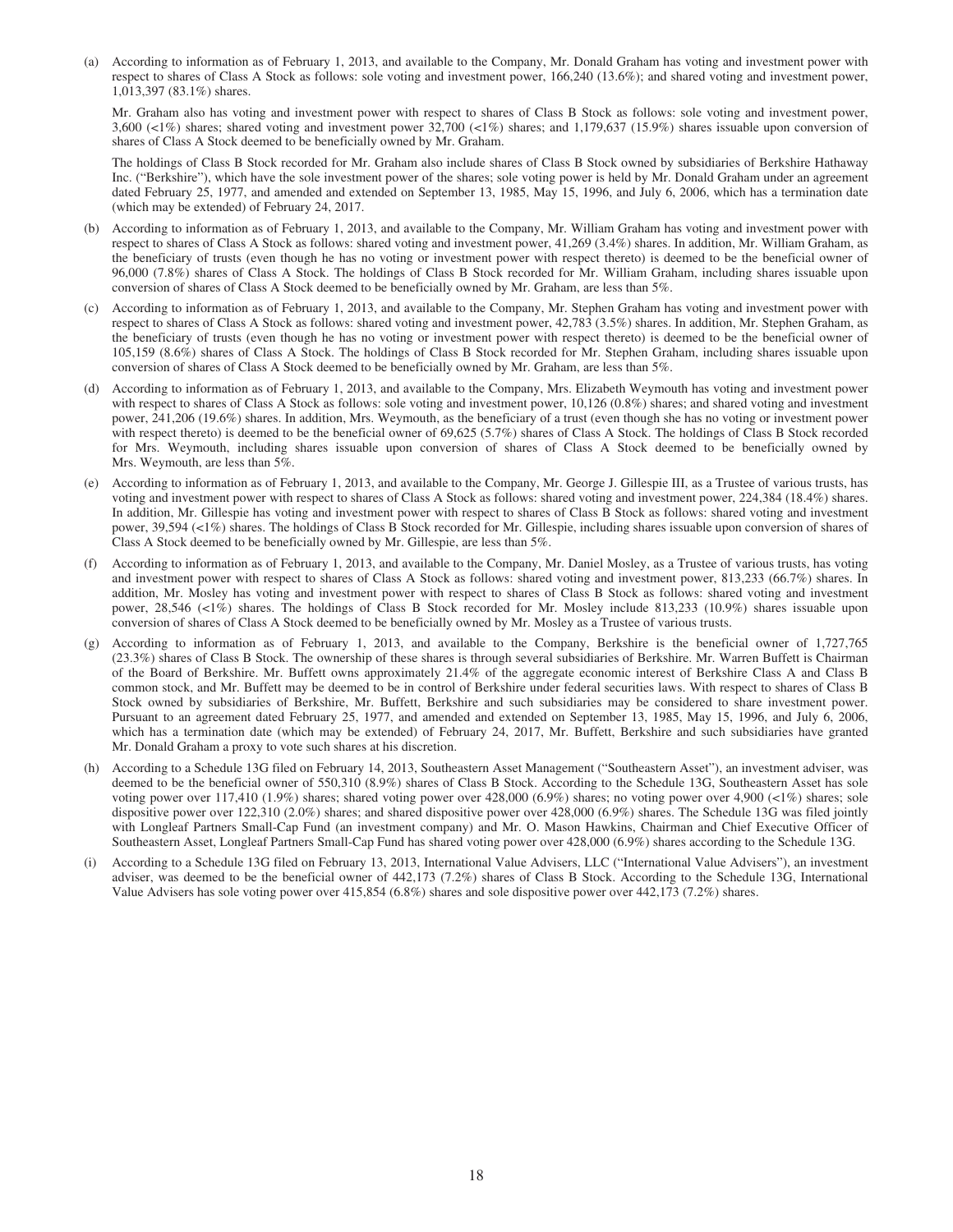(a) According to information as of February 1, 2013, and available to the Company, Mr. Donald Graham has voting and investment power with respect to shares of Class A Stock as follows: sole voting and investment power, 166,240 (13.6%); and shared voting and investment power, 1,013,397 (83.1%) shares.

Mr. Graham also has voting and investment power with respect to shares of Class B Stock as follows: sole voting and investment power, 3,600 (<1%) shares; shared voting and investment power 32,700 (<1%) shares; and 1,179,637 (15.9%) shares issuable upon conversion of shares of Class A Stock deemed to be beneficially owned by Mr. Graham.

The holdings of Class B Stock recorded for Mr. Graham also include shares of Class B Stock owned by subsidiaries of Berkshire Hathaway Inc. ("Berkshire"), which have the sole investment power of the shares; sole voting power is held by Mr. Donald Graham under an agreement dated February 25, 1977, and amended and extended on September 13, 1985, May 15, 1996, and July 6, 2006, which has a termination date (which may be extended) of February 24, 2017.

(b) According to information as of February 1, 2013, and available to the Company, Mr. William Graham has voting and investment power with respect to shares of Class A Stock as follows: shared voting and investment power, 41,269 (3.4%) shares. In addition, Mr. William Graham, as the beneficiary of trusts (even though he has no voting or investment power with respect thereto) is deemed to be the beneficial owner of 96,000 (7.8%) shares of Class A Stock. The holdings of Class B Stock recorded for Mr. William Graham, including shares issuable upon conversion of shares of Class A Stock deemed to be beneficially owned by Mr. Graham, are less than 5%.

(c) According to information as of February 1, 2013, and available to the Company, Mr. Stephen Graham has voting and investment power with respect to shares of Class A Stock as follows: shared voting and investment power, 42,783 (3.5%) shares. In addition, Mr. Stephen Graham, as the beneficiary of trusts (even though he has no voting or investment power with respect thereto) is deemed to be the beneficial owner of 105,159 (8.6%) shares of Class A Stock. The holdings of Class B Stock recorded for Mr. Stephen Graham, including shares issuable upon conversion of shares of Class A Stock deemed to be beneficially owned by Mr. Graham, are less than 5%.

(d) According to information as of February 1, 2013, and available to the Company, Mrs. Elizabeth Weymouth has voting and investment power with respect to shares of Class A Stock as follows: sole voting and investment power, 10,126 (0.8%) shares; and shared voting and investment power, 241,206 (19.6%) shares. In addition, Mrs. Weymouth, as the beneficiary of a trust (even though she has no voting or investment power with respect thereto) is deemed to be the beneficial owner of 69,625 (5.7%) shares of Class A Stock. The holdings of Class B Stock recorded for Mrs. Weymouth, including shares issuable upon conversion of shares of Class A Stock deemed to be beneficially owned by Mrs. Weymouth, are less than 5%.

(e) According to information as of February 1, 2013, and available to the Company, Mr. George J. Gillespie III, as a Trustee of various trusts, has voting and investment power with respect to shares of Class A Stock as follows: shared voting and investment power, 224,384 (18.4%) shares. In addition, Mr. Gillespie has voting and investment power with respect to shares of Class B Stock as follows: shared voting and investment power, 39,594 (<1%) shares. The holdings of Class B Stock recorded for Mr. Gillespie, including shares issuable upon conversion of shares of Class A Stock deemed to be beneficially owned by Mr. Gillespie, are less than 5%.

(f) According to information as of February 1, 2013, and available to the Company, Mr. Daniel Mosley, as a Trustee of various trusts, has voting and investment power with respect to shares of Class A Stock as follows: shared voting and investment power, 813,233 (66.7%) shares. In addition, Mr. Mosley has voting and investment power with respect to shares of Class B Stock as follows: shared voting and investment power, 28,546 (<1%) shares. The holdings of Class B Stock recorded for Mr. Mosley include 813,233 (10.9%) shares issuable upon conversion of shares of Class A Stock deemed to be beneficially owned by Mr. Mosley as a Trustee of various trusts.

(g) According to information as of February 1, 2013, and available to the Company, Berkshire is the beneficial owner of 1,727,765 (23.3%) shares of Class B Stock. The ownership of these shares is through several subsidiaries of Berkshire. Mr. Warren Buffett is Chairman of the Board of Berkshire. Mr. Buffett owns approximately 21.4% of the aggregate economic interest of Berkshire Class A and Class B common stock, and Mr. Buffett may be deemed to be in control of Berkshire under federal securities laws. With respect to shares of Class B Stock owned by subsidiaries of Berkshire, Mr. Buffett, Berkshire and such subsidiaries may be considered to share investment power. Pursuant to an agreement dated February 25, 1977, and amended and extended on September 13, 1985, May 15, 1996, and July 6, 2006, which has a termination date (which may be extended) of February 24, 2017, Mr. Buffett, Berkshire and such subsidiaries have granted Mr. Donald Graham a proxy to vote such shares at his discretion.

(h) According to a Schedule 13G filed on February 14, 2013, Southeastern Asset Management ("Southeastern Asset"), an investment adviser, was deemed to be the beneficial owner of 550,310 (8.9%) shares of Class B Stock. According to the Schedule 13G, Southeastern Asset has sole voting power over 117,410 (1.9%) shares; shared voting power over 428,000 (6.9%) shares; no voting power over 4,900 (<1%) shares; sole dispositive power over 122,310 (2.0%) shares; and shared dispositive power over 428,000 (6.9%) shares. The Schedule 13G was filed jointly with Longleaf Partners Small-Cap Fund (an investment company) and Mr. O. Mason Hawkins, Chairman and Chief Executive Officer of Southeastern Asset, Longleaf Partners Small-Cap Fund has shared voting power over 428,000 (6.9%) shares according to the Schedule 13G.

(i) According to a Schedule 13G filed on February 13, 2013, International Value Advisers, LLC ("International Value Advisers"), an investment adviser, was deemed to be the beneficial owner of 442,173 (7.2%) shares of Class B Stock. According to the Schedule 13G, International Value Advisers has sole voting power over 415,854 (6.8%) shares and sole dispositive power over 442,173 (7.2%) shares.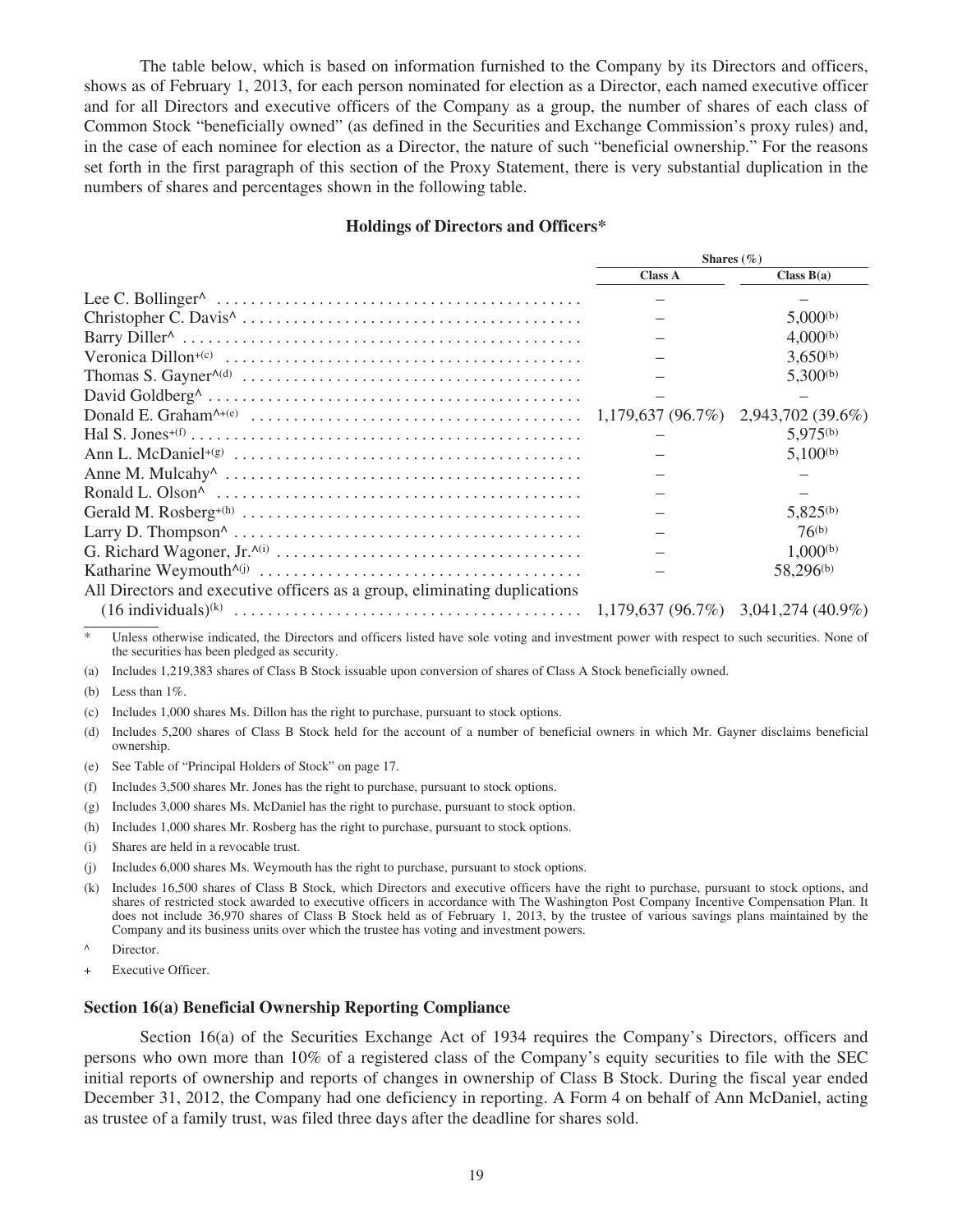The table below, which is based on information furnished to the Company by its Directors and officers, shows as of February 1, 2013, for each person nominated for election as a Director, each named executive officer and for all Directors and executive officers of the Company as a group, the number of shares of each class of Common Stock "beneficially owned" (as defined in the Securities and Exchange Commission's proxy rules) and, in the case of each nominee for election as a Director, the nature of such "beneficial ownership." For the reasons set forth in the first paragraph of this section of the Proxy Statement, there is very substantial duplication in the numbers of shares and percentages shown in the following table.

### Holdings of Directors and Officers*

| | Shares (%) | |
|---|---|---|
| | **Class A** | **Class B(a)** |
| Lee C. Bollinger^ | – | – |
| Christopher C. Davis^ | – | 5,000(b) |
| Barry Diller^ | – | 4,000(b) |
| Veronica Dillon+(c) | – | 3,650(b) |
| Thomas S. Gayner^(d) | – | 5,300(b) |
| David Goldberg^ | – | – |
| Donald E. Graham^+(e) | 1,179,637 (96.7%) | 2,943,702 (39.6%) |
| Hal S. Jones+(f) | – | 5,975(b) |
| Ann L. McDaniel+(g) | – | 5,100(b) |
| Anne M. Mulcahy^ | – | – |
| Ronald L. Olson^ | – | – |
| Gerald M. Rosberg+(h) | – | 5,825(b) |
| Larry D. Thompson^ | – | 76(b) |
| G. Richard Wagoner, Jr.^(i) | – | 1,000(b) |
| Katharine Weymouth^(j) | – | 58,296(b) |
| All Directors and executive officers as a group, eliminating duplications (16 individuals)(k) | 1,179,637 (96.7%) | 3,041,274 (40.9%) |

\* Unless otherwise indicated, the Directors and officers listed have sole voting and investment power with respect to such securities. None of the securities has been pledged as security.

(a) Includes 1,219,383 shares of Class B Stock issuable upon conversion of shares of Class A Stock beneficially owned.

(b) Less than 1%.

(c) Includes 1,000 shares Ms. Dillon has the right to purchase, pursuant to stock options.

(d) Includes 5,200 shares of Class B Stock held for the account of a number of beneficial owners in which Mr. Gayner disclaims beneficial ownership.

(e) See Table of "Principal Holders of Stock" on page 17.

(f) Includes 3,500 shares Mr. Jones has the right to purchase, pursuant to stock options.

(g) Includes 3,000 shares Ms. McDaniel has the right to purchase, pursuant to stock option.

(h) Includes 1,000 shares Mr. Rosberg has the right to purchase, pursuant to stock options.

(i) Shares are held in a revocable trust.

(j) Includes 6,000 shares Ms. Weymouth has the right to purchase, pursuant to stock options.

(k) Includes 16,500 shares of Class B Stock, which Directors and executive officers have the right to purchase, pursuant to stock options, and shares of restricted stock awarded to executive officers in accordance with The Washington Post Company Incentive Compensation Plan. It does not include 36,970 shares of Class B Stock held as of February 1, 2013, by the trustee of various savings plans maintained by the Company and its business units over which the trustee has voting and investment powers.

^ Director.

\+ Executive Officer.

### Section 16(a) Beneficial Ownership Reporting Compliance

Section 16(a) of the Securities Exchange Act of 1934 requires the Company's Directors, officers and persons who own more than 10% of a registered class of the Company's equity securities to file with the SEC initial reports of ownership and reports of changes in ownership of Class B Stock. During the fiscal year ended December 31, 2012, the Company had one deficiency in reporting. A Form 4 on behalf of Ann McDaniel, acting as trustee of a family trust, was filed three days after the deadline for shares sold.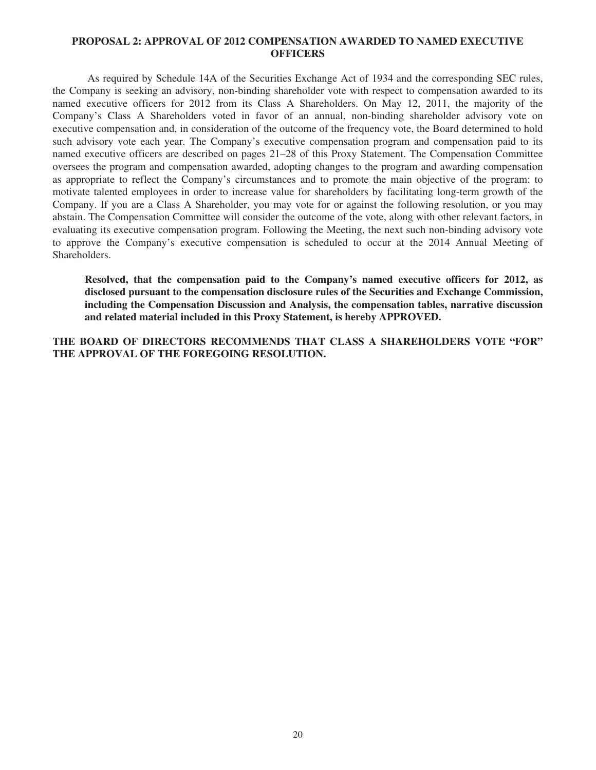## PROPOSAL 2: APPROVAL OF 2012 COMPENSATION AWARDED TO NAMED EXECUTIVE OFFICERS

As required by Schedule 14A of the Securities Exchange Act of 1934 and the corresponding SEC rules, the Company is seeking an advisory, non-binding shareholder vote with respect to compensation awarded to its named executive officers for 2012 from its Class A Shareholders. On May 12, 2011, the majority of the Company's Class A Shareholders voted in favor of an annual, non-binding shareholder advisory vote on executive compensation and, in consideration of the outcome of the frequency vote, the Board determined to hold such advisory vote each year. The Company's executive compensation program and compensation paid to its named executive officers are described on pages 21–28 of this Proxy Statement. The Compensation Committee oversees the program and compensation awarded, adopting changes to the program and awarding compensation as appropriate to reflect the Company's circumstances and to promote the main objective of the program: to motivate talented employees in order to increase value for shareholders by facilitating long-term growth of the Company. If you are a Class A Shareholder, you may vote for or against the following resolution, or you may abstain. The Compensation Committee will consider the outcome of the vote, along with other relevant factors, in evaluating its executive compensation program. Following the Meeting, the next such non-binding advisory vote to approve the Company's executive compensation is scheduled to occur at the 2014 Annual Meeting of Shareholders.

**Resolved, that the compensation paid to the Company's named executive officers for 2012, as disclosed pursuant to the compensation disclosure rules of the Securities and Exchange Commission, including the Compensation Discussion and Analysis, the compensation tables, narrative discussion and related material included in this Proxy Statement, is hereby APPROVED.**

**THE BOARD OF DIRECTORS RECOMMENDS THAT CLASS A SHAREHOLDERS VOTE "FOR" THE APPROVAL OF THE FOREGOING RESOLUTION.**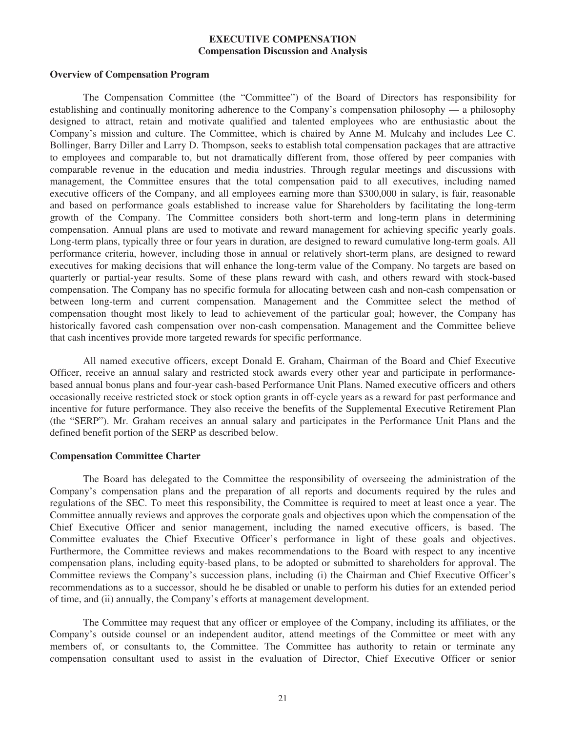# EXECUTIVE COMPENSATION

## Compensation Discussion and Analysis

### Overview of Compensation Program

The Compensation Committee (the "Committee") of the Board of Directors has responsibility for establishing and continually monitoring adherence to the Company's compensation philosophy — a philosophy designed to attract, retain and motivate qualified and talented employees who are enthusiastic about the Company's mission and culture. The Committee, which is chaired by Anne M. Mulcahy and includes Lee C. Bollinger, Barry Diller and Larry D. Thompson, seeks to establish total compensation packages that are attractive to employees and comparable to, but not dramatically different from, those offered by peer companies with comparable revenue in the education and media industries. Through regular meetings and discussions with management, the Committee ensures that the total compensation paid to all executives, including named executive officers of the Company, and all employees earning more than $300,000 in salary, is fair, reasonable and based on performance goals established to increase value for Shareholders by facilitating the long-term growth of the Company. The Committee considers both short-term and long-term plans in determining compensation. Annual plans are used to motivate and reward management for achieving specific yearly goals. Long-term plans, typically three or four years in duration, are designed to reward cumulative long-term goals. All performance criteria, however, including those in annual or relatively short-term plans, are designed to reward executives for making decisions that will enhance the long-term value of the Company. No targets are based on quarterly or partial-year results. Some of these plans reward with cash, and others reward with stock-based compensation. The Company has no specific formula for allocating between cash and non-cash compensation or between long-term and current compensation. Management and the Committee select the method of compensation thought most likely to lead to achievement of the particular goal; however, the Company has historically favored cash compensation over non-cash compensation. Management and the Committee believe that cash incentives provide more targeted rewards for specific performance.

All named executive officers, except Donald E. Graham, Chairman of the Board and Chief Executive Officer, receive an annual salary and restricted stock awards every other year and participate in performance-based annual bonus plans and four-year cash-based Performance Unit Plans. Named executive officers and others occasionally receive restricted stock or stock option grants in off-cycle years as a reward for past performance and incentive for future performance. They also receive the benefits of the Supplemental Executive Retirement Plan (the "SERP"). Mr. Graham receives an annual salary and participates in the Performance Unit Plans and the defined benefit portion of the SERP as described below.

### Compensation Committee Charter

The Board has delegated to the Committee the responsibility of overseeing the administration of the Company's compensation plans and the preparation of all reports and documents required by the rules and regulations of the SEC. To meet this responsibility, the Committee is required to meet at least once a year. The Committee annually reviews and approves the corporate goals and objectives upon which the compensation of the Chief Executive Officer and senior management, including the named executive officers, is based. The Committee evaluates the Chief Executive Officer's performance in light of these goals and objectives. Furthermore, the Committee reviews and makes recommendations to the Board with respect to any incentive compensation plans, including equity-based plans, to be adopted or submitted to shareholders for approval. The Committee reviews the Company's succession plans, including (i) the Chairman and Chief Executive Officer's recommendations as to a successor, should he be disabled or unable to perform his duties for an extended period of time, and (ii) annually, the Company's efforts at management development.

The Committee may request that any officer or employee of the Company, including its affiliates, or the Company's outside counsel or an independent auditor, attend meetings of the Committee or meet with any members of, or consultants to, the Committee. The Committee has authority to retain or terminate any compensation consultant used to assist in the evaluation of Director, Chief Executive Officer or senior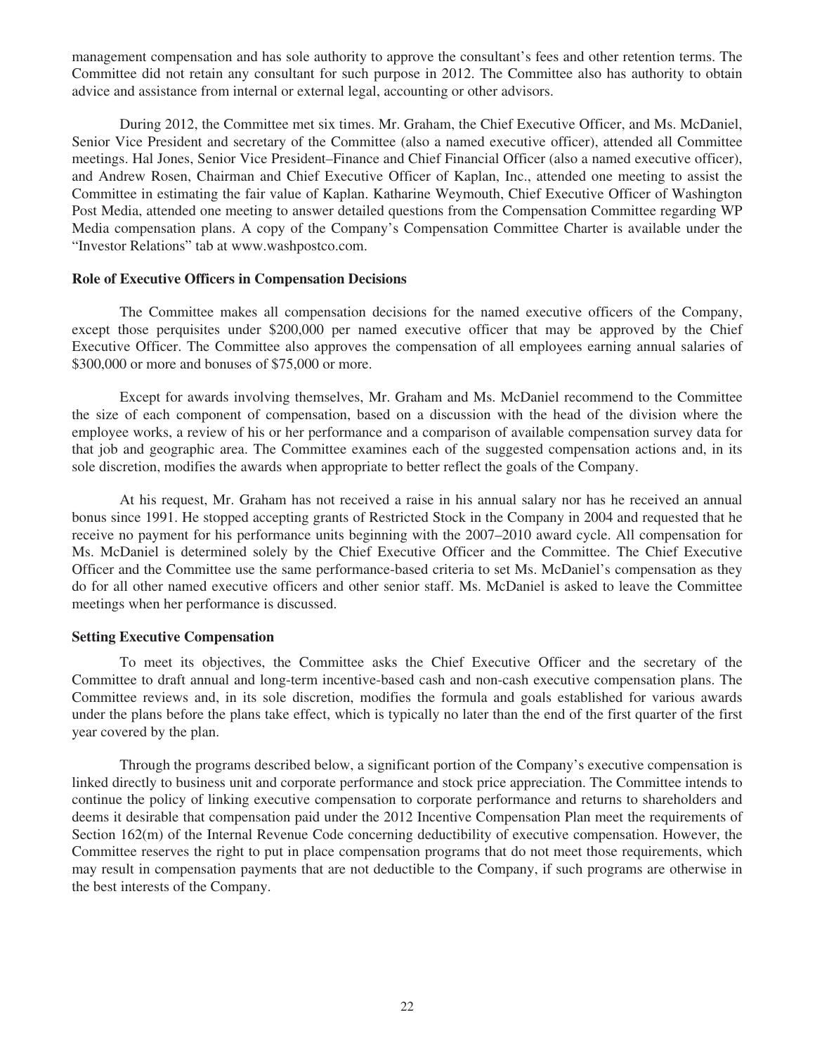management compensation and has sole authority to approve the consultant's fees and other retention terms. The Committee did not retain any consultant for such purpose in 2012. The Committee also has authority to obtain advice and assistance from internal or external legal, accounting or other advisors.

During 2012, the Committee met six times. Mr. Graham, the Chief Executive Officer, and Ms. McDaniel, Senior Vice President and secretary of the Committee (also a named executive officer), attended all Committee meetings. Hal Jones, Senior Vice President–Finance and Chief Financial Officer (also a named executive officer), and Andrew Rosen, Chairman and Chief Executive Officer of Kaplan, Inc., attended one meeting to assist the Committee in estimating the fair value of Kaplan. Katharine Weymouth, Chief Executive Officer of Washington Post Media, attended one meeting to answer detailed questions from the Compensation Committee regarding WP Media compensation plans. A copy of the Company's Compensation Committee Charter is available under the "Investor Relations" tab at www.washpostco.com.

**Role of Executive Officers in Compensation Decisions**

The Committee makes all compensation decisions for the named executive officers of the Company, except those perquisites under $200,000 per named executive officer that may be approved by the Chief Executive Officer. The Committee also approves the compensation of all employees earning annual salaries of $300,000 or more and bonuses of $75,000 or more.

Except for awards involving themselves, Mr. Graham and Ms. McDaniel recommend to the Committee the size of each component of compensation, based on a discussion with the head of the division where the employee works, a review of his or her performance and a comparison of available compensation survey data for that job and geographic area. The Committee examines each of the suggested compensation actions and, in its sole discretion, modifies the awards when appropriate to better reflect the goals of the Company.

At his request, Mr. Graham has not received a raise in his annual salary nor has he received an annual bonus since 1991. He stopped accepting grants of Restricted Stock in the Company in 2004 and requested that he receive no payment for his performance units beginning with the 2007–2010 award cycle. All compensation for Ms. McDaniel is determined solely by the Chief Executive Officer and the Committee. The Chief Executive Officer and the Committee use the same performance-based criteria to set Ms. McDaniel's compensation as they do for all other named executive officers and other senior staff. Ms. McDaniel is asked to leave the Committee meetings when her performance is discussed.

**Setting Executive Compensation**

To meet its objectives, the Committee asks the Chief Executive Officer and the secretary of the Committee to draft annual and long-term incentive-based cash and non-cash executive compensation plans. The Committee reviews and, in its sole discretion, modifies the formula and goals established for various awards under the plans before the plans take effect, which is typically no later than the end of the first quarter of the first year covered by the plan.

Through the programs described below, a significant portion of the Company's executive compensation is linked directly to business unit and corporate performance and stock price appreciation. The Committee intends to continue the policy of linking executive compensation to corporate performance and returns to shareholders and deems it desirable that compensation paid under the 2012 Incentive Compensation Plan meet the requirements of Section 162(m) of the Internal Revenue Code concerning deductibility of executive compensation. However, the Committee reserves the right to put in place compensation programs that do not meet those requirements, which may result in compensation payments that are not deductible to the Company, if such programs are otherwise in the best interests of the Company.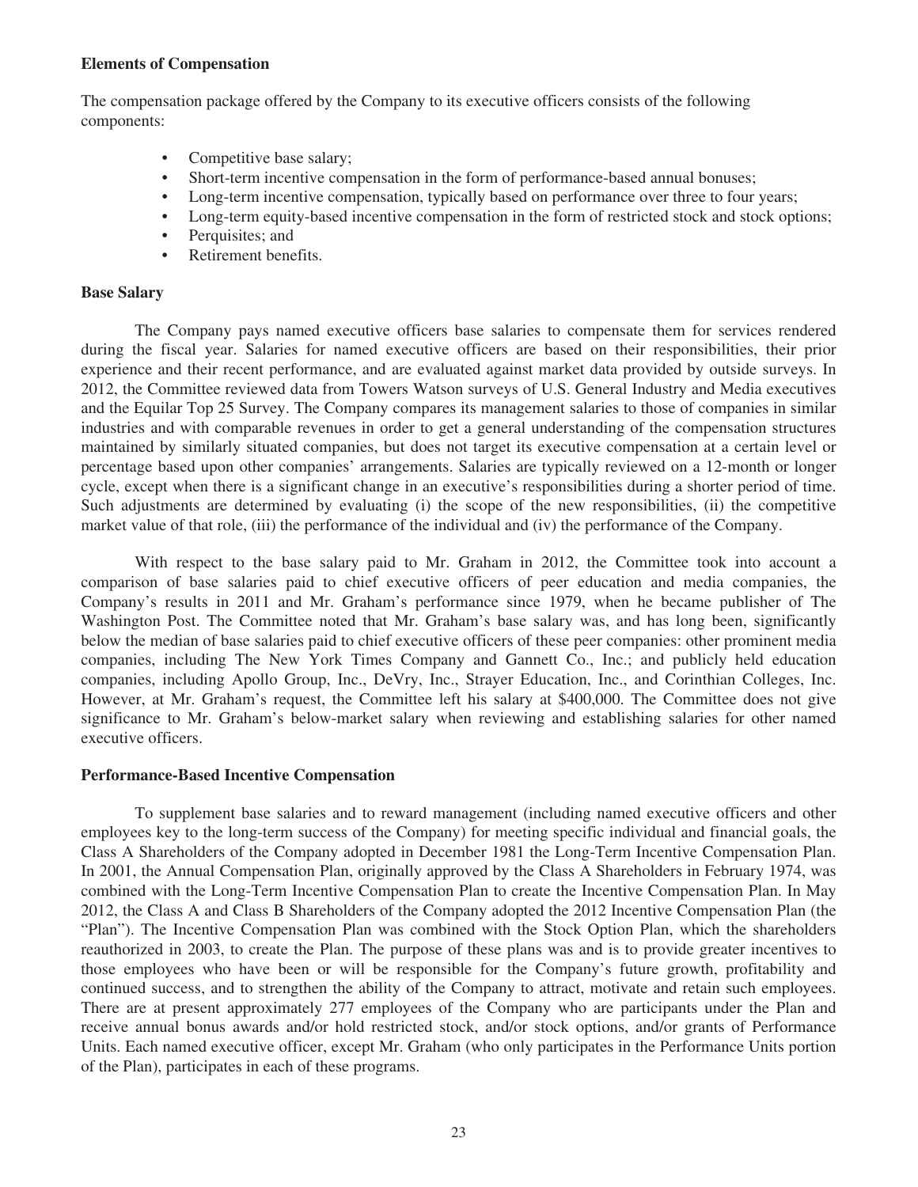### Elements of Compensation

The compensation package offered by the Company to its executive officers consists of the following components:

- Competitive base salary;
- Short-term incentive compensation in the form of performance-based annual bonuses;
- Long-term incentive compensation, typically based on performance over three to four years;
- Long-term equity-based incentive compensation in the form of restricted stock and stock options;
- Perquisites; and
- Retirement benefits.

### Base Salary

The Company pays named executive officers base salaries to compensate them for services rendered during the fiscal year. Salaries for named executive officers are based on their responsibilities, their prior experience and their recent performance, and are evaluated against market data provided by outside surveys. In 2012, the Committee reviewed data from Towers Watson surveys of U.S. General Industry and Media executives and the Equilar Top 25 Survey. The Company compares its management salaries to those of companies in similar industries and with comparable revenues in order to get a general understanding of the compensation structures maintained by similarly situated companies, but does not target its executive compensation at a certain level or percentage based upon other companies' arrangements. Salaries are typically reviewed on a 12-month or longer cycle, except when there is a significant change in an executive's responsibilities during a shorter period of time. Such adjustments are determined by evaluating (i) the scope of the new responsibilities, (ii) the competitive market value of that role, (iii) the performance of the individual and (iv) the performance of the Company.

With respect to the base salary paid to Mr. Graham in 2012, the Committee took into account a comparison of base salaries paid to chief executive officers of peer education and media companies, the Company's results in 2011 and Mr. Graham's performance since 1979, when he became publisher of The Washington Post. The Committee noted that Mr. Graham's base salary was, and has long been, significantly below the median of base salaries paid to chief executive officers of these peer companies: other prominent media companies, including The New York Times Company and Gannett Co., Inc.; and publicly held education companies, including Apollo Group, Inc., DeVry, Inc., Strayer Education, Inc., and Corinthian Colleges, Inc. However, at Mr. Graham's request, the Committee left his salary at $400,000. The Committee does not give significance to Mr. Graham's below-market salary when reviewing and establishing salaries for other named executive officers.

### Performance-Based Incentive Compensation

To supplement base salaries and to reward management (including named executive officers and other employees key to the long-term success of the Company) for meeting specific individual and financial goals, the Class A Shareholders of the Company adopted in December 1981 the Long-Term Incentive Compensation Plan. In 2001, the Annual Compensation Plan, originally approved by the Class A Shareholders in February 1974, was combined with the Long-Term Incentive Compensation Plan to create the Incentive Compensation Plan. In May 2012, the Class A and Class B Shareholders of the Company adopted the 2012 Incentive Compensation Plan (the "Plan"). The Incentive Compensation Plan was combined with the Stock Option Plan, which the shareholders reauthorized in 2003, to create the Plan. The purpose of these plans was and is to provide greater incentives to those employees who have been or will be responsible for the Company's future growth, profitability and continued success, and to strengthen the ability of the Company to attract, motivate and retain such employees. There are at present approximately 277 employees of the Company who are participants under the Plan and receive annual bonus awards and/or hold restricted stock, and/or stock options, and/or grants of Performance Units. Each named executive officer, except Mr. Graham (who only participates in the Performance Units portion of the Plan), participates in each of these programs.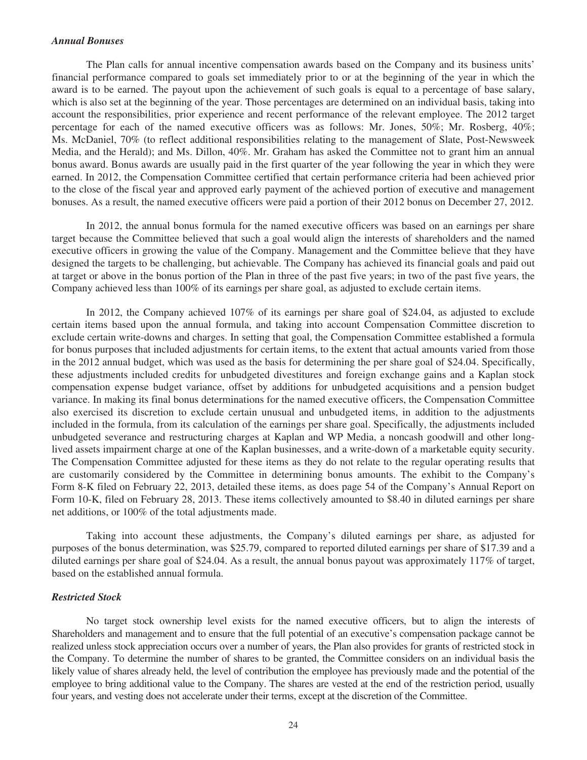### *Annual Bonuses*

The Plan calls for annual incentive compensation awards based on the Company and its business units' financial performance compared to goals set immediately prior to or at the beginning of the year in which the award is to be earned. The payout upon the achievement of such goals is equal to a percentage of base salary, which is also set at the beginning of the year. Those percentages are determined on an individual basis, taking into account the responsibilities, prior experience and recent performance of the relevant employee. The 2012 target percentage for each of the named executive officers was as follows: Mr. Jones, 50%; Mr. Rosberg, 40%; Ms. McDaniel, 70% (to reflect additional responsibilities relating to the management of Slate, Post-Newsweek Media, and the Herald); and Ms. Dillon, 40%. Mr. Graham has asked the Committee not to grant him an annual bonus award. Bonus awards are usually paid in the first quarter of the year following the year in which they were earned. In 2012, the Compensation Committee certified that certain performance criteria had been achieved prior to the close of the fiscal year and approved early payment of the achieved portion of executive and management bonuses. As a result, the named executive officers were paid a portion of their 2012 bonus on December 27, 2012.

In 2012, the annual bonus formula for the named executive officers was based on an earnings per share target because the Committee believed that such a goal would align the interests of shareholders and the named executive officers in growing the value of the Company. Management and the Committee believe that they have designed the targets to be challenging, but achievable. The Company has achieved its financial goals and paid out at target or above in the bonus portion of the Plan in three of the past five years; in two of the past five years, the Company achieved less than 100% of its earnings per share goal, as adjusted to exclude certain items.

In 2012, the Company achieved 107% of its earnings per share goal of $24.04, as adjusted to exclude certain items based upon the annual formula, and taking into account Compensation Committee discretion to exclude certain write-downs and charges. In setting that goal, the Compensation Committee established a formula for bonus purposes that included adjustments for certain items, to the extent that actual amounts varied from those in the 2012 annual budget, which was used as the basis for determining the per share goal of $24.04. Specifically, these adjustments included credits for unbudgeted divestitures and foreign exchange gains and a Kaplan stock compensation expense budget variance, offset by additions for unbudgeted acquisitions and a pension budget variance. In making its final bonus determinations for the named executive officers, the Compensation Committee also exercised its discretion to exclude certain unusual and unbudgeted items, in addition to the adjustments included in the formula, from its calculation of the earnings per share goal. Specifically, the adjustments included unbudgeted severance and restructuring charges at Kaplan and WP Media, a noncash goodwill and other long-lived assets impairment charge at one of the Kaplan businesses, and a write-down of a marketable equity security. The Compensation Committee adjusted for these items as they do not relate to the regular operating results that are customarily considered by the Committee in determining bonus amounts. The exhibit to the Company's Form 8-K filed on February 22, 2013, detailed these items, as does page 54 of the Company's Annual Report on Form 10-K, filed on February 28, 2013. These items collectively amounted to $8.40 in diluted earnings per share net additions, or 100% of the total adjustments made.

Taking into account these adjustments, the Company's diluted earnings per share, as adjusted for purposes of the bonus determination, was $25.79, compared to reported diluted earnings per share of $17.39 and a diluted earnings per share goal of $24.04. As a result, the annual bonus payout was approximately 117% of target, based on the established annual formula.

### *Restricted Stock*

No target stock ownership level exists for the named executive officers, but to align the interests of Shareholders and management and to ensure that the full potential of an executive's compensation package cannot be realized unless stock appreciation occurs over a number of years, the Plan also provides for grants of restricted stock in the Company. To determine the number of shares to be granted, the Committee considers on an individual basis the likely value of shares already held, the level of contribution the employee has previously made and the potential of the employee to bring additional value to the Company. The shares are vested at the end of the restriction period, usually four years, and vesting does not accelerate under their terms, except at the discretion of the Committee.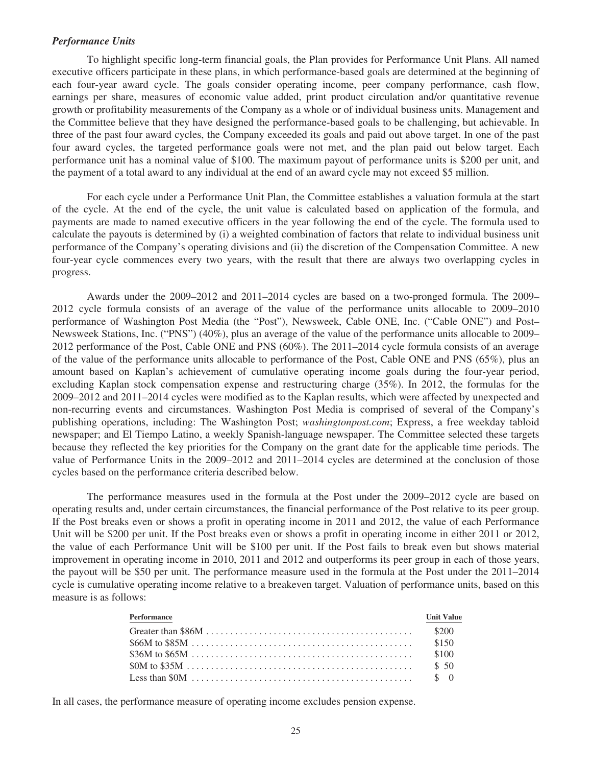### *Performance Units*

To highlight specific long-term financial goals, the Plan provides for Performance Unit Plans. All named executive officers participate in these plans, in which performance-based goals are determined at the beginning of each four-year award cycle. The goals consider operating income, peer company performance, cash flow, earnings per share, measures of economic value added, print product circulation and/or quantitative revenue growth or profitability measurements of the Company as a whole or of individual business units. Management and the Committee believe that they have designed the performance-based goals to be challenging, but achievable. In three of the past four award cycles, the Company exceeded its goals and paid out above target. In one of the past four award cycles, the targeted performance goals were not met, and the plan paid out below target. Each performance unit has a nominal value of $100. The maximum payout of performance units is $200 per unit, and the payment of a total award to any individual at the end of an award cycle may not exceed $5 million.

For each cycle under a Performance Unit Plan, the Committee establishes a valuation formula at the start of the cycle. At the end of the cycle, the unit value is calculated based on application of the formula, and payments are made to named executive officers in the year following the end of the cycle. The formula used to calculate the payouts is determined by (i) a weighted combination of factors that relate to individual business unit performance of the Company's operating divisions and (ii) the discretion of the Compensation Committee. A new four-year cycle commences every two years, with the result that there are always two overlapping cycles in progress.

Awards under the 2009–2012 and 2011–2014 cycles are based on a two-pronged formula. The 2009–2012 cycle formula consists of an average of the value of the performance units allocable to 2009–2010 performance of Washington Post Media (the "Post"), Newsweek, Cable ONE, Inc. ("Cable ONE") and Post–Newsweek Stations, Inc. ("PNS") (40%), plus an average of the value of the performance units allocable to 2009–2012 performance of the Post, Cable ONE and PNS (60%). The 2011–2014 cycle formula consists of an average of the value of the performance units allocable to performance of the Post, Cable ONE and PNS (65%), plus an amount based on Kaplan's achievement of cumulative operating income goals during the four-year period, excluding Kaplan stock compensation expense and restructuring charge (35%). In 2012, the formulas for the 2009–2012 and 2011–2014 cycles were modified as to the Kaplan results, which were affected by unexpected and non-recurring events and circumstances. Washington Post Media is comprised of several of the Company's publishing operations, including: The Washington Post; *washingtonpost.com*; Express, a free weekday tabloid newspaper; and El Tiempo Latino, a weekly Spanish-language newspaper. The Committee selected these targets because they reflected the key priorities for the Company on the grant date for the applicable time periods. The value of Performance Units in the 2009–2012 and 2011–2014 cycles are determined at the conclusion of those cycles based on the performance criteria described below.

The performance measures used in the formula at the Post under the 2009–2012 cycle are based on operating results and, under certain circumstances, the financial performance of the Post relative to its peer group. If the Post breaks even or shows a profit in operating income in 2011 and 2012, the value of each Performance Unit will be $200 per unit. If the Post breaks even or shows a profit in operating income in either 2011 or 2012, the value of each Performance Unit will be $100 per unit. If the Post fails to break even but shows material improvement in operating income in 2010, 2011 and 2012 and outperforms its peer group in each of those years, the payout will be $50 per unit. The performance measure used in the formula at the Post under the 2011–2014 cycle is cumulative operating income relative to a breakeven target. Valuation of performance units, based on this measure is as follows:

| Performance | Unit Value |
|---|---|
| Greater than $86M | $200 |
| $66M to $85M | $150 |
| $36M to $65M | $100 |
| $0M to $35M | $ 50 |
| Less than $0M | $ 0 |

In all cases, the performance measure of operating income excludes pension expense.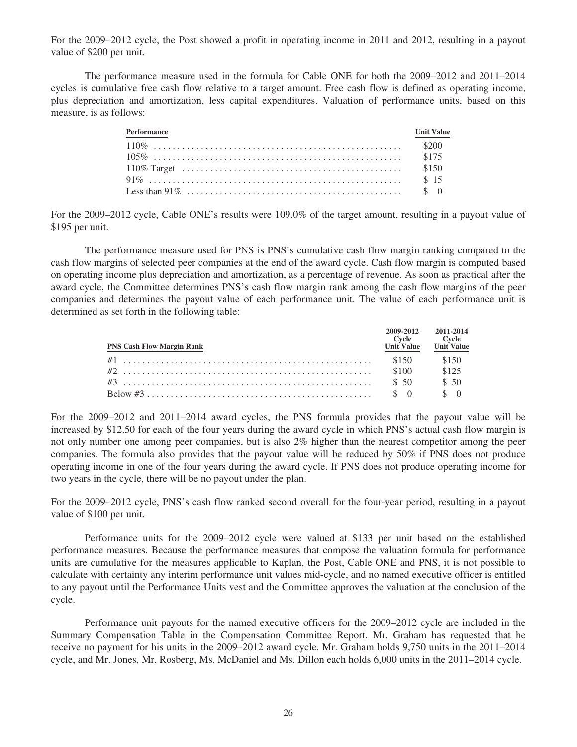For the 2009–2012 cycle, the Post showed a profit in operating income in 2011 and 2012, resulting in a payout value of $200 per unit.

The performance measure used in the formula for Cable ONE for both the 2009–2012 and 2011–2014 cycles is cumulative free cash flow relative to a target amount. Free cash flow is defined as operating income, plus depreciation and amortization, less capital expenditures. Valuation of performance units, based on this measure, is as follows:

| Performance | Unit Value |
|---|---|
| 110% | $200 |
| 105% | $175 |
| 110% Target | $150 |
| 91% | $ 15 |
| Less than 91% | $ 0 |

For the 2009–2012 cycle, Cable ONE's results were 109.0% of the target amount, resulting in a payout value of $195 per unit.

The performance measure used for PNS is PNS's cumulative cash flow margin ranking compared to the cash flow margins of selected peer companies at the end of the award cycle. Cash flow margin is computed based on operating income plus depreciation and amortization, as a percentage of revenue. As soon as practical after the award cycle, the Committee determines PNS's cash flow margin rank among the cash flow margins of the peer companies and determines the payout value of each performance unit. The value of each performance unit is determined as set forth in the following table:

| PNS Cash Flow Margin Rank | 2009-2012 Cycle Unit Value | 2011-2014 Cycle Unit Value |
|---|---|---|
| #1 | $150 | $150 |
| #2 | $100 | $125 |
| #3 | $ 50 | $ 50 |
| Below #3 | $ 0 | $ 0 |

For the 2009–2012 and 2011–2014 award cycles, the PNS formula provides that the payout value will be increased by $12.50 for each of the four years during the award cycle in which PNS's actual cash flow margin is not only number one among peer companies, but is also 2% higher than the nearest competitor among the peer companies. The formula also provides that the payout value will be reduced by 50% if PNS does not produce operating income in one of the four years during the award cycle. If PNS does not produce operating income for two years in the cycle, there will be no payout under the plan.

For the 2009–2012 cycle, PNS's cash flow ranked second overall for the four-year period, resulting in a payout value of $100 per unit.

Performance units for the 2009–2012 cycle were valued at $133 per unit based on the established performance measures. Because the performance measures that compose the valuation formula for performance units are cumulative for the measures applicable to Kaplan, the Post, Cable ONE and PNS, it is not possible to calculate with certainty any interim performance unit values mid-cycle, and no named executive officer is entitled to any payout until the Performance Units vest and the Committee approves the valuation at the conclusion of the cycle.

Performance unit payouts for the named executive officers for the 2009–2012 cycle are included in the Summary Compensation Table in the Compensation Committee Report. Mr. Graham has requested that he receive no payment for his units in the 2009–2012 award cycle. Mr. Graham holds 9,750 units in the 2011–2014 cycle, and Mr. Jones, Mr. Rosberg, Ms. McDaniel and Ms. Dillon each holds 6,000 units in the 2011–2014 cycle.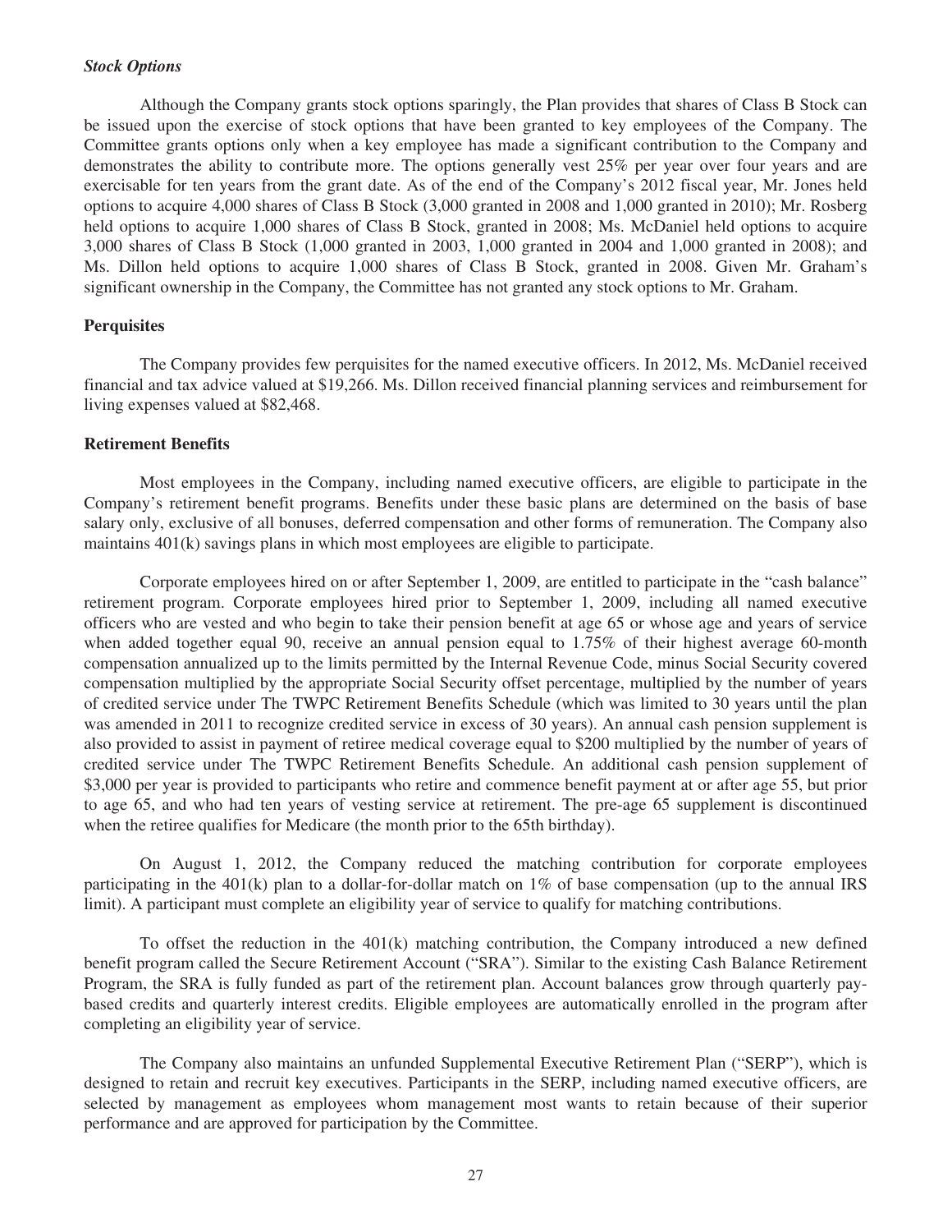*Stock Options*

Although the Company grants stock options sparingly, the Plan provides that shares of Class B Stock can be issued upon the exercise of stock options that have been granted to key employees of the Company. The Committee grants options only when a key employee has made a significant contribution to the Company and demonstrates the ability to contribute more. The options generally vest 25% per year over four years and are exercisable for ten years from the grant date. As of the end of the Company's 2012 fiscal year, Mr. Jones held options to acquire 4,000 shares of Class B Stock (3,000 granted in 2008 and 1,000 granted in 2010); Mr. Rosberg held options to acquire 1,000 shares of Class B Stock, granted in 2008; Ms. McDaniel held options to acquire 3,000 shares of Class B Stock (1,000 granted in 2003, 1,000 granted in 2004 and 1,000 granted in 2008); and Ms. Dillon held options to acquire 1,000 shares of Class B Stock, granted in 2008. Given Mr. Graham's significant ownership in the Company, the Committee has not granted any stock options to Mr. Graham.

**Perquisites**

The Company provides few perquisites for the named executive officers. In 2012, Ms. McDaniel received financial and tax advice valued at $19,266. Ms. Dillon received financial planning services and reimbursement for living expenses valued at $82,468.

**Retirement Benefits**

Most employees in the Company, including named executive officers, are eligible to participate in the Company's retirement benefit programs. Benefits under these basic plans are determined on the basis of base salary only, exclusive of all bonuses, deferred compensation and other forms of remuneration. The Company also maintains 401(k) savings plans in which most employees are eligible to participate.

Corporate employees hired on or after September 1, 2009, are entitled to participate in the "cash balance" retirement program. Corporate employees hired prior to September 1, 2009, including all named executive officers who are vested and who begin to take their pension benefit at age 65 or whose age and years of service when added together equal 90, receive an annual pension equal to 1.75% of their highest average 60-month compensation annualized up to the limits permitted by the Internal Revenue Code, minus Social Security covered compensation multiplied by the appropriate Social Security offset percentage, multiplied by the number of years of credited service under The TWPC Retirement Benefits Schedule (which was limited to 30 years until the plan was amended in 2011 to recognize credited service in excess of 30 years). An annual cash pension supplement is also provided to assist in payment of retiree medical coverage equal to $200 multiplied by the number of years of credited service under The TWPC Retirement Benefits Schedule. An additional cash pension supplement of $3,000 per year is provided to participants who retire and commence benefit payment at or after age 55, but prior to age 65, and who had ten years of vesting service at retirement. The pre-age 65 supplement is discontinued when the retiree qualifies for Medicare (the month prior to the 65th birthday).

On August 1, 2012, the Company reduced the matching contribution for corporate employees participating in the 401(k) plan to a dollar-for-dollar match on 1% of base compensation (up to the annual IRS limit). A participant must complete an eligibility year of service to qualify for matching contributions.

To offset the reduction in the 401(k) matching contribution, the Company introduced a new defined benefit program called the Secure Retirement Account ("SRA"). Similar to the existing Cash Balance Retirement Program, the SRA is fully funded as part of the retirement plan. Account balances grow through quarterly pay-based credits and quarterly interest credits. Eligible employees are automatically enrolled in the program after completing an eligibility year of service.

The Company also maintains an unfunded Supplemental Executive Retirement Plan ("SERP"), which is designed to retain and recruit key executives. Participants in the SERP, including named executive officers, are selected by management as employees whom management most wants to retain because of their superior performance and are approved for participation by the Committee.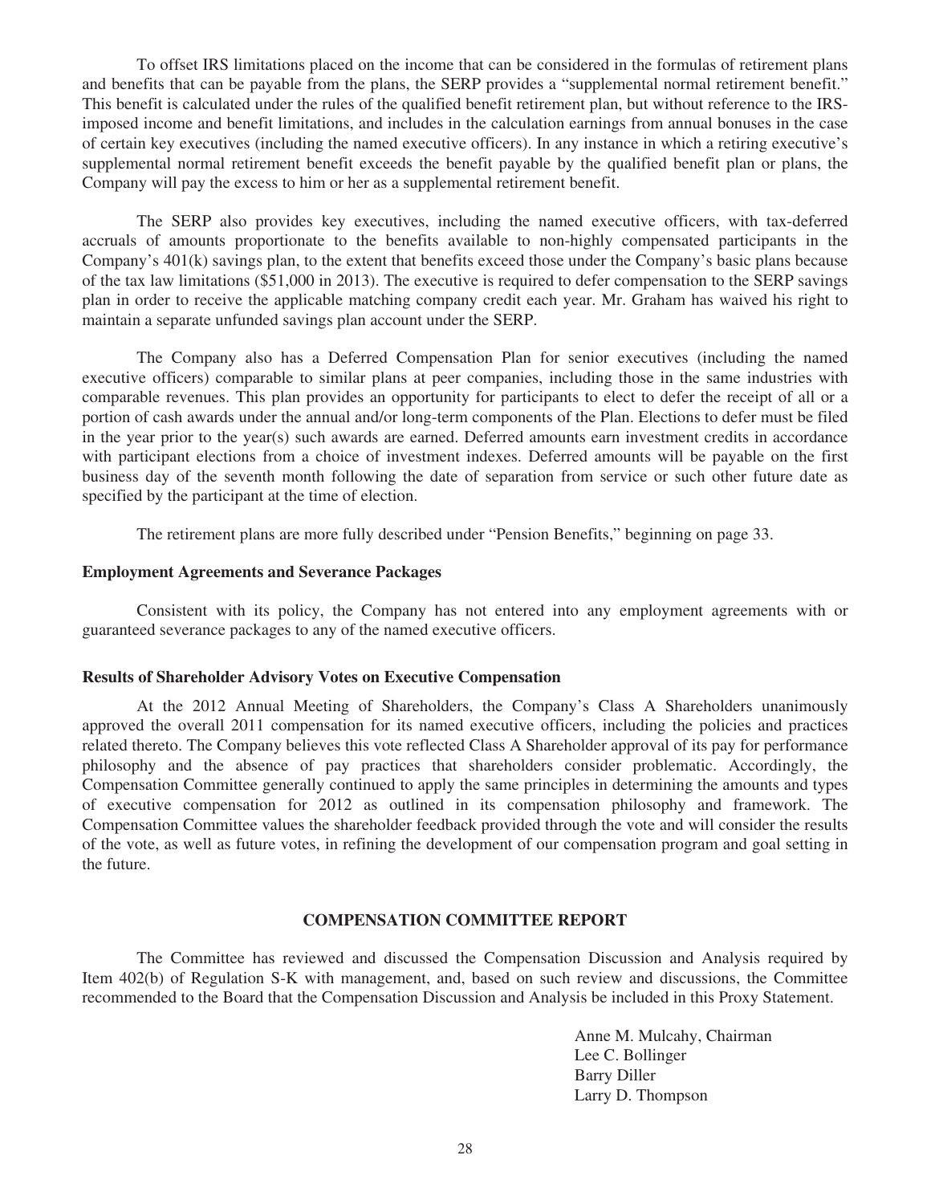To offset IRS limitations placed on the income that can be considered in the formulas of retirement plans and benefits that can be payable from the plans, the SERP provides a "supplemental normal retirement benefit." This benefit is calculated under the rules of the qualified benefit retirement plan, but without reference to the IRS-imposed income and benefit limitations, and includes in the calculation earnings from annual bonuses in the case of certain key executives (including the named executive officers). In any instance in which a retiring executive's supplemental normal retirement benefit exceeds the benefit payable by the qualified benefit plan or plans, the Company will pay the excess to him or her as a supplemental retirement benefit.

The SERP also provides key executives, including the named executive officers, with tax-deferred accruals of amounts proportionate to the benefits available to non-highly compensated participants in the Company's 401(k) savings plan, to the extent that benefits exceed those under the Company's basic plans because of the tax law limitations ($51,000 in 2013). The executive is required to defer compensation to the SERP savings plan in order to receive the applicable matching company credit each year. Mr. Graham has waived his right to maintain a separate unfunded savings plan account under the SERP.

The Company also has a Deferred Compensation Plan for senior executives (including the named executive officers) comparable to similar plans at peer companies, including those in the same industries with comparable revenues. This plan provides an opportunity for participants to elect to defer the receipt of all or a portion of cash awards under the annual and/or long-term components of the Plan. Elections to defer must be filed in the year prior to the year(s) such awards are earned. Deferred amounts earn investment credits in accordance with participant elections from a choice of investment indexes. Deferred amounts will be payable on the first business day of the seventh month following the date of separation from service or such other future date as specified by the participant at the time of election.

The retirement plans are more fully described under "Pension Benefits," beginning on page 33.

**Employment Agreements and Severance Packages**

Consistent with its policy, the Company has not entered into any employment agreements with or guaranteed severance packages to any of the named executive officers.

**Results of Shareholder Advisory Votes on Executive Compensation**

At the 2012 Annual Meeting of Shareholders, the Company's Class A Shareholders unanimously approved the overall 2011 compensation for its named executive officers, including the policies and practices related thereto. The Company believes this vote reflected Class A Shareholder approval of its pay for performance philosophy and the absence of pay practices that shareholders consider problematic. Accordingly, the Compensation Committee generally continued to apply the same principles in determining the amounts and types of executive compensation for 2012 as outlined in its compensation philosophy and framework. The Compensation Committee values the shareholder feedback provided through the vote and will consider the results of the vote, as well as future votes, in refining the development of our compensation program and goal setting in the future.

## COMPENSATION COMMITTEE REPORT

The Committee has reviewed and discussed the Compensation Discussion and Analysis required by Item 402(b) of Regulation S-K with management, and, based on such review and discussions, the Committee recommended to the Board that the Compensation Discussion and Analysis be included in this Proxy Statement.

Anne M. Mulcahy, Chairman
Lee C. Bollinger
Barry Diller
Larry D. Thompson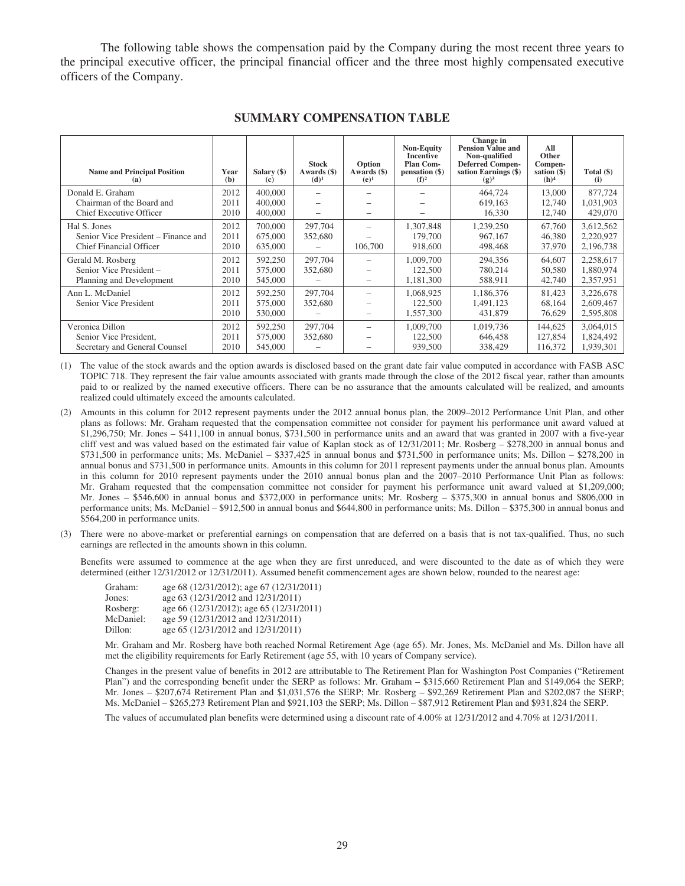The following table shows the compensation paid by the Company during the most recent three years to the principal executive officer, the principal financial officer and the three most highly compensated executive officers of the Company.

## SUMMARY COMPENSATION TABLE

| Name and Principal Position (a) | Year (b) | Salary ($) (c) | Stock Awards ($) (d)[1] | Option Awards ($) (e)[1] | Non-Equity Incentive Plan Compensation ($) (f)[2] | Change in Pension Value and Non-qualified Deferred Compensation Earnings ($) (g)[3] | All Other Compensation ($) (h)[4] | Total ($) (i) |
|---|---|---|---|---|---|---|---|---|
| Donald E. Graham | 2012 | 400,000 | – | – | – | 464,724 | 13,000 | 877,724 |
| Chairman of the Board and | 2011 | 400,000 | – | – | – | 619,163 | 12,740 | 1,031,903 |
| Chief Executive Officer | 2010 | 400,000 | – | – | – | 16,330 | 12,740 | 429,070 |
| Hal S. Jones | 2012 | 700,000 | 297,704 | – | 1,307,848 | 1,239,250 | 67,760 | 3,612,562 |
| Senior Vice President – Finance and | 2011 | 675,000 | 352,680 | – | 179,700 | 967,167 | 46,380 | 2,220,927 |
| Chief Financial Officer | 2010 | 635,000 | – | 106,700 | 918,600 | 498,468 | 37,970 | 2,196,738 |
| Gerald M. Rosberg | 2012 | 592,250 | 297,704 | – | 1,009,700 | 294,356 | 64,607 | 2,258,617 |
| Senior Vice President – | 2011 | 575,000 | 352,680 | – | 122,500 | 780,214 | 50,580 | 1,880,974 |
| Planning and Development | 2010 | 545,000 | – | – | 1,181,300 | 588,911 | 42,740 | 2,357,951 |
| Ann L. McDaniel | 2012 | 592,250 | 297,704 | – | 1,068,925 | 1,186,376 | 81,423 | 3,226,678 |
| Senior Vice President | 2011 | 575,000 | 352,680 | – | 122,500 | 1,491,123 | 68,164 | 2,609,467 |
| | 2010 | 530,000 | – | – | 1,557,300 | 431,879 | 76,629 | 2,595,808 |
| Veronica Dillon | 2012 | 592,250 | 297,704 | – | 1,009,700 | 1,019,736 | 144,625 | 3,064,015 |
| Senior Vice President, | 2011 | 575,000 | 352,680 | – | 122,500 | 646,458 | 127,854 | 1,824,492 |
| Secretary and General Counsel | 2010 | 545,000 | – | – | 939,500 | 338,429 | 116,372 | 1,939,301 |

(1) The value of the stock awards and the option awards is disclosed based on the grant date fair value computed in accordance with FASB ASC TOPIC 718. They represent the fair value amounts associated with grants made through the close of the 2012 fiscal year, rather than amounts paid to or realized by the named executive officers. There can be no assurance that the amounts calculated will be realized, and amounts realized could ultimately exceed the amounts calculated.

(2) Amounts in this column for 2012 represent payments under the 2012 annual bonus plan, the 2009–2012 Performance Unit Plan, and other plans as follows: Mr. Graham requested that the compensation committee not consider for payment his performance unit award valued at $1,296,750; Mr. Jones – $411,100 in annual bonus, $731,500 in performance units and an award that was granted in 2007 with a five-year cliff vest and was valued based on the estimated fair value of Kaplan stock as of 12/31/2011; Mr. Rosberg – $278,200 in annual bonus and $731,500 in performance units; Ms. McDaniel – $337,425 in annual bonus and $731,500 in performance units; Ms. Dillon – $278,200 in annual bonus and $731,500 in performance units. Amounts in this column for 2011 represent payments under the annual bonus plan. Amounts in this column for 2010 represent payments under the 2010 annual bonus plan and the 2007–2010 Performance Unit Plan as follows: Mr. Graham requested that the compensation committee not consider for payment his performance unit award valued at $1,209,000; Mr. Jones – $546,600 in annual bonus and $372,000 in performance units; Mr. Rosberg – $375,300 in annual bonus and $806,000 in performance units; Ms. McDaniel – $912,500 in annual bonus and $644,800 in performance units; Ms. Dillon – $375,300 in annual bonus and $564,200 in performance units.

(3) There were no above-market or preferential earnings on compensation that are deferred on a basis that is not tax-qualified. Thus, no such earnings are reflected in the amounts shown in this column.

Benefits were assumed to commence at the age when they are first unreduced, and were discounted to the date as of which they were determined (either 12/31/2012 or 12/31/2011). Assumed benefit commencement ages are shown below, rounded to the nearest age:

- Graham: age 68 (12/31/2012); age 67 (12/31/2011)
- Jones: age 63 (12/31/2012 and 12/31/2011)
- Rosberg: age 66 (12/31/2012); age 65 (12/31/2011)
- McDaniel: age 59 (12/31/2012 and 12/31/2011)
- Dillon: age 65 (12/31/2012 and 12/31/2011)

Mr. Graham and Mr. Rosberg have both reached Normal Retirement Age (age 65). Mr. Jones, Ms. McDaniel and Ms. Dillon have all met the eligibility requirements for Early Retirement (age 55, with 10 years of Company service).

Changes in the present value of benefits in 2012 are attributable to The Retirement Plan for Washington Post Companies ("Retirement Plan") and the corresponding benefit under the SERP as follows: Mr. Graham – $315,660 Retirement Plan and $149,064 the SERP; Mr. Jones – $207,674 Retirement Plan and $1,031,576 the SERP; Mr. Rosberg – $92,269 Retirement Plan and $202,087 the SERP; Ms. McDaniel – $265,273 Retirement Plan and $921,103 the SERP; Ms. Dillon – $87,912 Retirement Plan and $931,824 the SERP.

The values of accumulated plan benefits were determined using a discount rate of 4.00% at 12/31/2012 and 4.70% at 12/31/2011.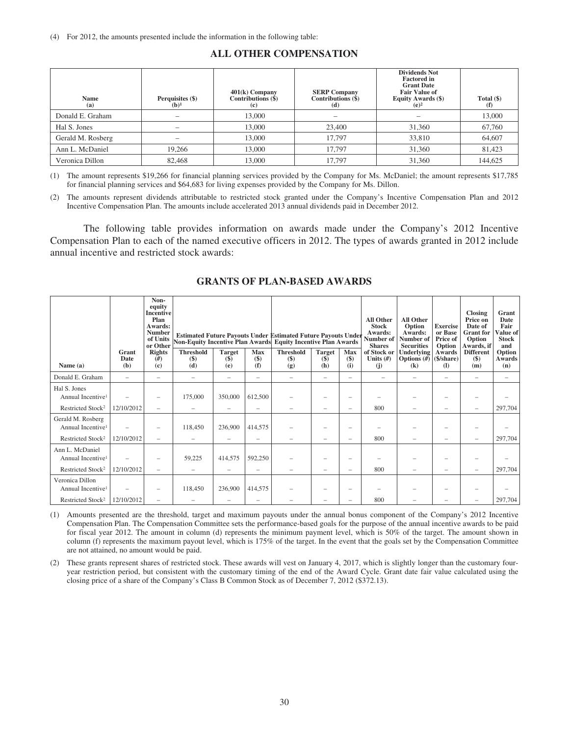(4) For 2012, the amounts presented include the information in the following table:

## ALL OTHER COMPENSATION

| Name (a) | Perquisites ($) (b)[1] | 401(k) Company Contributions ($) (c) | SERP Company Contributions ($) (d) | Dividends Not Factored in Grant Date Fair Value of Equity Awards ($) (e)[2] | Total ($) (f) |
|---|---|---|---|---|---|
| Donald E. Graham | – | 13,000 | – | – | 13,000 |
| Hal S. Jones | – | 13,000 | 23,400 | 31,360 | 67,760 |
| Gerald M. Rosberg | – | 13,000 | 17,797 | 33,810 | 64,607 |
| Ann L. McDaniel | 19,266 | 13,000 | 17,797 | 31,360 | 81,423 |
| Veronica Dillon | 82,468 | 13,000 | 17,797 | 31,360 | 144,625 |

(1) The amount represents $19,266 for financial planning services provided by the Company for Ms. McDaniel; the amount represents $17,785 for financial planning services and $64,683 for living expenses provided by the Company for Ms. Dillon.

(2) The amounts represent dividends attributable to restricted stock granted under the Company's Incentive Compensation Plan and 2012 Incentive Compensation Plan. The amounts include accelerated 2013 annual dividends paid in December 2012.

The following table provides information on awards made under the Company's 2012 Incentive Compensation Plan to each of the named executive officers in 2012. The types of awards granted in 2012 include annual incentive and restricted stock awards:

## GRANTS OF PLAN-BASED AWARDS

| Name (a) | Grant Date (b) | Non-equity Incentive Plan Awards: Number of Units or Other Rights (#) (c) | Estimated Future Payouts Under Non-Equity Incentive Plan Awards | | | Estimated Future Payouts Under Equity Incentive Plan Awards | | | All Other Stock Awards: Number of Shares of Stock or Units (#) (j) | All Other Option Awards: Number of Securities Underlying Options (#) (k) | Exercise or Base Price of Option Awards ($/share) (l) | Closing Price on Date of Grant for Option Awards, if Different ($) (m) | Grant Date Fair Value of Stock and Option Awards (n) |
|---|---|---|---|---|---|---|---|---|---|---|---|---|---|
| | | | Threshold ($) (d) | Target ($) (e) | Max ($) (f) | Threshold ($) (g) | Target ($) (h) | Max ($) (i) | | | | | |
| Donald E. Graham | – | – | – | – | – | – | – | – | – | – | – | – | – |
| Hal S. Jones Annual Incentive[1] | – | – | 175,000 | 350,000 | 612,500 | – | – | – | – | – | – | – | – |
| Restricted Stock[2] | 12/10/2012 | – | – | – | – | – | – | – | 800 | – | – | – | 297,704 |
| Gerald M. Rosberg Annual Incentive[1] | – | – | 118,450 | 236,900 | 414,575 | – | – | – | – | – | – | – | – |
| Restricted Stock[2] | 12/10/2012 | – | – | – | – | – | – | – | 800 | – | – | – | 297,704 |
| Ann L. McDaniel Annual Incentive[1] | – | – | 59,225 | 414,575 | 592,250 | – | – | – | – | – | – | – | – |
| Restricted Stock[2] | 12/10/2012 | – | – | – | – | – | – | – | 800 | – | – | – | 297,704 |
| Veronica Dillon Annual Incentive[1] | – | – | 118,450 | 236,900 | 414,575 | – | – | – | – | – | – | – | – |
| Restricted Stock[2] | 12/10/2012 | – | – | – | – | – | – | – | 800 | – | – | – | 297,704 |

(1) Amounts presented are the threshold, target and maximum payouts under the annual bonus component of the Company's 2012 Incentive Compensation Plan. The Compensation Committee sets the performance-based goals for the purpose of the annual incentive awards to be paid for fiscal year 2012. The amount in column (d) represents the minimum payment level, which is 50% of the target. The amount shown in column (f) represents the maximum payout level, which is 175% of the target. In the event that the goals set by the Compensation Committee are not attained, no amount would be paid.

(2) These grants represent shares of restricted stock. These awards will vest on January 4, 2017, which is slightly longer than the customary four-year restriction period, but consistent with the customary timing of the end of the Award Cycle. Grant date fair value calculated using the closing price of a share of the Company's Class B Common Stock as of December 7, 2012 ($372.13).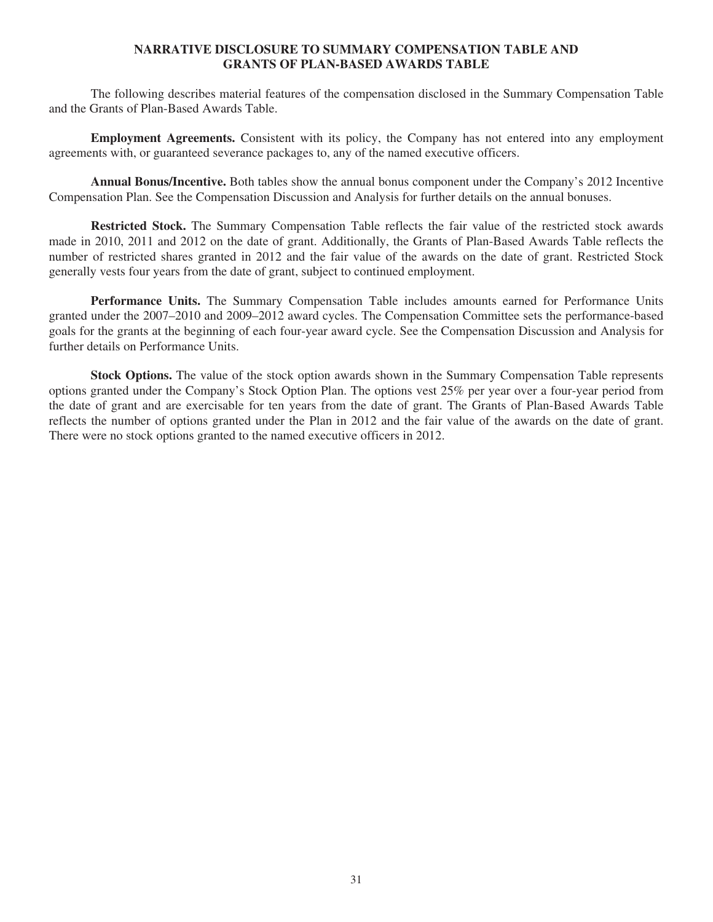## NARRATIVE DISCLOSURE TO SUMMARY COMPENSATION TABLE AND GRANTS OF PLAN-BASED AWARDS TABLE

The following describes material features of the compensation disclosed in the Summary Compensation Table and the Grants of Plan-Based Awards Table.

**Employment Agreements.** Consistent with its policy, the Company has not entered into any employment agreements with, or guaranteed severance packages to, any of the named executive officers.

**Annual Bonus/Incentive.** Both tables show the annual bonus component under the Company's 2012 Incentive Compensation Plan. See the Compensation Discussion and Analysis for further details on the annual bonuses.

**Restricted Stock.** The Summary Compensation Table reflects the fair value of the restricted stock awards made in 2010, 2011 and 2012 on the date of grant. Additionally, the Grants of Plan-Based Awards Table reflects the number of restricted shares granted in 2012 and the fair value of the awards on the date of grant. Restricted Stock generally vests four years from the date of grant, subject to continued employment.

**Performance Units.** The Summary Compensation Table includes amounts earned for Performance Units granted under the 2007–2010 and 2009–2012 award cycles. The Compensation Committee sets the performance-based goals for the grants at the beginning of each four-year award cycle. See the Compensation Discussion and Analysis for further details on Performance Units.

**Stock Options.** The value of the stock option awards shown in the Summary Compensation Table represents options granted under the Company's Stock Option Plan. The options vest 25% per year over a four-year period from the date of grant and are exercisable for ten years from the date of grant. The Grants of Plan-Based Awards Table reflects the number of options granted under the Plan in 2012 and the fair value of the awards on the date of grant. There were no stock options granted to the named executive officers in 2012.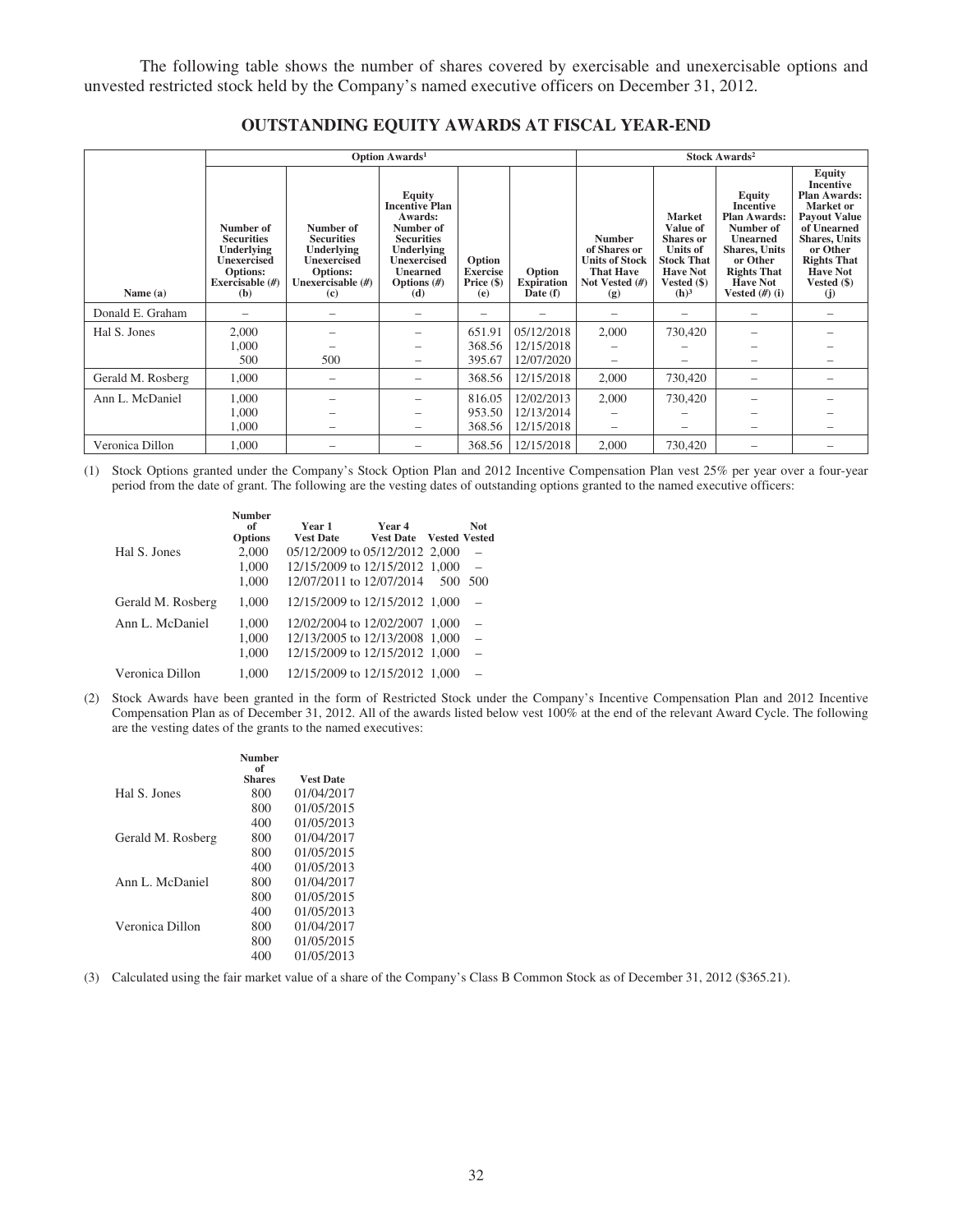The following table shows the number of shares covered by exercisable and unexercisable options and unvested restricted stock held by the Company's named executive officers on December 31, 2012.

## OUTSTANDING EQUITY AWARDS AT FISCAL YEAR-END

| | Option Awards[1] | | | | | Stock Awards[2] | | | |
|---|---|---|---|---|---|---|---|---|---|
| Name (a) | Number of Securities Underlying Unexercised Options: Exercisable (#) (b) | Number of Securities Underlying Unexercised Options: Unexercisable (#) (c) | Equity Incentive Plan Awards: Number of Securities Underlying Unexercised Unearned Options (#) (d) | Option Exercise Price ($) (e) | Option Expiration Date (f) | Number of Shares or Units of Stock That Have Not Vested (#) (g) | Market Value of Shares or Units of Stock That Have Not Vested ($) (h)[3] | Equity Incentive Plan Awards: Number of Unearned Shares, Units or Other Rights That Have Not Vested (#) (i) | Equity Incentive Plan Awards: Market or Payout Value of Unearned Shares, Units or Other Rights That Have Not Vested ($) (j) |
| Donald E. Graham | – | – | – | – | – | – | – | – | – |
| Hal S. Jones | 2,000 | – | – | 651.91 | 05/12/2018 | 2,000 | 730,420 | – | – |
| | 1,000 | – | – | 368.56 | 12/15/2018 | – | – | – | – |
| | 500 | 500 | – | 395.67 | 12/07/2020 | – | – | – | – |
| Gerald M. Rosberg | 1,000 | – | – | 368.56 | 12/15/2018 | 2,000 | 730,420 | – | – |
| Ann L. McDaniel | 1,000 | – | – | 816.05 | 12/02/2013 | 2,000 | 730,420 | – | – |
| | 1,000 | – | – | 953.50 | 12/13/2014 | – | – | – | – |
| | 1,000 | – | – | 368.56 | 12/15/2018 | – | – | – | – |
| Veronica Dillon | 1,000 | – | – | 368.56 | 12/15/2018 | 2,000 | 730,420 | – | – |

(1) Stock Options granted under the Company's Stock Option Plan and 2012 Incentive Compensation Plan vest 25% per year over a four-year period from the date of grant. The following are the vesting dates of outstanding options granted to the named executive officers:

| | Number of Options | Year 1 Vest Date | Year 4 Vest Date | Vested | Not Vested |
|---|---|---|---|---|---|
| Hal S. Jones | 2,000 | 05/12/2009 to | 05/12/2012 | 2,000 | – |
| | 1,000 | 12/15/2009 to | 12/15/2012 | 1,000 | – |
| | 1,000 | 12/07/2011 to | 12/07/2014 | 500 | 500 |
| Gerald M. Rosberg | 1,000 | 12/15/2009 to | 12/15/2012 | 1,000 | – |
| Ann L. McDaniel | 1,000 | 12/02/2004 to | 12/02/2007 | 1,000 | – |
| | 1,000 | 12/13/2005 to | 12/13/2008 | 1,000 | – |
| | 1,000 | 12/15/2009 to | 12/15/2012 | 1,000 | – |
| Veronica Dillon | 1,000 | 12/15/2009 to | 12/15/2012 | 1,000 | – |

(2) Stock Awards have been granted in the form of Restricted Stock under the Company's Incentive Compensation Plan and 2012 Incentive Compensation Plan as of December 31, 2012. All of the awards listed below vest 100% at the end of the relevant Award Cycle. The following are the vesting dates of the grants to the named executives:

| | Number of Shares | Vest Date |
|---|---|---|
| Hal S. Jones | 800 | 01/04/2017 |
| | 800 | 01/05/2015 |
| | 400 | 01/05/2013 |
| Gerald M. Rosberg | 800 | 01/04/2017 |
| | 800 | 01/05/2015 |
| | 400 | 01/05/2013 |
| Ann L. McDaniel | 800 | 01/04/2017 |
| | 800 | 01/05/2015 |
| | 400 | 01/05/2013 |
| Veronica Dillon | 800 | 01/04/2017 |
| | 800 | 01/05/2015 |
| | 400 | 01/05/2013 |

(3) Calculated using the fair market value of a share of the Company's Class B Common Stock as of December 31, 2012 ($365.21).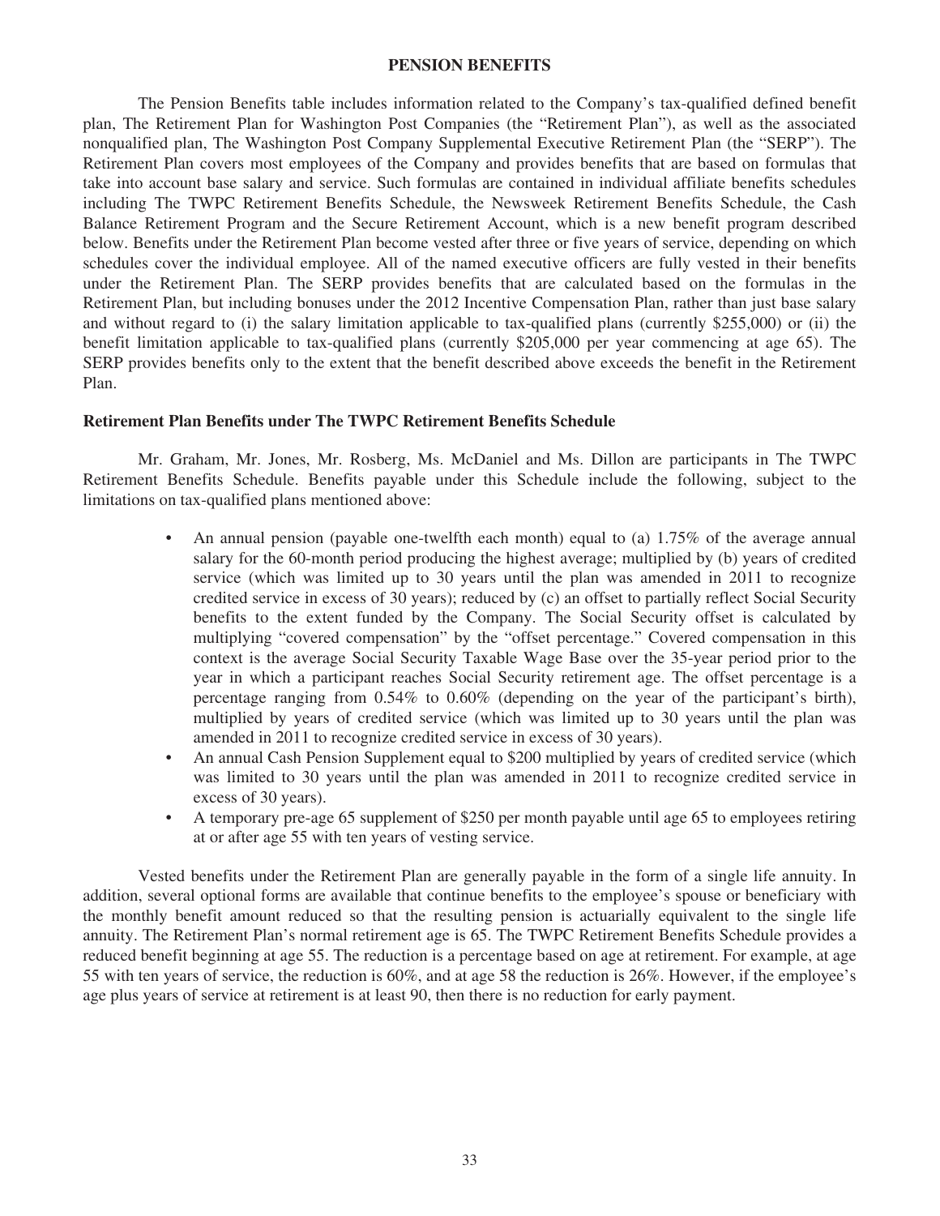## PENSION BENEFITS

The Pension Benefits table includes information related to the Company's tax-qualified defined benefit plan, The Retirement Plan for Washington Post Companies (the "Retirement Plan"), as well as the associated nonqualified plan, The Washington Post Company Supplemental Executive Retirement Plan (the "SERP"). The Retirement Plan covers most employees of the Company and provides benefits that are based on formulas that take into account base salary and service. Such formulas are contained in individual affiliate benefits schedules including The TWPC Retirement Benefits Schedule, the Newsweek Retirement Benefits Schedule, the Cash Balance Retirement Program and the Secure Retirement Account, which is a new benefit program described below. Benefits under the Retirement Plan become vested after three or five years of service, depending on which schedules cover the individual employee. All of the named executive officers are fully vested in their benefits under the Retirement Plan. The SERP provides benefits that are calculated based on the formulas in the Retirement Plan, but including bonuses under the 2012 Incentive Compensation Plan, rather than just base salary and without regard to (i) the salary limitation applicable to tax-qualified plans (currently $255,000) or (ii) the benefit limitation applicable to tax-qualified plans (currently $205,000 per year commencing at age 65). The SERP provides benefits only to the extent that the benefit described above exceeds the benefit in the Retirement Plan.

### Retirement Plan Benefits under The TWPC Retirement Benefits Schedule

Mr. Graham, Mr. Jones, Mr. Rosberg, Ms. McDaniel and Ms. Dillon are participants in The TWPC Retirement Benefits Schedule. Benefits payable under this Schedule include the following, subject to the limitations on tax-qualified plans mentioned above:

- An annual pension (payable one-twelfth each month) equal to (a) 1.75% of the average annual salary for the 60-month period producing the highest average; multiplied by (b) years of credited service (which was limited up to 30 years until the plan was amended in 2011 to recognize credited service in excess of 30 years); reduced by (c) an offset to partially reflect Social Security benefits to the extent funded by the Company. The Social Security offset is calculated by multiplying "covered compensation" by the "offset percentage." Covered compensation in this context is the average Social Security Taxable Wage Base over the 35-year period prior to the year in which a participant reaches Social Security retirement age. The offset percentage is a percentage ranging from 0.54% to 0.60% (depending on the year of the participant's birth), multiplied by years of credited service (which was limited up to 30 years until the plan was amended in 2011 to recognize credited service in excess of 30 years).
- An annual Cash Pension Supplement equal to $200 multiplied by years of credited service (which was limited to 30 years until the plan was amended in 2011 to recognize credited service in excess of 30 years).
- A temporary pre-age 65 supplement of $250 per month payable until age 65 to employees retiring at or after age 55 with ten years of vesting service.

Vested benefits under the Retirement Plan are generally payable in the form of a single life annuity. In addition, several optional forms are available that continue benefits to the employee's spouse or beneficiary with the monthly benefit amount reduced so that the resulting pension is actuarially equivalent to the single life annuity. The Retirement Plan's normal retirement age is 65. The TWPC Retirement Benefits Schedule provides a reduced benefit beginning at age 55. The reduction is a percentage based on age at retirement. For example, at age 55 with ten years of service, the reduction is 60%, and at age 58 the reduction is 26%. However, if the employee's age plus years of service at retirement is at least 90, then there is no reduction for early payment.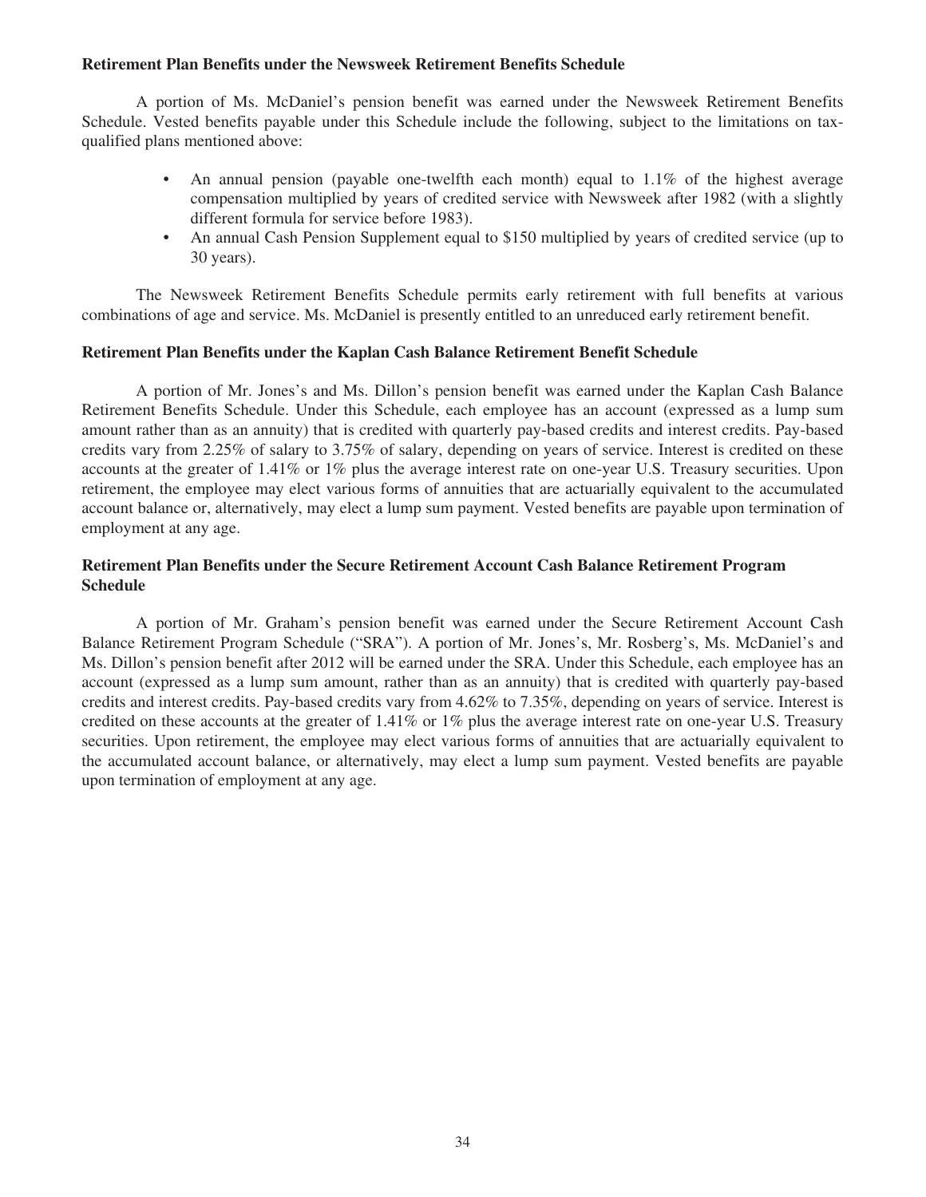**Retirement Plan Benefits under the Newsweek Retirement Benefits Schedule**

A portion of Ms. McDaniel's pension benefit was earned under the Newsweek Retirement Benefits Schedule. Vested benefits payable under this Schedule include the following, subject to the limitations on tax-qualified plans mentioned above:

- An annual pension (payable one-twelfth each month) equal to 1.1% of the highest average compensation multiplied by years of credited service with Newsweek after 1982 (with a slightly different formula for service before 1983).
- An annual Cash Pension Supplement equal to $150 multiplied by years of credited service (up to 30 years).

The Newsweek Retirement Benefits Schedule permits early retirement with full benefits at various combinations of age and service. Ms. McDaniel is presently entitled to an unreduced early retirement benefit.

**Retirement Plan Benefits under the Kaplan Cash Balance Retirement Benefit Schedule**

A portion of Mr. Jones's and Ms. Dillon's pension benefit was earned under the Kaplan Cash Balance Retirement Benefits Schedule. Under this Schedule, each employee has an account (expressed as a lump sum amount rather than as an annuity) that is credited with quarterly pay-based credits and interest credits. Pay-based credits vary from 2.25% of salary to 3.75% of salary, depending on years of service. Interest is credited on these accounts at the greater of 1.41% or 1% plus the average interest rate on one-year U.S. Treasury securities. Upon retirement, the employee may elect various forms of annuities that are actuarially equivalent to the accumulated account balance or, alternatively, may elect a lump sum payment. Vested benefits are payable upon termination of employment at any age.

**Retirement Plan Benefits under the Secure Retirement Account Cash Balance Retirement Program Schedule**

A portion of Mr. Graham's pension benefit was earned under the Secure Retirement Account Cash Balance Retirement Program Schedule ("SRA"). A portion of Mr. Jones's, Mr. Rosberg's, Ms. McDaniel's and Ms. Dillon's pension benefit after 2012 will be earned under the SRA. Under this Schedule, each employee has an account (expressed as a lump sum amount, rather than as an annuity) that is credited with quarterly pay-based credits and interest credits. Pay-based credits vary from 4.62% to 7.35%, depending on years of service. Interest is credited on these accounts at the greater of 1.41% or 1% plus the average interest rate on one-year U.S. Treasury securities. Upon retirement, the employee may elect various forms of annuities that are actuarially equivalent to the accumulated account balance, or alternatively, may elect a lump sum payment. Vested benefits are payable upon termination of employment at any age.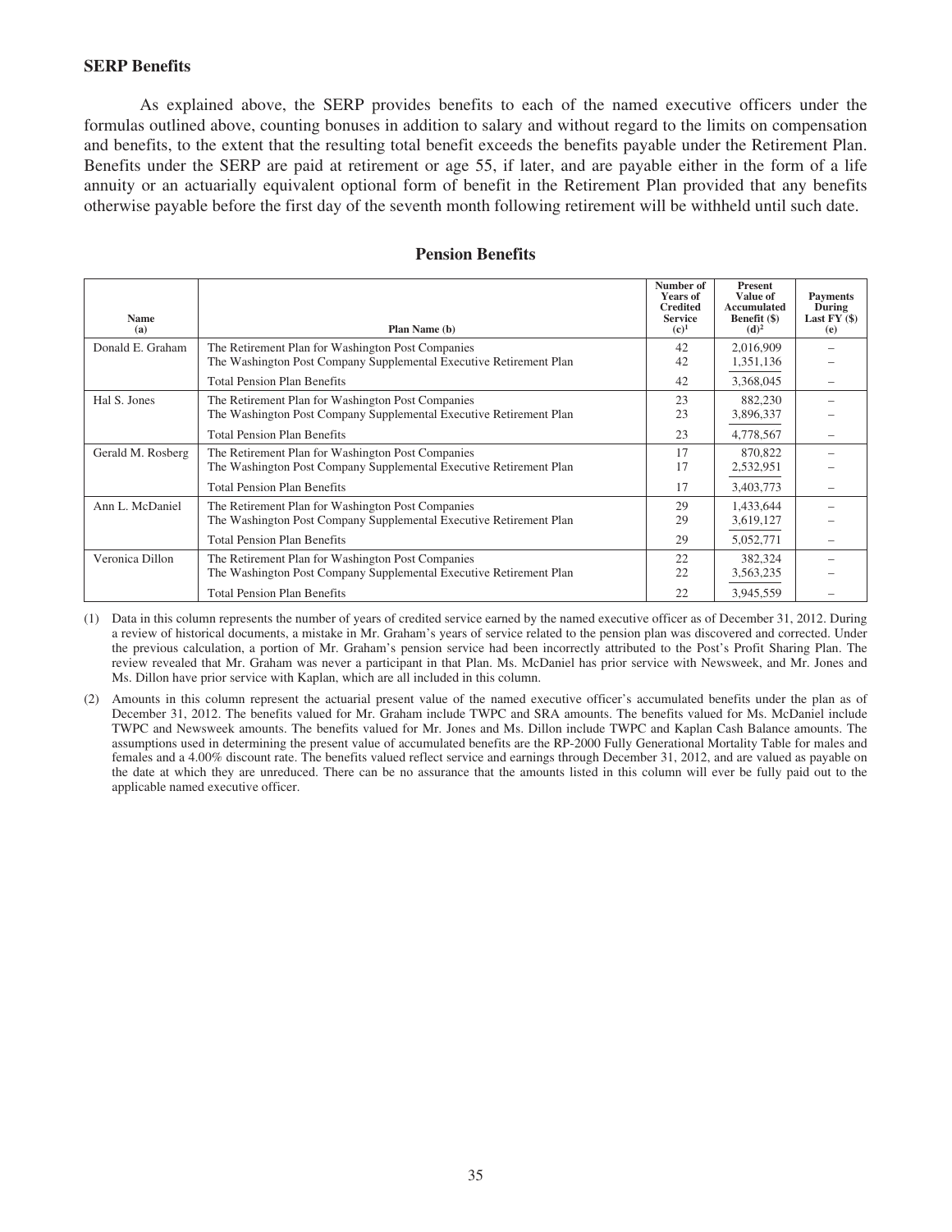### SERP Benefits

As explained above, the SERP provides benefits to each of the named executive officers under the formulas outlined above, counting bonuses in addition to salary and without regard to the limits on compensation and benefits, to the extent that the resulting total benefit exceeds the benefits payable under the Retirement Plan. Benefits under the SERP are paid at retirement or age 55, if later, and are payable either in the form of a life annuity or an actuarially equivalent optional form of benefit in the Retirement Plan provided that any benefits otherwise payable before the first day of the seventh month following retirement will be withheld until such date.

## Pension Benefits

| Name (a) | Plan Name (b) | Number of Years of Credited Service (c)[1] | Present Value of Accumulated Benefit ($) (d)[2] | Payments During Last FY ($) (e) |
|---|---|---|---|---|
| Donald E. Graham | The Retirement Plan for Washington Post Companies | 42 | 2,016,909 | – |
| | The Washington Post Company Supplemental Executive Retirement Plan | 42 | 1,351,136 | – |
| | Total Pension Plan Benefits | 42 | 3,368,045 | – |
| Hal S. Jones | The Retirement Plan for Washington Post Companies | 23 | 882,230 | – |
| | The Washington Post Company Supplemental Executive Retirement Plan | 23 | 3,896,337 | – |
| | Total Pension Plan Benefits | 23 | 4,778,567 | – |
| Gerald M. Rosberg | The Retirement Plan for Washington Post Companies | 17 | 870,822 | – |
| | The Washington Post Company Supplemental Executive Retirement Plan | 17 | 2,532,951 | – |
| | Total Pension Plan Benefits | 17 | 3,403,773 | – |
| Ann L. McDaniel | The Retirement Plan for Washington Post Companies | 29 | 1,433,644 | – |
| | The Washington Post Company Supplemental Executive Retirement Plan | 29 | 3,619,127 | – |
| | Total Pension Plan Benefits | 29 | 5,052,771 | – |
| Veronica Dillon | The Retirement Plan for Washington Post Companies | 22 | 382,324 | – |
| | The Washington Post Company Supplemental Executive Retirement Plan | 22 | 3,563,235 | – |
| | Total Pension Plan Benefits | 22 | 3,945,559 | – |

(1) Data in this column represents the number of years of credited service earned by the named executive officer as of December 31, 2012. During a review of historical documents, a mistake in Mr. Graham's years of service related to the pension plan was discovered and corrected. Under the previous calculation, a portion of Mr. Graham's pension service had been incorrectly attributed to the Post's Profit Sharing Plan. The review revealed that Mr. Graham was never a participant in that Plan. Ms. McDaniel has prior service with Newsweek, and Mr. Jones and Ms. Dillon have prior service with Kaplan, which are all included in this column.

(2) Amounts in this column represent the actuarial present value of the named executive officer's accumulated benefits under the plan as of December 31, 2012. The benefits valued for Mr. Graham include TWPC and SRA amounts. The benefits valued for Ms. McDaniel include TWPC and Newsweek amounts. The benefits valued for Mr. Jones and Ms. Dillon include TWPC and Kaplan Cash Balance amounts. The assumptions used in determining the present value of accumulated benefits are the RP-2000 Fully Generational Mortality Table for males and females and a 4.00% discount rate. The benefits valued reflect service and earnings through December 31, 2012, and are valued as payable on the date at which they are unreduced. There can be no assurance that the amounts listed in this column will ever be fully paid out to the applicable named executive officer.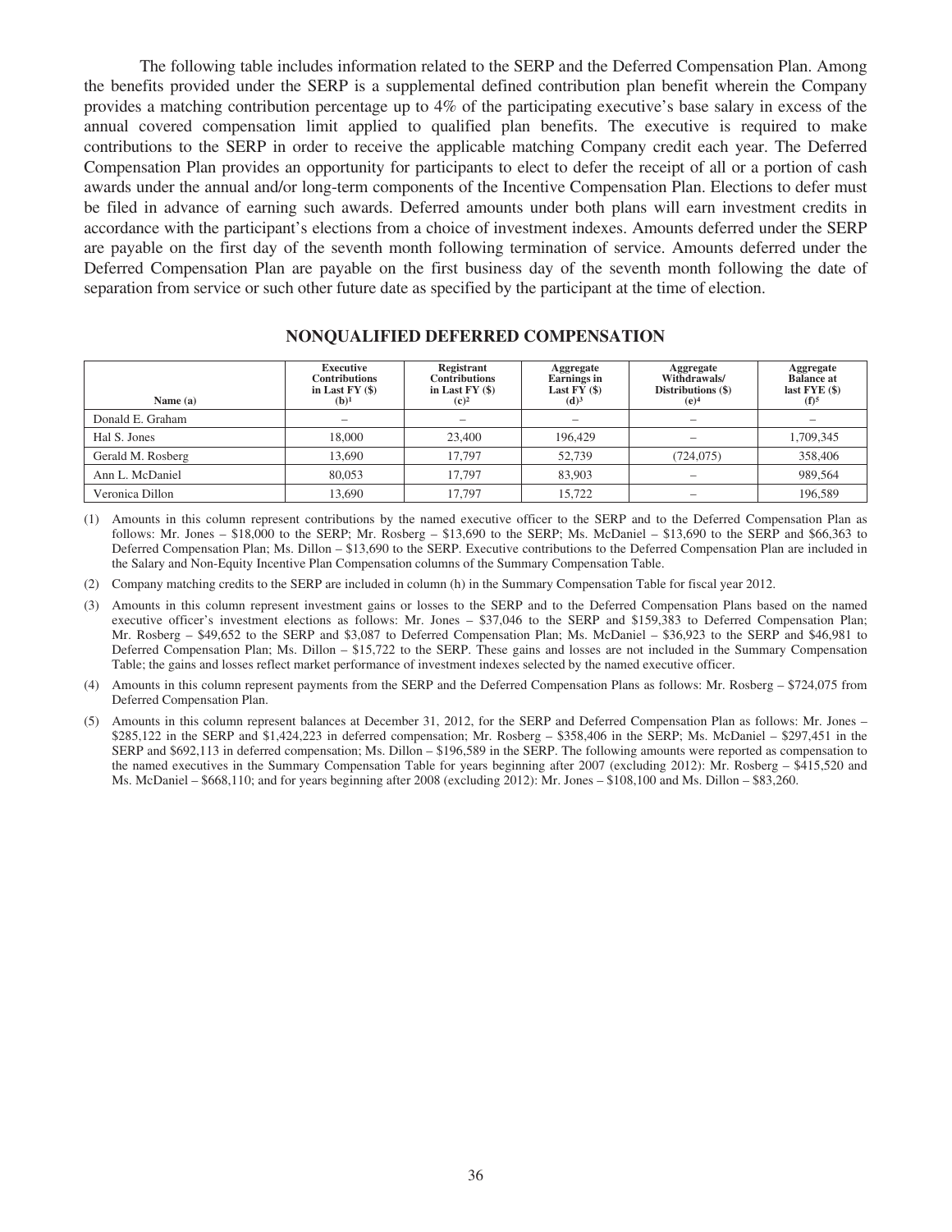The following table includes information related to the SERP and the Deferred Compensation Plan. Among the benefits provided under the SERP is a supplemental defined contribution plan benefit wherein the Company provides a matching contribution percentage up to 4% of the participating executive's base salary in excess of the annual covered compensation limit applied to qualified plan benefits. The executive is required to make contributions to the SERP in order to receive the applicable matching Company credit each year. The Deferred Compensation Plan provides an opportunity for participants to elect to defer the receipt of all or a portion of cash awards under the annual and/or long-term components of the Incentive Compensation Plan. Elections to defer must be filed in advance of earning such awards. Deferred amounts under both plans will earn investment credits in accordance with the participant's elections from a choice of investment indexes. Amounts deferred under the SERP are payable on the first day of the seventh month following termination of service. Amounts deferred under the Deferred Compensation Plan are payable on the first business day of the seventh month following the date of separation from service or such other future date as specified by the participant at the time of election.

## NONQUALIFIED DEFERRED COMPENSATION

| Name (a) | Executive Contributions in Last FY ($) (b)[1] | Registrant Contributions in Last FY ($) (c)[2] | Aggregate Earnings in Last FY ($) (d)[3] | Aggregate Withdrawals/ Distributions ($) (e)[4] | Aggregate Balance at last FYE ($) (f)[5] |
|---|---|---|---|---|---|
| Donald E. Graham | – | – | – | – | – |
| Hal S. Jones | 18,000 | 23,400 | 196,429 | – | 1,709,345 |
| Gerald M. Rosberg | 13,690 | 17,797 | 52,739 | (724,075) | 358,406 |
| Ann L. McDaniel | 80,053 | 17,797 | 83,903 | – | 989,564 |
| Veronica Dillon | 13,690 | 17,797 | 15,722 | – | 196,589 |

(1) Amounts in this column represent contributions by the named executive officer to the SERP and to the Deferred Compensation Plan as follows: Mr. Jones – $18,000 to the SERP; Mr. Rosberg – $13,690 to the SERP; Ms. McDaniel – $13,690 to the SERP and $66,363 to Deferred Compensation Plan; Ms. Dillon – $13,690 to the SERP. Executive contributions to the Deferred Compensation Plan are included in the Salary and Non-Equity Incentive Plan Compensation columns of the Summary Compensation Table.

(2) Company matching credits to the SERP are included in column (h) in the Summary Compensation Table for fiscal year 2012.

(3) Amounts in this column represent investment gains or losses to the SERP and to the Deferred Compensation Plans based on the named executive officer's investment elections as follows: Mr. Jones – $37,046 to the SERP and $159,383 to Deferred Compensation Plan; Mr. Rosberg – $49,652 to the SERP and $3,087 to Deferred Compensation Plan; Ms. McDaniel – $36,923 to the SERP and $46,981 to Deferred Compensation Plan; Ms. Dillon – $15,722 to the SERP. These gains and losses are not included in the Summary Compensation Table; the gains and losses reflect market performance of investment indexes selected by the named executive officer.

(4) Amounts in this column represent payments from the SERP and the Deferred Compensation Plans as follows: Mr. Rosberg – $724,075 from Deferred Compensation Plan.

(5) Amounts in this column represent balances at December 31, 2012, for the SERP and Deferred Compensation Plan as follows: Mr. Jones – $285,122 in the SERP and $1,424,223 in deferred compensation; Mr. Rosberg – $358,406 in the SERP; Ms. McDaniel – $297,451 in the SERP and $692,113 in deferred compensation; Ms. Dillon – $196,589 in the SERP. The following amounts were reported as compensation to the named executives in the Summary Compensation Table for years beginning after 2007 (excluding 2012): Mr. Rosberg – $415,520 and Ms. McDaniel – $668,110; and for years beginning after 2008 (excluding 2012): Mr. Jones – $108,100 and Ms. Dillon – $83,260.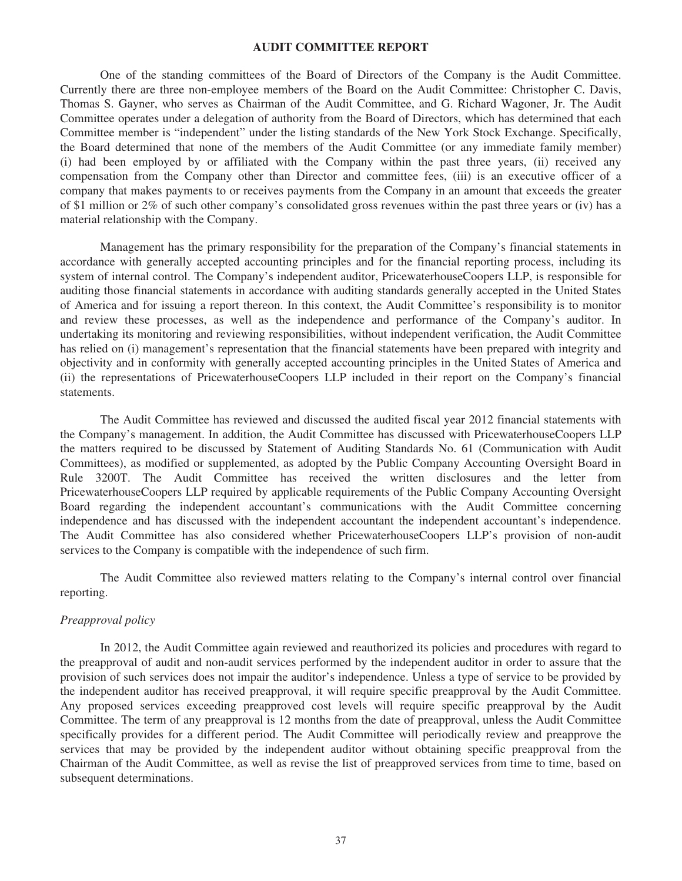# AUDIT COMMITTEE REPORT

One of the standing committees of the Board of Directors of the Company is the Audit Committee. Currently there are three non-employee members of the Board on the Audit Committee: Christopher C. Davis, Thomas S. Gayner, who serves as Chairman of the Audit Committee, and G. Richard Wagoner, Jr. The Audit Committee operates under a delegation of authority from the Board of Directors, which has determined that each Committee member is "independent" under the listing standards of the New York Stock Exchange. Specifically, the Board determined that none of the members of the Audit Committee (or any immediate family member) (i) had been employed by or affiliated with the Company within the past three years, (ii) received any compensation from the Company other than Director and committee fees, (iii) is an executive officer of a company that makes payments to or receives payments from the Company in an amount that exceeds the greater of $1 million or 2% of such other company's consolidated gross revenues within the past three years or (iv) has a material relationship with the Company.

Management has the primary responsibility for the preparation of the Company's financial statements in accordance with generally accepted accounting principles and for the financial reporting process, including its system of internal control. The Company's independent auditor, PricewaterhouseCoopers LLP, is responsible for auditing those financial statements in accordance with auditing standards generally accepted in the United States of America and for issuing a report thereon. In this context, the Audit Committee's responsibility is to monitor and review these processes, as well as the independence and performance of the Company's auditor. In undertaking its monitoring and reviewing responsibilities, without independent verification, the Audit Committee has relied on (i) management's representation that the financial statements have been prepared with integrity and objectivity and in conformity with generally accepted accounting principles in the United States of America and (ii) the representations of PricewaterhouseCoopers LLP included in their report on the Company's financial statements.

The Audit Committee has reviewed and discussed the audited fiscal year 2012 financial statements with the Company's management. In addition, the Audit Committee has discussed with PricewaterhouseCoopers LLP the matters required to be discussed by Statement of Auditing Standards No. 61 (Communication with Audit Committees), as modified or supplemented, as adopted by the Public Company Accounting Oversight Board in Rule 3200T. The Audit Committee has received the written disclosures and the letter from PricewaterhouseCoopers LLP required by applicable requirements of the Public Company Accounting Oversight Board regarding the independent accountant's communications with the Audit Committee concerning independence and has discussed with the independent accountant the independent accountant's independence. The Audit Committee has also considered whether PricewaterhouseCoopers LLP's provision of non-audit services to the Company is compatible with the independence of such firm.

The Audit Committee also reviewed matters relating to the Company's internal control over financial reporting.

*Preapproval policy*

In 2012, the Audit Committee again reviewed and reauthorized its policies and procedures with regard to the preapproval of audit and non-audit services performed by the independent auditor in order to assure that the provision of such services does not impair the auditor's independence. Unless a type of service to be provided by the independent auditor has received preapproval, it will require specific preapproval by the Audit Committee. Any proposed services exceeding preapproved cost levels will require specific preapproval by the Audit Committee. The term of any preapproval is 12 months from the date of preapproval, unless the Audit Committee specifically provides for a different period. The Audit Committee will periodically review and preapprove the services that may be provided by the independent auditor without obtaining specific preapproval from the Chairman of the Audit Committee, as well as revise the list of preapproved services from time to time, based on subsequent determinations.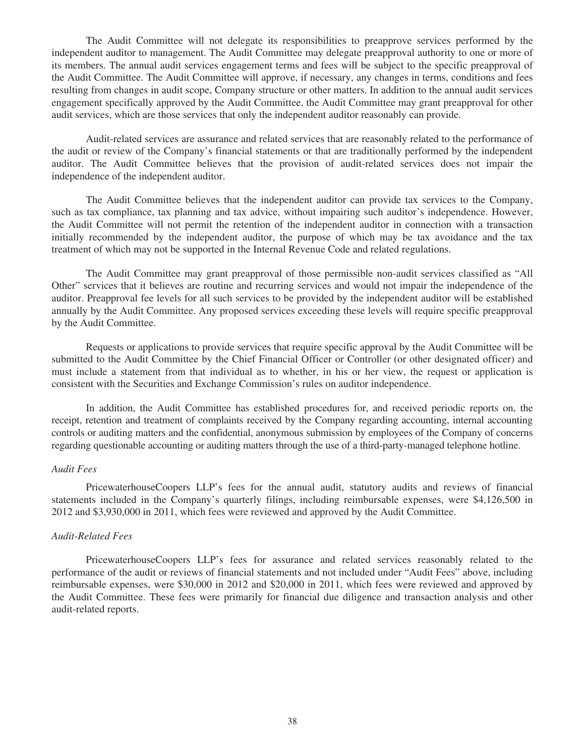The Audit Committee will not delegate its responsibilities to preapprove services performed by the independent auditor to management. The Audit Committee may delegate preapproval authority to one or more of its members. The annual audit services engagement terms and fees will be subject to the specific preapproval of the Audit Committee. The Audit Committee will approve, if necessary, any changes in terms, conditions and fees resulting from changes in audit scope, Company structure or other matters. In addition to the annual audit services engagement specifically approved by the Audit Committee, the Audit Committee may grant preapproval for other audit services, which are those services that only the independent auditor reasonably can provide.

Audit-related services are assurance and related services that are reasonably related to the performance of the audit or review of the Company's financial statements or that are traditionally performed by the independent auditor. The Audit Committee believes that the provision of audit-related services does not impair the independence of the independent auditor.

The Audit Committee believes that the independent auditor can provide tax services to the Company, such as tax compliance, tax planning and tax advice, without impairing such auditor's independence. However, the Audit Committee will not permit the retention of the independent auditor in connection with a transaction initially recommended by the independent auditor, the purpose of which may be tax avoidance and the tax treatment of which may not be supported in the Internal Revenue Code and related regulations.

The Audit Committee may grant preapproval of those permissible non-audit services classified as "All Other" services that it believes are routine and recurring services and would not impair the independence of the auditor. Preapproval fee levels for all such services to be provided by the independent auditor will be established annually by the Audit Committee. Any proposed services exceeding these levels will require specific preapproval by the Audit Committee.

Requests or applications to provide services that require specific approval by the Audit Committee will be submitted to the Audit Committee by the Chief Financial Officer or Controller (or other designated officer) and must include a statement from that individual as to whether, in his or her view, the request or application is consistent with the Securities and Exchange Commission's rules on auditor independence.

In addition, the Audit Committee has established procedures for, and received periodic reports on, the receipt, retention and treatment of complaints received by the Company regarding accounting, internal accounting controls or auditing matters and the confidential, anonymous submission by employees of the Company of concerns regarding questionable accounting or auditing matters through the use of a third-party-managed telephone hotline.

*Audit Fees*

PricewaterhouseCoopers LLP's fees for the annual audit, statutory audits and reviews of financial statements included in the Company's quarterly filings, including reimbursable expenses, were $4,126,500 in 2012 and $3,930,000 in 2011, which fees were reviewed and approved by the Audit Committee.

*Audit-Related Fees*

PricewaterhouseCoopers LLP's fees for assurance and related services reasonably related to the performance of the audit or reviews of financial statements and not included under "Audit Fees" above, including reimbursable expenses, were $30,000 in 2012 and $20,000 in 2011, which fees were reviewed and approved by the Audit Committee. These fees were primarily for financial due diligence and transaction analysis and other audit-related reports.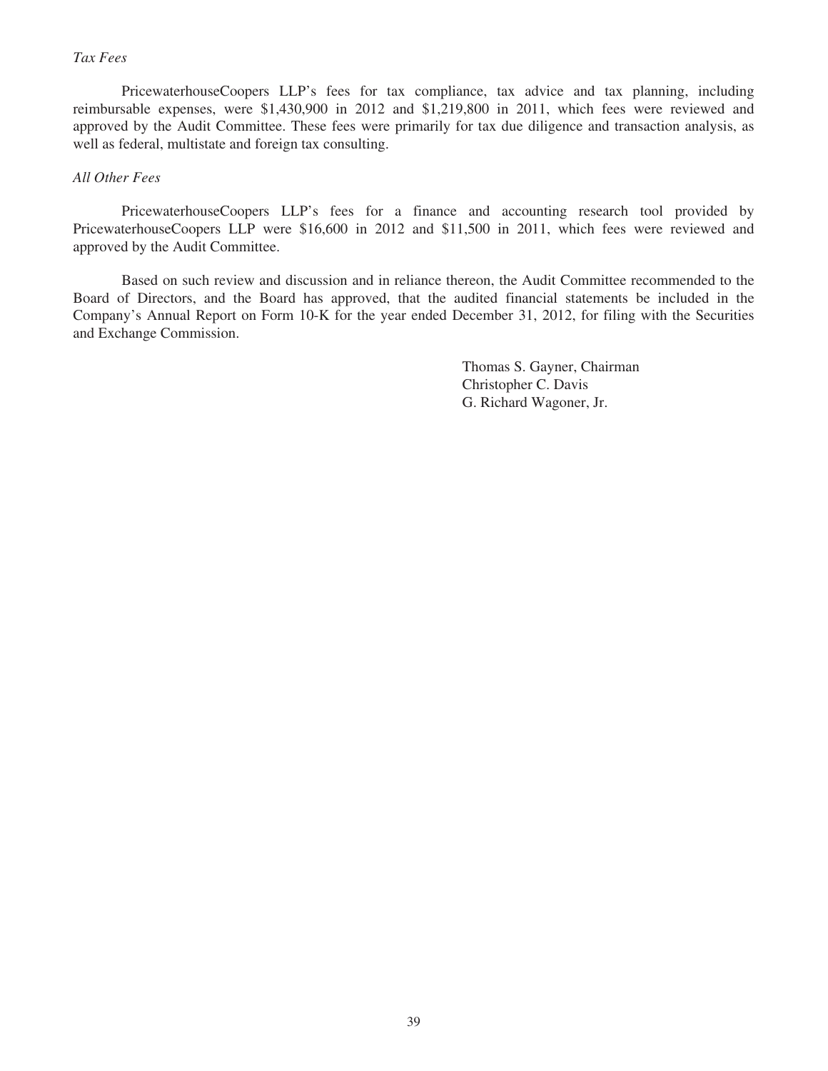*Tax Fees*

PricewaterhouseCoopers LLP's fees for tax compliance, tax advice and tax planning, including reimbursable expenses, were $1,430,900 in 2012 and $1,219,800 in 2011, which fees were reviewed and approved by the Audit Committee. These fees were primarily for tax due diligence and transaction analysis, as well as federal, multistate and foreign tax consulting.

*All Other Fees*

PricewaterhouseCoopers LLP's fees for a finance and accounting research tool provided by PricewaterhouseCoopers LLP were $16,600 in 2012 and $11,500 in 2011, which fees were reviewed and approved by the Audit Committee.

Based on such review and discussion and in reliance thereon, the Audit Committee recommended to the Board of Directors, and the Board has approved, that the audited financial statements be included in the Company's Annual Report on Form 10-K for the year ended December 31, 2012, for filing with the Securities and Exchange Commission.

Thomas S. Gayner, Chairman
Christopher C. Davis
G. Richard Wagoner, Jr.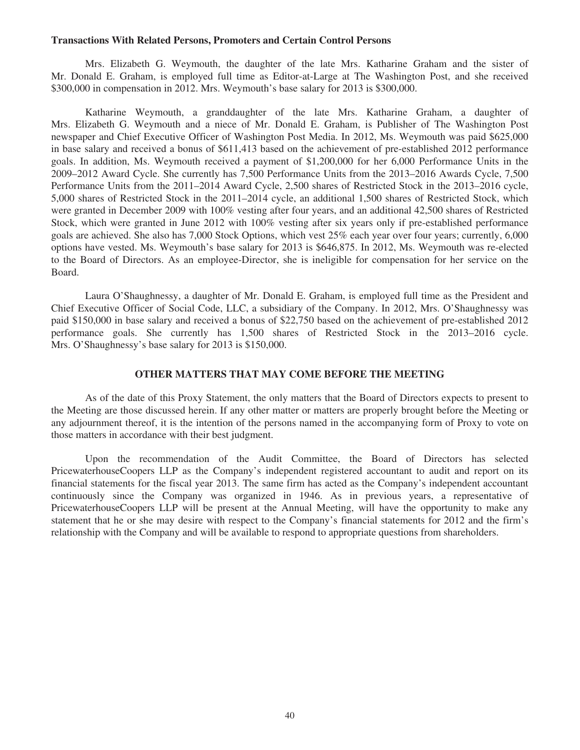**Transactions With Related Persons, Promoters and Certain Control Persons**

Mrs. Elizabeth G. Weymouth, the daughter of the late Mrs. Katharine Graham and the sister of Mr. Donald E. Graham, is employed full time as Editor-at-Large at The Washington Post, and she received $300,000 in compensation in 2012. Mrs. Weymouth's base salary for 2013 is $300,000.

Katharine Weymouth, a granddaughter of the late Mrs. Katharine Graham, a daughter of Mrs. Elizabeth G. Weymouth and a niece of Mr. Donald E. Graham, is Publisher of The Washington Post newspaper and Chief Executive Officer of Washington Post Media. In 2012, Ms. Weymouth was paid $625,000 in base salary and received a bonus of $611,413 based on the achievement of pre-established 2012 performance goals. In addition, Ms. Weymouth received a payment of $1,200,000 for her 6,000 Performance Units in the 2009–2012 Award Cycle. She currently has 7,500 Performance Units from the 2013–2016 Awards Cycle, 7,500 Performance Units from the 2011–2014 Award Cycle, 2,500 shares of Restricted Stock in the 2013–2016 cycle, 5,000 shares of Restricted Stock in the 2011–2014 cycle, an additional 1,500 shares of Restricted Stock, which were granted in December 2009 with 100% vesting after four years, and an additional 42,500 shares of Restricted Stock, which were granted in June 2012 with 100% vesting after six years only if pre-established performance goals are achieved. She also has 7,000 Stock Options, which vest 25% each year over four years; currently, 6,000 options have vested. Ms. Weymouth's base salary for 2013 is $646,875. In 2012, Ms. Weymouth was re-elected to the Board of Directors. As an employee-Director, she is ineligible for compensation for her service on the Board.

Laura O'Shaughnessy, a daughter of Mr. Donald E. Graham, is employed full time as the President and Chief Executive Officer of Social Code, LLC, a subsidiary of the Company. In 2012, Mrs. O'Shaughnessy was paid $150,000 in base salary and received a bonus of $22,750 based on the achievement of pre-established 2012 performance goals. She currently has 1,500 shares of Restricted Stock in the 2013–2016 cycle. Mrs. O'Shaughnessy's base salary for 2013 is $150,000.

## OTHER MATTERS THAT MAY COME BEFORE THE MEETING

As of the date of this Proxy Statement, the only matters that the Board of Directors expects to present to the Meeting are those discussed herein. If any other matter or matters are properly brought before the Meeting or any adjournment thereof, it is the intention of the persons named in the accompanying form of Proxy to vote on those matters in accordance with their best judgment.

Upon the recommendation of the Audit Committee, the Board of Directors has selected PricewaterhouseCoopers LLP as the Company's independent registered accountant to audit and report on its financial statements for the fiscal year 2013. The same firm has acted as the Company's independent accountant continuously since the Company was organized in 1946. As in previous years, a representative of PricewaterhouseCoopers LLP will be present at the Annual Meeting, will have the opportunity to make any statement that he or she may desire with respect to the Company's financial statements for 2012 and the firm's relationship with the Company and will be available to respond to appropriate questions from shareholders.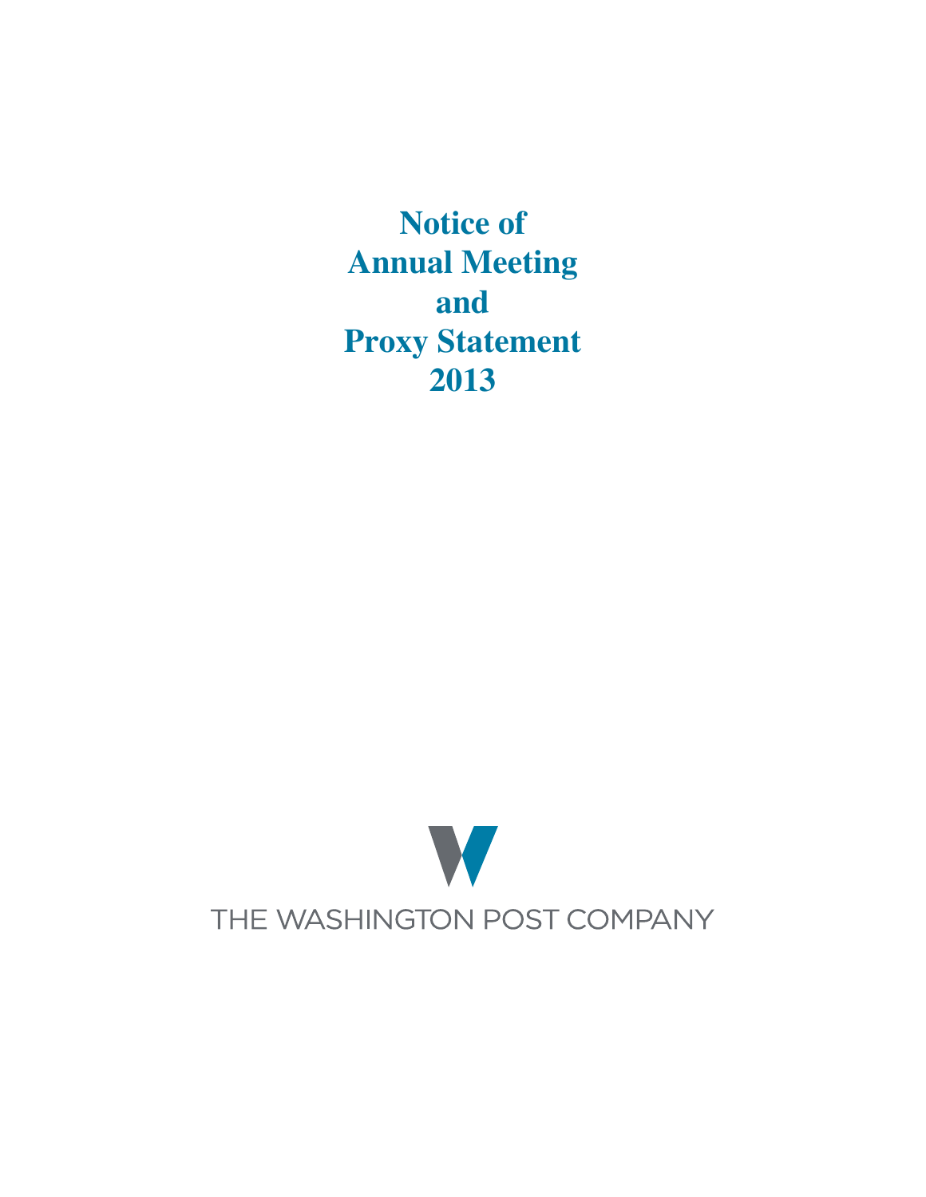# Notice of Annual Meeting and Proxy Statement 2013

THE WASHINGTON POST COMPANY